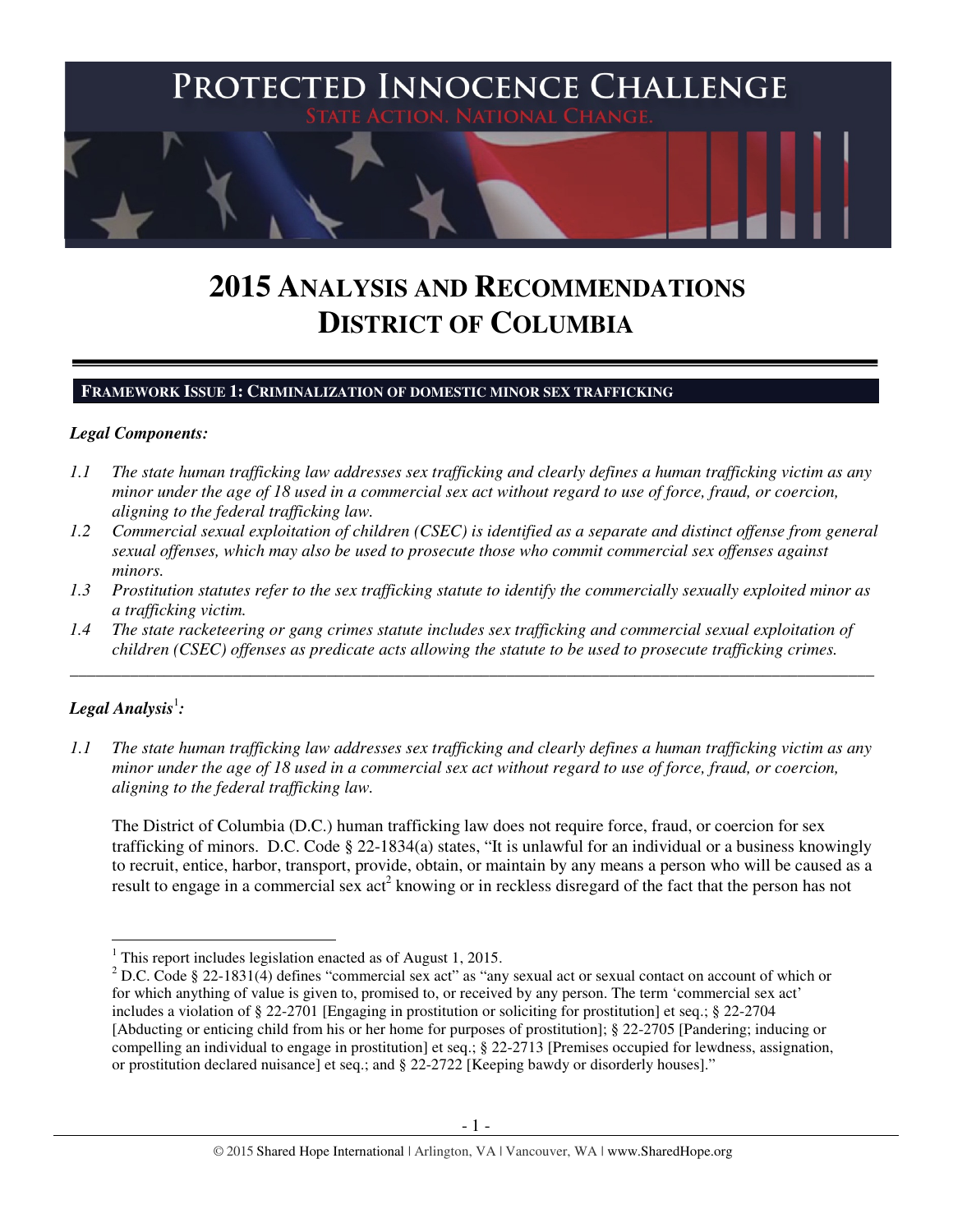# PROTECTED INNOCENCE CHALLENGE

STATE ACTION. NATIONAL CHANGE.

# 2015 ANALYSIS AND RECOMMENDATIONS
# DISTRICT OF COLUMBIA

## FRAMEWORK ISSUE 1: CRIMINALIZATION OF DOMESTIC MINOR SEX TRAFFICKING

***Legal Components:***

*1.1 The state human trafficking law addresses sex trafficking and clearly defines a human trafficking victim as any minor under the age of 18 used in a commercial sex act without regard to use of force, fraud, or coercion, aligning to the federal trafficking law.*

*1.2 Commercial sexual exploitation of children (CSEC) is identified as a separate and distinct offense from general sexual offenses, which may also be used to prosecute those who commit commercial sex offenses against minors.*

*1.3 Prostitution statutes refer to the sex trafficking statute to identify the commercially sexually exploited minor as a trafficking victim.*

*1.4 The state racketeering or gang crimes statute includes sex trafficking and commercial sexual exploitation of children (CSEC) offenses as predicate acts allowing the statute to be used to prosecute trafficking crimes.*

---

***Legal Analysis***[1]***:***

*1.1 The state human trafficking law addresses sex trafficking and clearly defines a human trafficking victim as any minor under the age of 18 used in a commercial sex act without regard to use of force, fraud, or coercion, aligning to the federal trafficking law.*

The District of Columbia (D.C.) human trafficking law does not require force, fraud, or coercion for sex trafficking of minors. D.C. Code § 22-1834(a) states, "It is unlawful for an individual or a business knowingly to recruit, entice, harbor, transport, provide, obtain, or maintain by any means a person who will be caused as a result to engage in a commercial sex act[2] knowing or in reckless disregard of the fact that the person has not

---

[1] This report includes legislation enacted as of August 1, 2015.

[2] D.C. Code § 22-1831(4) defines "commercial sex act" as "any sexual act or sexual contact on account of which or for which anything of value is given to, promised to, or received by any person. The term 'commercial sex act' includes a violation of § 22-2701 [Engaging in prostitution or soliciting for prostitution] et seq.; § 22-2704 [Abducting or enticing child from his or her home for purposes of prostitution]; § 22-2705 [Pandering; inducing or compelling an individual to engage in prostitution] et seq.; § 22-2713 [Premises occupied for lewdness, assignation, or prostitution declared nuisance] et seq.; and § 22-2722 [Keeping bawdy or disorderly houses]."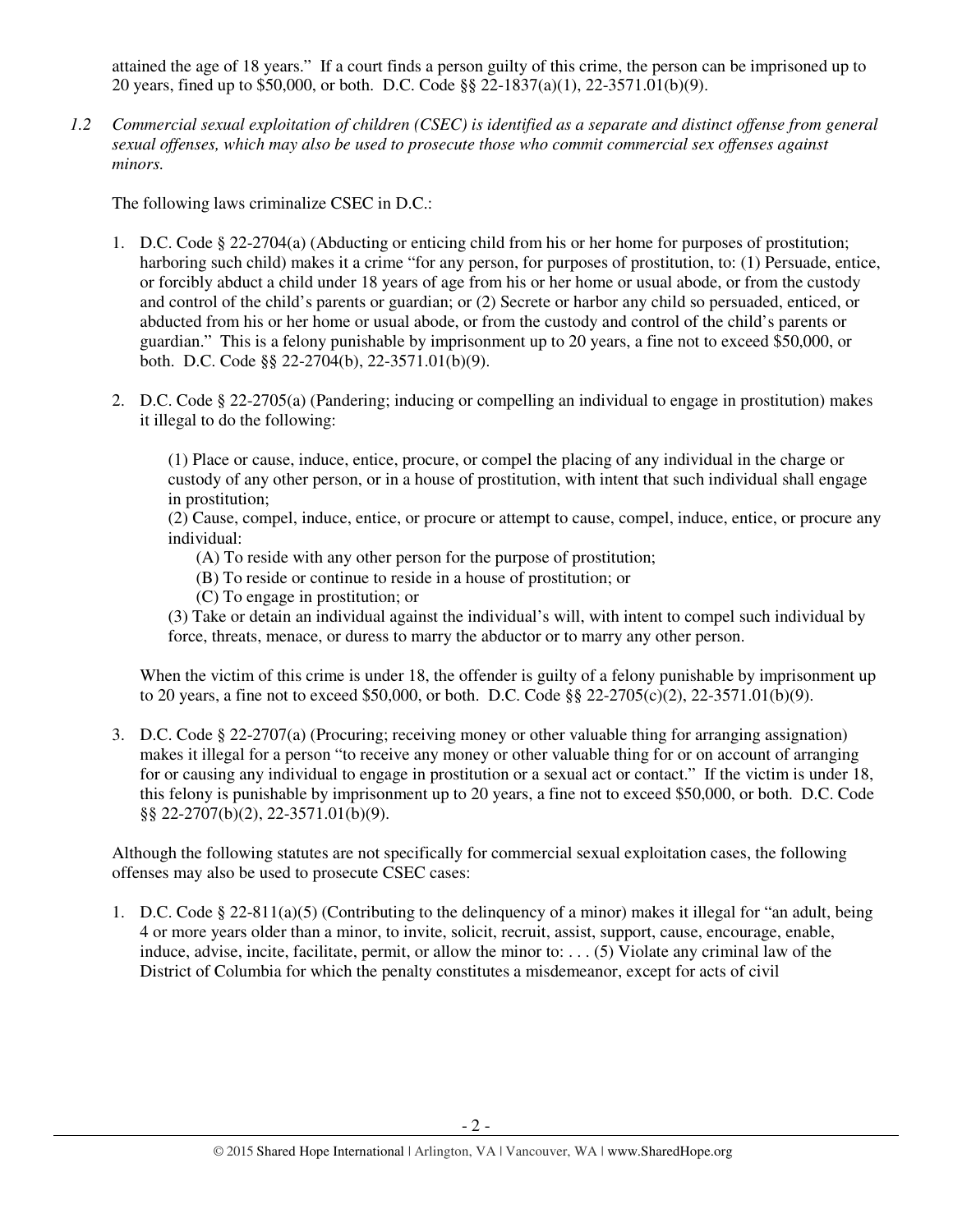attained the age of 18 years." If a court finds a person guilty of this crime, the person can be imprisoned up to 20 years, fined up to $50,000, or both. D.C. Code §§ 22-1837(a)(1), 22-3571.01(b)(9).

*1.2 Commercial sexual exploitation of children (CSEC) is identified as a separate and distinct offense from general sexual offenses, which may also be used to prosecute those who commit commercial sex offenses against minors.*

The following laws criminalize CSEC in D.C.:

1. D.C. Code § 22-2704(a) (Abducting or enticing child from his or her home for purposes of prostitution; harboring such child) makes it a crime "for any person, for purposes of prostitution, to: (1) Persuade, entice, or forcibly abduct a child under 18 years of age from his or her home or usual abode, or from the custody and control of the child's parents or guardian; or (2) Secrete or harbor any child so persuaded, enticed, or abducted from his or her home or usual abode, or from the custody and control of the child's parents or guardian." This is a felony punishable by imprisonment up to 20 years, a fine not to exceed $50,000, or both. D.C. Code §§ 22-2704(b), 22-3571.01(b)(9).

2. D.C. Code § 22-2705(a) (Pandering; inducing or compelling an individual to engage in prostitution) makes it illegal to do the following:

   (1) Place or cause, induce, entice, procure, or compel the placing of any individual in the charge or custody of any other person, or in a house of prostitution, with intent that such individual shall engage in prostitution;
   (2) Cause, compel, induce, entice, or procure or attempt to cause, compel, induce, entice, or procure any individual:
   (A) To reside with any other person for the purpose of prostitution;
   (B) To reside or continue to reside in a house of prostitution; or
   (C) To engage in prostitution; or
   (3) Take or detain an individual against the individual's will, with intent to compel such individual by force, threats, menace, or duress to marry the abductor or to marry any other person.

   When the victim of this crime is under 18, the offender is guilty of a felony punishable by imprisonment up to 20 years, a fine not to exceed $50,000, or both. D.C. Code §§ 22-2705(c)(2), 22-3571.01(b)(9).

3. D.C. Code § 22-2707(a) (Procuring; receiving money or other valuable thing for arranging assignation) makes it illegal for a person "to receive any money or other valuable thing for or on account of arranging for or causing any individual to engage in prostitution or a sexual act or contact." If the victim is under 18, this felony is punishable by imprisonment up to 20 years, a fine not to exceed $50,000, or both. D.C. Code §§ 22-2707(b)(2), 22-3571.01(b)(9).

Although the following statutes are not specifically for commercial sexual exploitation cases, the following offenses may also be used to prosecute CSEC cases:

1. D.C. Code § 22-811(a)(5) (Contributing to the delinquency of a minor) makes it illegal for "an adult, being 4 or more years older than a minor, to invite, solicit, recruit, assist, support, cause, encourage, enable, induce, advise, incite, facilitate, permit, or allow the minor to: . . . (5) Violate any criminal law of the District of Columbia for which the penalty constitutes a misdemeanor, except for acts of civil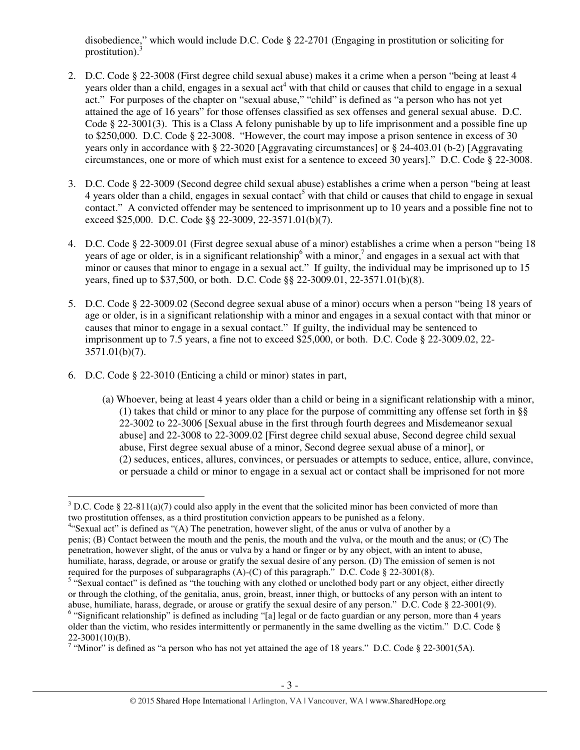disobedience," which would include D.C. Code § 22-2701 (Engaging in prostitution or soliciting for prostitution).[3]

2. D.C. Code § 22-3008 (First degree child sexual abuse) makes it a crime when a person "being at least 4 years older than a child, engages in a sexual act[4] with that child or causes that child to engage in a sexual act." For purposes of the chapter on "sexual abuse," "child" is defined as "a person who has not yet attained the age of 16 years" for those offenses classified as sex offenses and general sexual abuse. D.C. Code § 22-3001(3). This is a Class A felony punishable by up to life imprisonment and a possible fine up to $250,000. D.C. Code § 22-3008. "However, the court may impose a prison sentence in excess of 30 years only in accordance with § 22-3020 [Aggravating circumstances] or § 24-403.01 (b-2) [Aggravating circumstances, one or more of which must exist for a sentence to exceed 30 years]." D.C. Code § 22-3008.

3. D.C. Code § 22-3009 (Second degree child sexual abuse) establishes a crime when a person "being at least 4 years older than a child, engages in sexual contact[5] with that child or causes that child to engage in sexual contact." A convicted offender may be sentenced to imprisonment up to 10 years and a possible fine not to exceed $25,000. D.C. Code §§ 22-3009, 22-3571.01(b)(7).

4. D.C. Code § 22-3009.01 (First degree sexual abuse of a minor) establishes a crime when a person "being 18 years of age or older, is in a significant relationship[6] with a minor,[7] and engages in a sexual act with that minor or causes that minor to engage in a sexual act." If guilty, the individual may be imprisoned up to 15 years, fined up to $37,500, or both. D.C. Code §§ 22-3009.01, 22-3571.01(b)(8).

5. D.C. Code § 22-3009.02 (Second degree sexual abuse of a minor) occurs when a person "being 18 years of age or older, is in a significant relationship with a minor and engages in a sexual contact with that minor or causes that minor to engage in a sexual contact." If guilty, the individual may be sentenced to imprisonment up to 7.5 years, a fine not to exceed $25,000, or both. D.C. Code § 22-3009.02, 22-3571.01(b)(7).

6. D.C. Code § 22-3010 (Enticing a child or minor) states in part,

   (a) Whoever, being at least 4 years older than a child or being in a significant relationship with a minor,
   (1) takes that child or minor to any place for the purpose of committing any offense set forth in §§ 22-3002 to 22-3006 [Sexual abuse in the first through fourth degrees and Misdemeanor sexual abuse] and 22-3008 to 22-3009.02 [First degree child sexual abuse, Second degree child sexual abuse, First degree sexual abuse of a minor, Second degree sexual abuse of a minor], or
   (2) seduces, entices, allures, convinces, or persuades or attempts to seduce, entice, allure, convince, or persuade a child or minor to engage in a sexual act or contact shall be imprisoned for not more

---

[3] D.C. Code § 22-811(a)(7) could also apply in the event that the solicited minor has been convicted of more than two prostitution offenses, as a third prostitution conviction appears to be punished as a felony.

[4] "Sexual act" is defined as "(A) The penetration, however slight, of the anus or vulva of another by a penis; (B) Contact between the mouth and the penis, the mouth and the vulva, or the mouth and the anus; or (C) The penetration, however slight, of the anus or vulva by a hand or finger or by any object, with an intent to abuse, humiliate, harass, degrade, or arouse or gratify the sexual desire of any person. (D) The emission of semen is not required for the purposes of subparagraphs (A)-(C) of this paragraph." D.C. Code § 22-3001(8).

[5] "Sexual contact" is defined as "the touching with any clothed or unclothed body part or any object, either directly or through the clothing, of the genitalia, anus, groin, breast, inner thigh, or buttocks of any person with an intent to abuse, humiliate, harass, degrade, or arouse or gratify the sexual desire of any person." D.C. Code § 22-3001(9).

[6] "Significant relationship" is defined as including "[a] legal or de facto guardian or any person, more than 4 years older than the victim, who resides intermittently or permanently in the same dwelling as the victim." D.C. Code § 22-3001(10)(B).

[7] "Minor" is defined as "a person who has not yet attained the age of 18 years." D.C. Code § 22-3001(5A).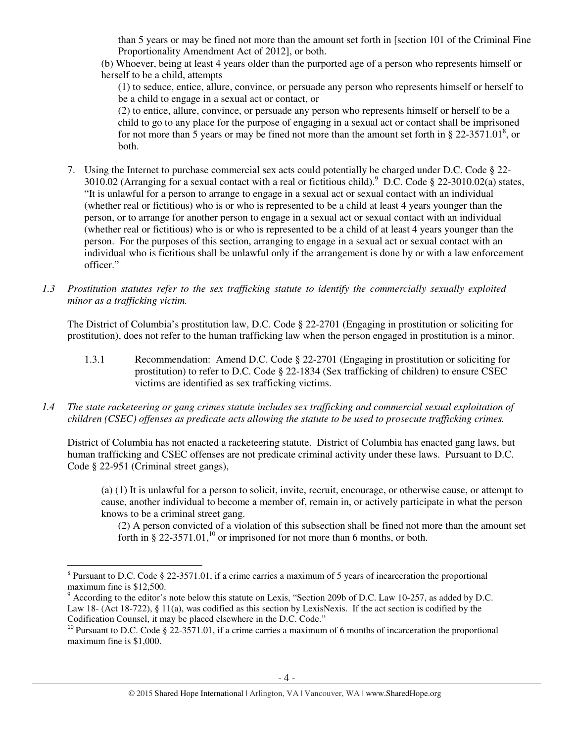than 5 years or may be fined not more than the amount set forth in [section 101 of the Criminal Fine Proportionality Amendment Act of 2012], or both.

(b) Whoever, being at least 4 years older than the purported age of a person who represents himself or herself to be a child, attempts

(1) to seduce, entice, allure, convince, or persuade any person who represents himself or herself to be a child to engage in a sexual act or contact, or

(2) to entice, allure, convince, or persuade any person who represents himself or herself to be a child to go to any place for the purpose of engaging in a sexual act or contact shall be imprisoned for not more than 5 years or may be fined not more than the amount set forth in § 22-3571.01[8], or both.

7. Using the Internet to purchase commercial sex acts could potentially be charged under D.C. Code § 22-3010.02 (Arranging for a sexual contact with a real or fictitious child).[9] D.C. Code § 22-3010.02(a) states, "It is unlawful for a person to arrange to engage in a sexual act or sexual contact with an individual (whether real or fictitious) who is or who is represented to be a child at least 4 years younger than the person, or to arrange for another person to engage in a sexual act or sexual contact with an individual (whether real or fictitious) who is or who is represented to be a child of at least 4 years younger than the person. For the purposes of this section, arranging to engage in a sexual act or sexual contact with an individual who is fictitious shall be unlawful only if the arrangement is done by or with a law enforcement officer."

*1.3 Prostitution statutes refer to the sex trafficking statute to identify the commercially sexually exploited minor as a trafficking victim.*

The District of Columbia's prostitution law, D.C. Code § 22-2701 (Engaging in prostitution or soliciting for prostitution), does not refer to the human trafficking law when the person engaged in prostitution is a minor.

1.3.1 Recommendation: Amend D.C. Code § 22-2701 (Engaging in prostitution or soliciting for prostitution) to refer to D.C. Code § 22-1834 (Sex trafficking of children) to ensure CSEC victims are identified as sex trafficking victims.

*1.4 The state racketeering or gang crimes statute includes sex trafficking and commercial sexual exploitation of children (CSEC) offenses as predicate acts allowing the statute to be used to prosecute trafficking crimes.*

District of Columbia has not enacted a racketeering statute. District of Columbia has enacted gang laws, but human trafficking and CSEC offenses are not predicate criminal activity under these laws. Pursuant to D.C. Code § 22-951 (Criminal street gangs),

(a) (1) It is unlawful for a person to solicit, invite, recruit, encourage, or otherwise cause, or attempt to cause, another individual to become a member of, remain in, or actively participate in what the person knows to be a criminal street gang.

(2) A person convicted of a violation of this subsection shall be fined not more than the amount set forth in § 22-3571.01,[10] or imprisoned for not more than 6 months, or both.

---

[8] Pursuant to D.C. Code § 22-3571.01, if a crime carries a maximum of 5 years of incarceration the proportional maximum fine is $12,500.

[9] According to the editor's note below this statute on Lexis, "Section 209b of D.C. Law 10-257, as added by D.C. Law 18- (Act 18-722), § 11(a), was codified as this section by LexisNexis. If the act section is codified by the Codification Counsel, it may be placed elsewhere in the D.C. Code."

[10] Pursuant to D.C. Code § 22-3571.01, if a crime carries a maximum of 6 months of incarceration the proportional maximum fine is $1,000.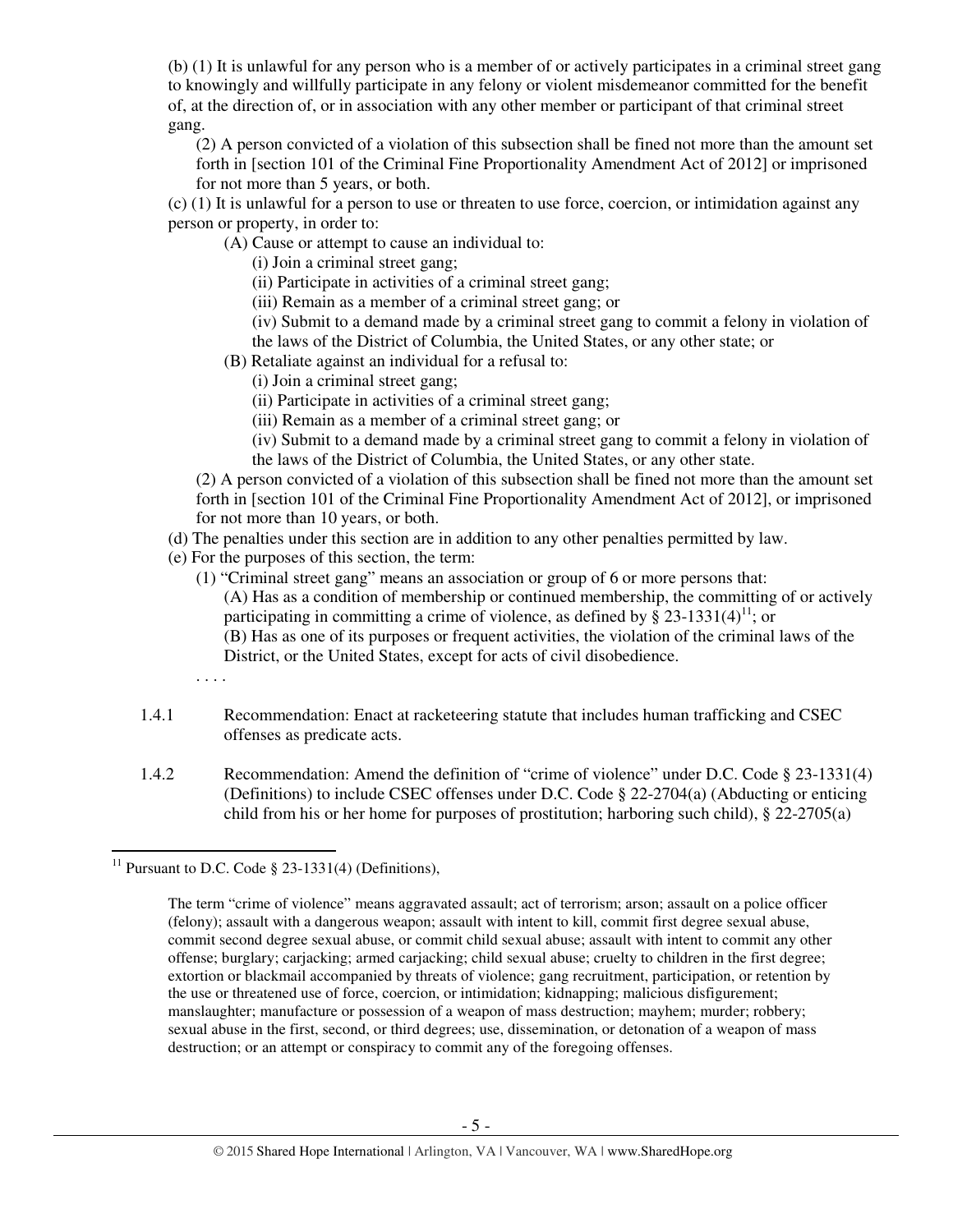(b) (1) It is unlawful for any person who is a member of or actively participates in a criminal street gang to knowingly and willfully participate in any felony or violent misdemeanor committed for the benefit of, at the direction of, or in association with any other member or participant of that criminal street gang.

(2) A person convicted of a violation of this subsection shall be fined not more than the amount set forth in [section 101 of the Criminal Fine Proportionality Amendment Act of 2012] or imprisoned for not more than 5 years, or both.

(c) (1) It is unlawful for a person to use or threaten to use force, coercion, or intimidation against any person or property, in order to:

(A) Cause or attempt to cause an individual to:

(i) Join a criminal street gang;

(ii) Participate in activities of a criminal street gang;

(iii) Remain as a member of a criminal street gang; or

(iv) Submit to a demand made by a criminal street gang to commit a felony in violation of the laws of the District of Columbia, the United States, or any other state; or

(B) Retaliate against an individual for a refusal to:

(i) Join a criminal street gang;

(ii) Participate in activities of a criminal street gang;

(iii) Remain as a member of a criminal street gang; or

(iv) Submit to a demand made by a criminal street gang to commit a felony in violation of the laws of the District of Columbia, the United States, or any other state.

(2) A person convicted of a violation of this subsection shall be fined not more than the amount set forth in [section 101 of the Criminal Fine Proportionality Amendment Act of 2012], or imprisoned for not more than 10 years, or both.

(d) The penalties under this section are in addition to any other penalties permitted by law.

(e) For the purposes of this section, the term:

(1) "Criminal street gang" means an association or group of 6 or more persons that:

(A) Has as a condition of membership or continued membership, the committing of or actively participating in committing a crime of violence, as defined by § 23-1331(4)[11]; or

(B) Has as one of its purposes or frequent activities, the violation of the criminal laws of the District, or the United States, except for acts of civil disobedience.

. . . .

1.4.1 Recommendation: Enact at racketeering statute that includes human trafficking and CSEC offenses as predicate acts.

1.4.2 Recommendation: Amend the definition of "crime of violence" under D.C. Code § 23-1331(4) (Definitions) to include CSEC offenses under D.C. Code § 22-2704(a) (Abducting or enticing child from his or her home for purposes of prostitution; harboring such child), § 22-2705(a)

---

[11] Pursuant to D.C. Code § 23-1331(4) (Definitions),

> The term "crime of violence" means aggravated assault; act of terrorism; arson; assault on a police officer (felony); assault with a dangerous weapon; assault with intent to kill, commit first degree sexual abuse, commit second degree sexual abuse, or commit child sexual abuse; assault with intent to commit any other offense; burglary; carjacking; armed carjacking; child sexual abuse; cruelty to children in the first degree; extortion or blackmail accompanied by threats of violence; gang recruitment, participation, or retention by the use or threatened use of force, coercion, or intimidation; kidnapping; malicious disfigurement; manslaughter; manufacture or possession of a weapon of mass destruction; mayhem; murder; robbery; sexual abuse in the first, second, or third degrees; use, dissemination, or detonation of a weapon of mass destruction; or an attempt or conspiracy to commit any of the foregoing offenses.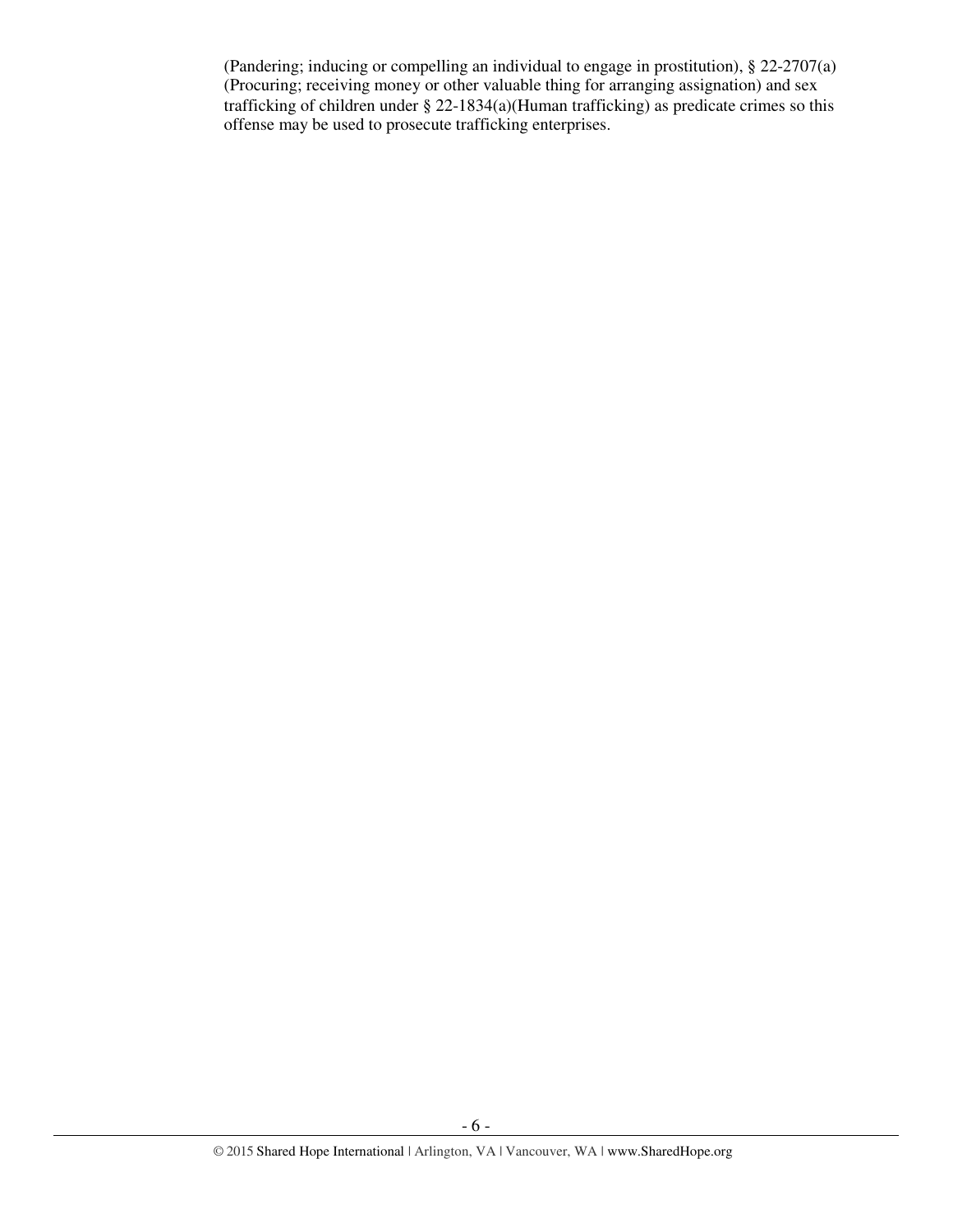(Pandering; inducing or compelling an individual to engage in prostitution), § 22-2707(a) (Procuring; receiving money or other valuable thing for arranging assignation) and sex trafficking of children under § 22-1834(a)(Human trafficking) as predicate crimes so this offense may be used to prosecute trafficking enterprises.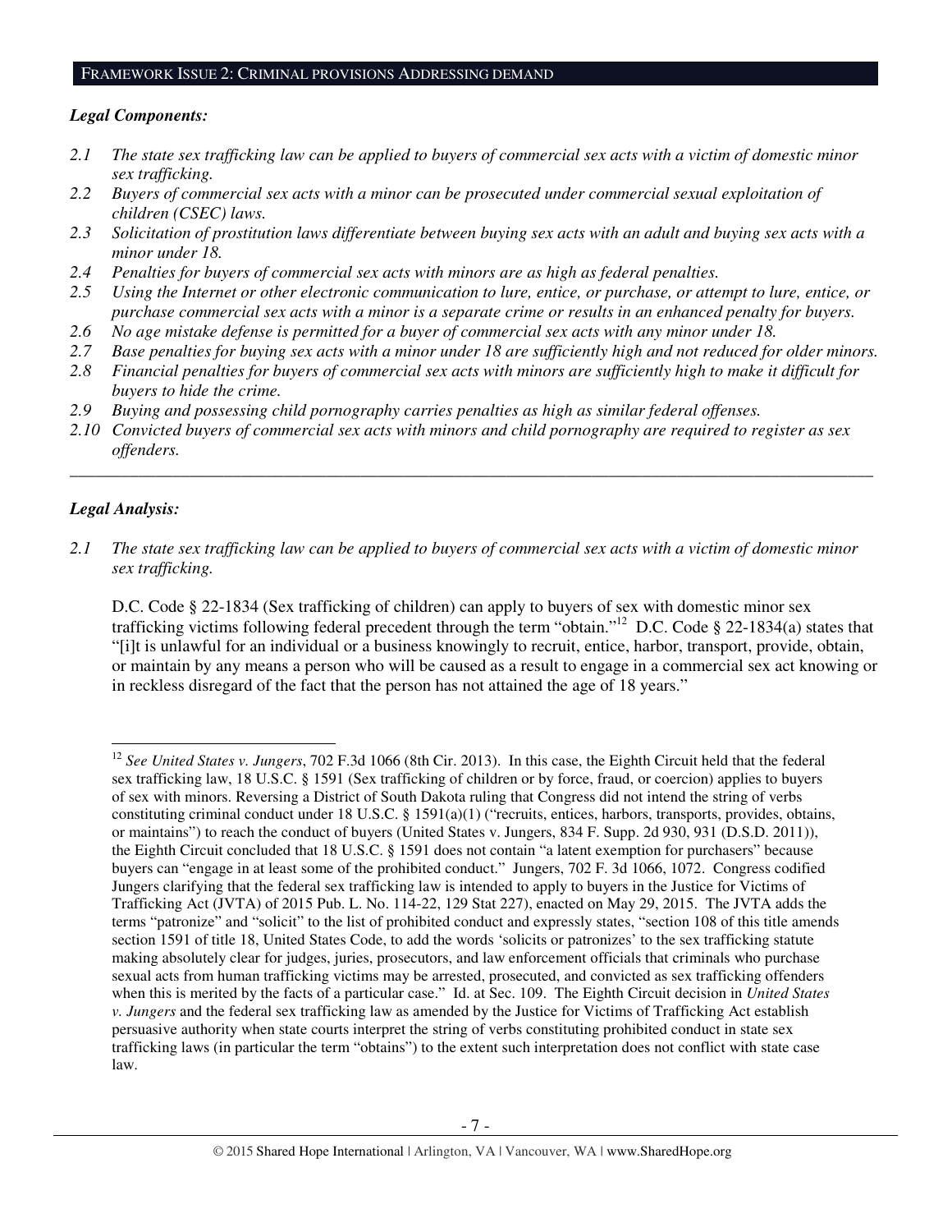## FRAMEWORK ISSUE 2: CRIMINAL PROVISIONS ADDRESSING DEMAND

***Legal Components:***

*2.1 The state sex trafficking law can be applied to buyers of commercial sex acts with a victim of domestic minor sex trafficking.*
*2.2 Buyers of commercial sex acts with a minor can be prosecuted under commercial sexual exploitation of children (CSEC) laws.*
*2.3 Solicitation of prostitution laws differentiate between buying sex acts with an adult and buying sex acts with a minor under 18.*
*2.4 Penalties for buyers of commercial sex acts with minors are as high as federal penalties.*
*2.5 Using the Internet or other electronic communication to lure, entice, or purchase, or attempt to lure, entice, or purchase commercial sex acts with a minor is a separate crime or results in an enhanced penalty for buyers.*
*2.6 No age mistake defense is permitted for a buyer of commercial sex acts with any minor under 18.*
*2.7 Base penalties for buying sex acts with a minor under 18 are sufficiently high and not reduced for older minors.*
*2.8 Financial penalties for buyers of commercial sex acts with minors are sufficiently high to make it difficult for buyers to hide the crime.*
*2.9 Buying and possessing child pornography carries penalties as high as similar federal offenses.*
*2.10 Convicted buyers of commercial sex acts with minors and child pornography are required to register as sex offenders.*

---

***Legal Analysis:***

*2.1 The state sex trafficking law can be applied to buyers of commercial sex acts with a victim of domestic minor sex trafficking.*

D.C. Code § 22-1834 (Sex trafficking of children) can apply to buyers of sex with domestic minor sex trafficking victims following federal precedent through the term "obtain."[12] D.C. Code § 22-1834(a) states that "[i]t is unlawful for an individual or a business knowingly to recruit, entice, harbor, transport, provide, obtain, or maintain by any means a person who will be caused as a result to engage in a commercial sex act knowing or in reckless disregard of the fact that the person has not attained the age of 18 years."

---

[12] *See United States v. Jungers*, 702 F.3d 1066 (8th Cir. 2013). In this case, the Eighth Circuit held that the federal sex trafficking law, 18 U.S.C. § 1591 (Sex trafficking of children or by force, fraud, or coercion) applies to buyers of sex with minors. Reversing a District of South Dakota ruling that Congress did not intend the string of verbs constituting criminal conduct under 18 U.S.C. § 1591(a)(1) ("recruits, entices, harbors, transports, provides, obtains, or maintains") to reach the conduct of buyers (United States v. Jungers, 834 F. Supp. 2d 930, 931 (D.S.D. 2011)), the Eighth Circuit concluded that 18 U.S.C. § 1591 does not contain "a latent exemption for purchasers" because buyers can "engage in at least some of the prohibited conduct." Jungers, 702 F. 3d 1066, 1072. Congress codified Jungers clarifying that the federal sex trafficking law is intended to apply to buyers in the Justice for Victims of Trafficking Act (JVTA) of 2015 Pub. L. No. 114-22, 129 Stat 227), enacted on May 29, 2015. The JVTA adds the terms "patronize" and "solicit" to the list of prohibited conduct and expressly states, "section 108 of this title amends section 1591 of title 18, United States Code, to add the words 'solicits or patronizes' to the sex trafficking statute making absolutely clear for judges, juries, prosecutors, and law enforcement officials that criminals who purchase sexual acts from human trafficking victims may be arrested, prosecuted, and convicted as sex trafficking offenders when this is merited by the facts of a particular case." Id. at Sec. 109. The Eighth Circuit decision in *United States v. Jungers* and the federal sex trafficking law as amended by the Justice for Victims of Trafficking Act establish persuasive authority when state courts interpret the string of verbs constituting prohibited conduct in state sex trafficking laws (in particular the term "obtains") to the extent such interpretation does not conflict with state case law.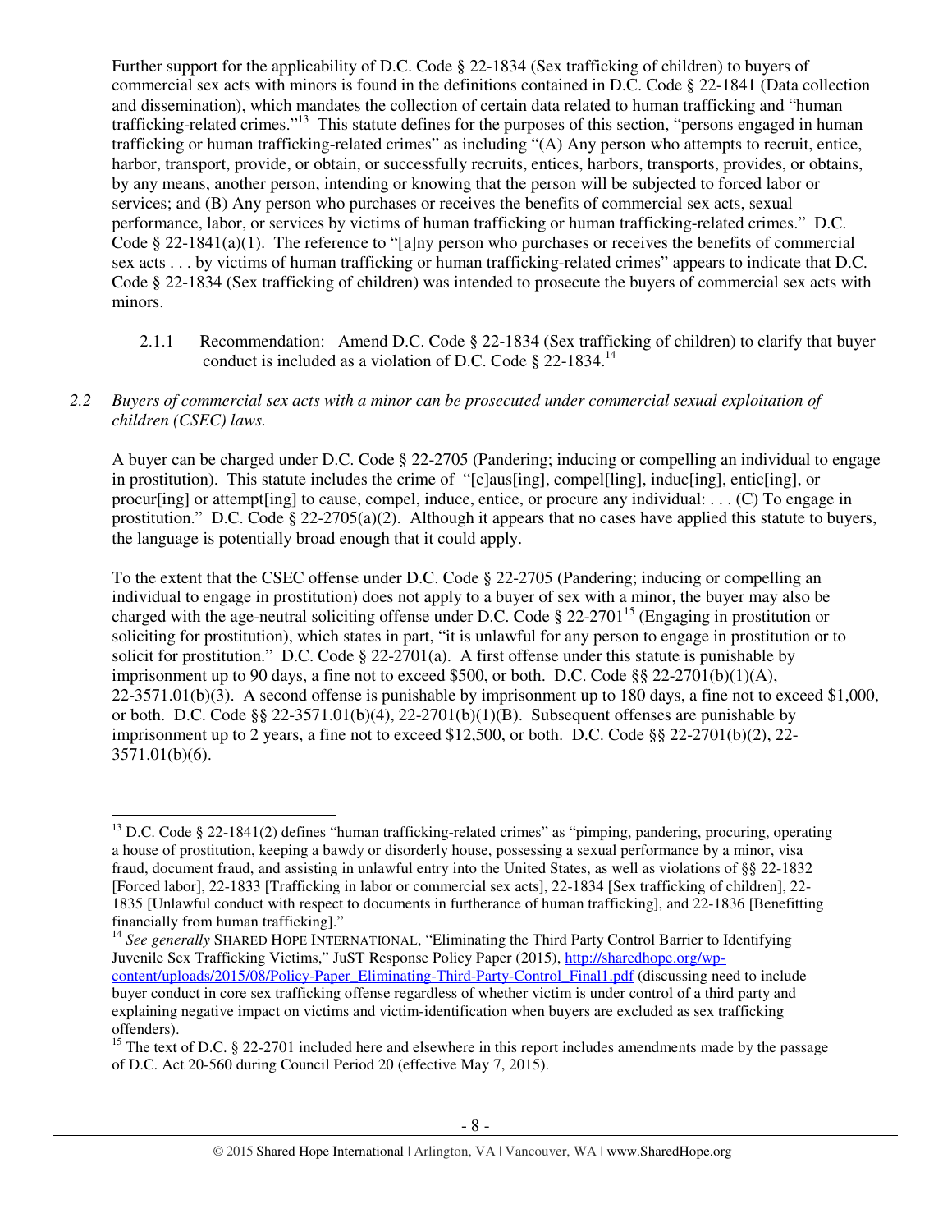Further support for the applicability of D.C. Code § 22-1834 (Sex trafficking of children) to buyers of commercial sex acts with minors is found in the definitions contained in D.C. Code § 22-1841 (Data collection and dissemination), which mandates the collection of certain data related to human trafficking and "human trafficking-related crimes."[13] This statute defines for the purposes of this section, "persons engaged in human trafficking or human trafficking-related crimes" as including "(A) Any person who attempts to recruit, entice, harbor, transport, provide, or obtain, or successfully recruits, entices, harbors, transports, provides, or obtains, by any means, another person, intending or knowing that the person will be subjected to forced labor or services; and (B) Any person who purchases or receives the benefits of commercial sex acts, sexual performance, labor, or services by victims of human trafficking or human trafficking-related crimes." D.C. Code § 22-1841(a)(1). The reference to "[a]ny person who purchases or receives the benefits of commercial sex acts . . . by victims of human trafficking or human trafficking-related crimes" appears to indicate that D.C. Code § 22-1834 (Sex trafficking of children) was intended to prosecute the buyers of commercial sex acts with minors.

2.1.1 Recommendation: Amend D.C. Code § 22-1834 (Sex trafficking of children) to clarify that buyer conduct is included as a violation of D.C. Code § 22-1834.[14]

*2.2 Buyers of commercial sex acts with a minor can be prosecuted under commercial sexual exploitation of children (CSEC) laws.*

A buyer can be charged under D.C. Code § 22-2705 (Pandering; inducing or compelling an individual to engage in prostitution). This statute includes the crime of "[c]aus[ing], compel[ling], induc[ing], entic[ing], or procur[ing] or attempt[ing] to cause, compel, induce, entice, or procure any individual: . . . (C) To engage in prostitution." D.C. Code § 22-2705(a)(2). Although it appears that no cases have applied this statute to buyers, the language is potentially broad enough that it could apply.

To the extent that the CSEC offense under D.C. Code § 22-2705 (Pandering; inducing or compelling an individual to engage in prostitution) does not apply to a buyer of sex with a minor, the buyer may also be charged with the age-neutral soliciting offense under D.C. Code § 22-2701[15] (Engaging in prostitution or soliciting for prostitution), which states in part, "it is unlawful for any person to engage in prostitution or to solicit for prostitution." D.C. Code § 22-2701(a). A first offense under this statute is punishable by imprisonment up to 90 days, a fine not to exceed $500, or both. D.C. Code §§ 22-2701(b)(1)(A), 22-3571.01(b)(3). A second offense is punishable by imprisonment up to 180 days, a fine not to exceed $1,000, or both. D.C. Code §§ 22-3571.01(b)(4), 22-2701(b)(1)(B). Subsequent offenses are punishable by imprisonment up to 2 years, a fine not to exceed $12,500, or both. D.C. Code §§ 22-2701(b)(2), 22-3571.01(b)(6).

---

[13] D.C. Code § 22-1841(2) defines "human trafficking-related crimes" as "pimping, pandering, procuring, operating a house of prostitution, keeping a bawdy or disorderly house, possessing a sexual performance by a minor, visa fraud, document fraud, and assisting in unlawful entry into the United States, as well as violations of §§ 22-1832 [Forced labor], 22-1833 [Trafficking in labor or commercial sex acts], 22-1834 [Sex trafficking of children], 22-1835 [Unlawful conduct with respect to documents in furtherance of human trafficking], and 22-1836 [Benefitting financially from human trafficking]."

[14] *See generally* SHARED HOPE INTERNATIONAL, "Eliminating the Third Party Control Barrier to Identifying Juvenile Sex Trafficking Victims," JuST Response Policy Paper (2015), http://sharedhope.org/wp-content/uploads/2015/08/Policy-Paper_Eliminating-Third-Party-Control_Final1.pdf (discussing need to include buyer conduct in core sex trafficking offense regardless of whether victim is under control of a third party and explaining negative impact on victims and victim-identification when buyers are excluded as sex trafficking offenders).

[15] The text of D.C. § 22-2701 included here and elsewhere in this report includes amendments made by the passage of D.C. Act 20-560 during Council Period 20 (effective May 7, 2015).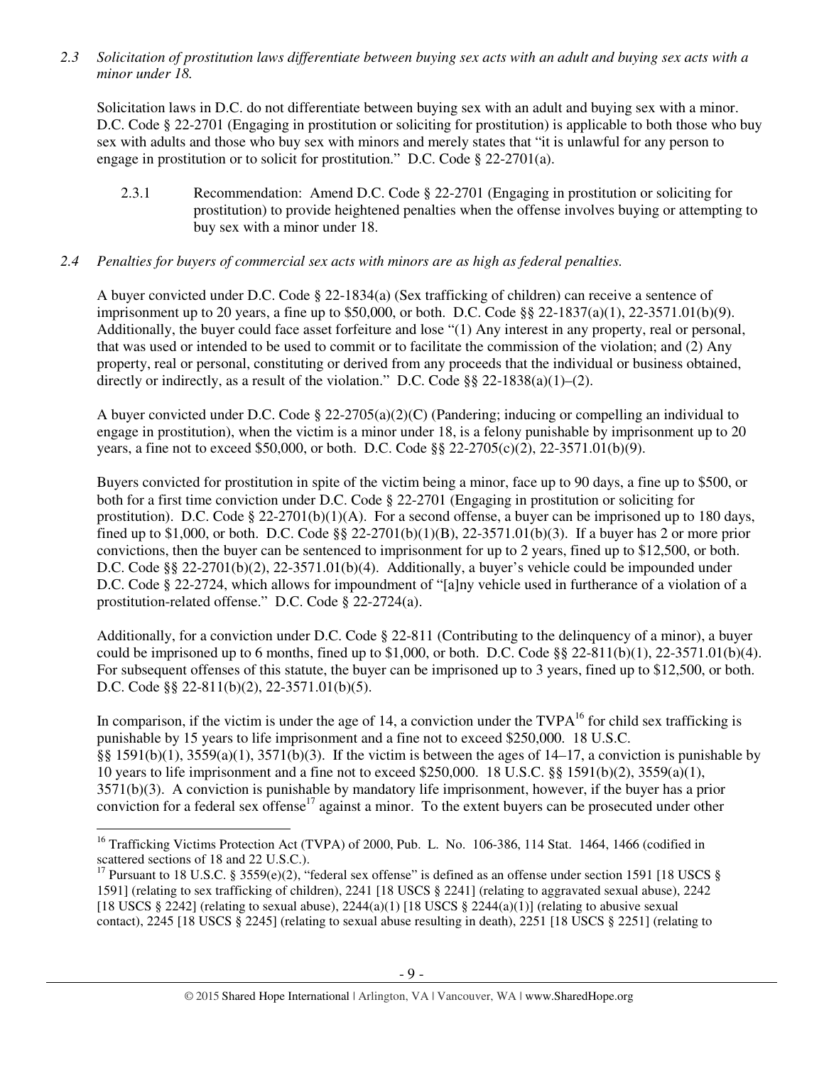*2.3 Solicitation of prostitution laws differentiate between buying sex acts with an adult and buying sex acts with a minor under 18.*

Solicitation laws in D.C. do not differentiate between buying sex with an adult and buying sex with a minor. D.C. Code § 22-2701 (Engaging in prostitution or soliciting for prostitution) is applicable to both those who buy sex with adults and those who buy sex with minors and merely states that "it is unlawful for any person to engage in prostitution or to solicit for prostitution." D.C. Code § 22-2701(a).

2.3.1 Recommendation: Amend D.C. Code § 22-2701 (Engaging in prostitution or soliciting for prostitution) to provide heightened penalties when the offense involves buying or attempting to buy sex with a minor under 18.

*2.4 Penalties for buyers of commercial sex acts with minors are as high as federal penalties.*

A buyer convicted under D.C. Code § 22-1834(a) (Sex trafficking of children) can receive a sentence of imprisonment up to 20 years, a fine up to $50,000, or both. D.C. Code §§ 22-1837(a)(1), 22-3571.01(b)(9). Additionally, the buyer could face asset forfeiture and lose "(1) Any interest in any property, real or personal, that was used or intended to be used to commit or to facilitate the commission of the violation; and (2) Any property, real or personal, constituting or derived from any proceeds that the individual or business obtained, directly or indirectly, as a result of the violation." D.C. Code §§ 22-1838(a)(1)–(2).

A buyer convicted under D.C. Code § 22-2705(a)(2)(C) (Pandering; inducing or compelling an individual to engage in prostitution), when the victim is a minor under 18, is a felony punishable by imprisonment up to 20 years, a fine not to exceed $50,000, or both. D.C. Code §§ 22-2705(c)(2), 22-3571.01(b)(9).

Buyers convicted for prostitution in spite of the victim being a minor, face up to 90 days, a fine up to $500, or both for a first time conviction under D.C. Code § 22-2701 (Engaging in prostitution or soliciting for prostitution). D.C. Code § 22-2701(b)(1)(A). For a second offense, a buyer can be imprisoned up to 180 days, fined up to $1,000, or both. D.C. Code §§ 22-2701(b)(1)(B), 22-3571.01(b)(3). If a buyer has 2 or more prior convictions, then the buyer can be sentenced to imprisonment for up to 2 years, fined up to $12,500, or both. D.C. Code §§ 22-2701(b)(2), 22-3571.01(b)(4). Additionally, a buyer's vehicle could be impounded under D.C. Code § 22-2724, which allows for impoundment of "[a]ny vehicle used in furtherance of a violation of a prostitution-related offense." D.C. Code § 22-2724(a).

Additionally, for a conviction under D.C. Code § 22-811 (Contributing to the delinquency of a minor), a buyer could be imprisoned up to 6 months, fined up to $1,000, or both. D.C. Code §§ 22-811(b)(1), 22-3571.01(b)(4). For subsequent offenses of this statute, the buyer can be imprisoned up to 3 years, fined up to $12,500, or both. D.C. Code §§ 22-811(b)(2), 22-3571.01(b)(5).

In comparison, if the victim is under the age of 14, a conviction under the TVPA[16] for child sex trafficking is punishable by 15 years to life imprisonment and a fine not to exceed $250,000. 18 U.S.C. §§ 1591(b)(1), 3559(a)(1), 3571(b)(3). If the victim is between the ages of 14–17, a conviction is punishable by 10 years to life imprisonment and a fine not to exceed $250,000. 18 U.S.C. §§ 1591(b)(2), 3559(a)(1), 3571(b)(3). A conviction is punishable by mandatory life imprisonment, however, if the buyer has a prior conviction for a federal sex offense[17] against a minor. To the extent buyers can be prosecuted under other

---

[16] Trafficking Victims Protection Act (TVPA) of 2000, Pub. L. No. 106-386, 114 Stat. 1464, 1466 (codified in scattered sections of 18 and 22 U.S.C.).

[17] Pursuant to 18 U.S.C. § 3559(e)(2), "federal sex offense" is defined as an offense under section 1591 [18 USCS § 1591] (relating to sex trafficking of children), 2241 [18 USCS § 2241] (relating to aggravated sexual abuse), 2242 [18 USCS § 2242] (relating to sexual abuse), 2244(a)(1) [18 USCS § 2244(a)(1)] (relating to abusive sexual contact), 2245 [18 USCS § 2245] (relating to sexual abuse resulting in death), 2251 [18 USCS § 2251] (relating to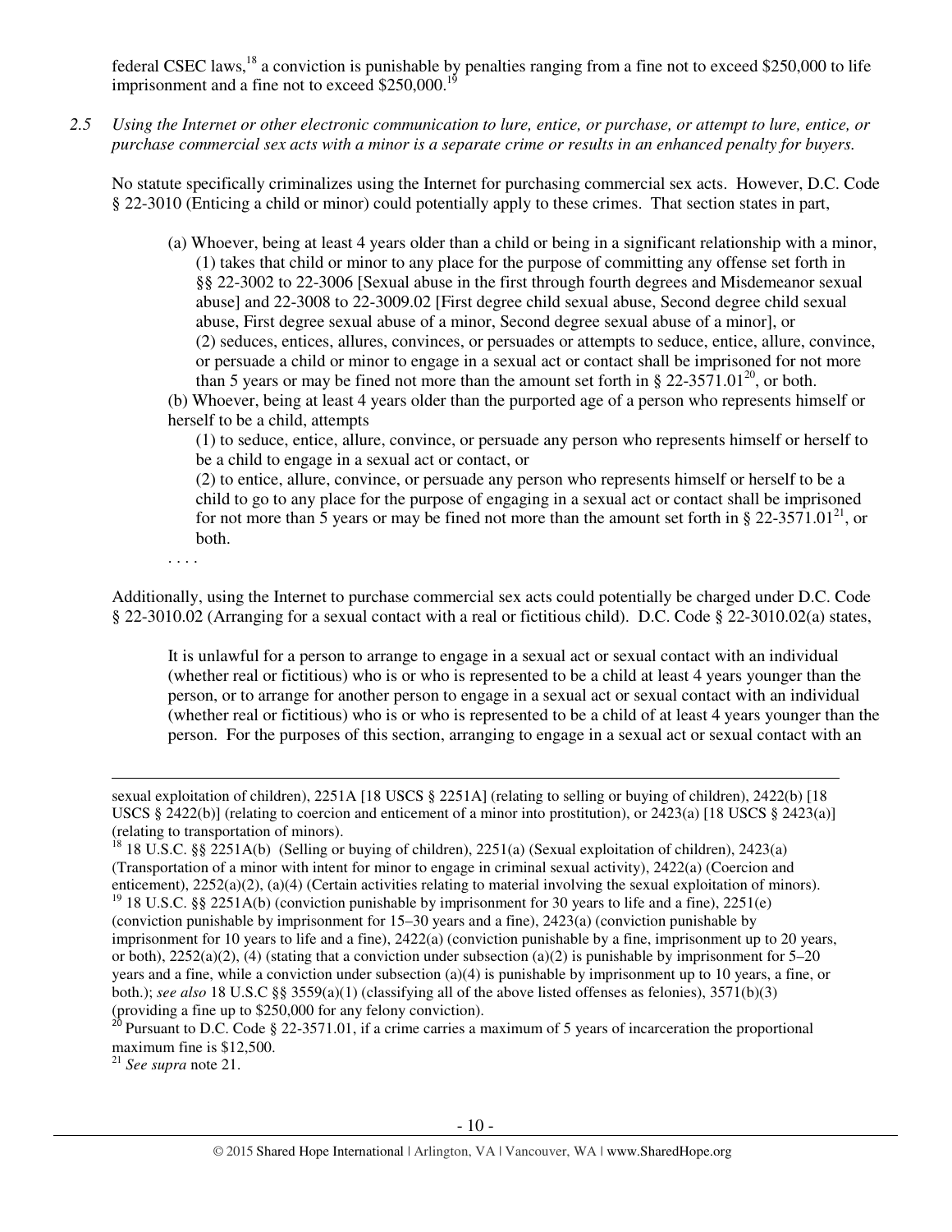federal CSEC laws,[18] a conviction is punishable by penalties ranging from a fine not to exceed $250,000 to life imprisonment and a fine not to exceed $250,000.[19]

*2.5 Using the Internet or other electronic communication to lure, entice, or purchase, or attempt to lure, entice, or purchase commercial sex acts with a minor is a separate crime or results in an enhanced penalty for buyers.*

No statute specifically criminalizes using the Internet for purchasing commercial sex acts. However, D.C. Code § 22-3010 (Enticing a child or minor) could potentially apply to these crimes. That section states in part,

> (a) Whoever, being at least 4 years older than a child or being in a significant relationship with a minor,
> (1) takes that child or minor to any place for the purpose of committing any offense set forth in §§ 22-3002 to 22-3006 [Sexual abuse in the first through fourth degrees and Misdemeanor sexual abuse] and 22-3008 to 22-3009.02 [First degree child sexual abuse, Second degree child sexual abuse, First degree sexual abuse of a minor, Second degree sexual abuse of a minor], or
> (2) seduces, entices, allures, convinces, or persuades or attempts to seduce, entice, allure, convince, or persuade a child or minor to engage in a sexual act or contact shall be imprisoned for not more than 5 years or may be fined not more than the amount set forth in § 22-3571.01[20], or both.
> (b) Whoever, being at least 4 years older than the purported age of a person who represents himself or herself to be a child, attempts
> (1) to seduce, entice, allure, convince, or persuade any person who represents himself or herself to be a child to engage in a sexual act or contact, or
> (2) to entice, allure, convince, or persuade any person who represents himself or herself to be a child to go to any place for the purpose of engaging in a sexual act or contact shall be imprisoned for not more than 5 years or may be fined not more than the amount set forth in § 22-3571.01[21], or both.
> . . . .

Additionally, using the Internet to purchase commercial sex acts could potentially be charged under D.C. Code § 22-3010.02 (Arranging for a sexual contact with a real or fictitious child). D.C. Code § 22-3010.02(a) states,

> It is unlawful for a person to arrange to engage in a sexual act or sexual contact with an individual (whether real or fictitious) who is or who is represented to be a child at least 4 years younger than the person, or to arrange for another person to engage in a sexual act or sexual contact with an individual (whether real or fictitious) who is or who is represented to be a child of at least 4 years younger than the person. For the purposes of this section, arranging to engage in a sexual act or sexual contact with an

---

sexual exploitation of children), 2251A [18 USCS § 2251A] (relating to selling or buying of children), 2422(b) [18 USCS § 2422(b)] (relating to coercion and enticement of a minor into prostitution), or 2423(a) [18 USCS § 2423(a)] (relating to transportation of minors).

[18] 18 U.S.C. §§ 2251A(b) (Selling or buying of children), 2251(a) (Sexual exploitation of children), 2423(a) (Transportation of a minor with intent for minor to engage in criminal sexual activity), 2422(a) (Coercion and enticement), 2252(a)(2), (a)(4) (Certain activities relating to material involving the sexual exploitation of minors).

[19] 18 U.S.C. §§ 2251A(b) (conviction punishable by imprisonment for 30 years to life and a fine), 2251(e) (conviction punishable by imprisonment for 15–30 years and a fine), 2423(a) (conviction punishable by imprisonment for 10 years to life and a fine), 2422(a) (conviction punishable by a fine, imprisonment up to 20 years, or both), 2252(a)(2), (4) (stating that a conviction under subsection (a)(2) is punishable by imprisonment for 5–20 years and a fine, while a conviction under subsection (a)(4) is punishable by imprisonment up to 10 years, a fine, or both.); *see also* 18 U.S.C §§ 3559(a)(1) (classifying all of the above listed offenses as felonies), 3571(b)(3) (providing a fine up to $250,000 for any felony conviction).

[20] Pursuant to D.C. Code § 22-3571.01, if a crime carries a maximum of 5 years of incarceration the proportional maximum fine is $12,500.

[21] *See supra* note 21.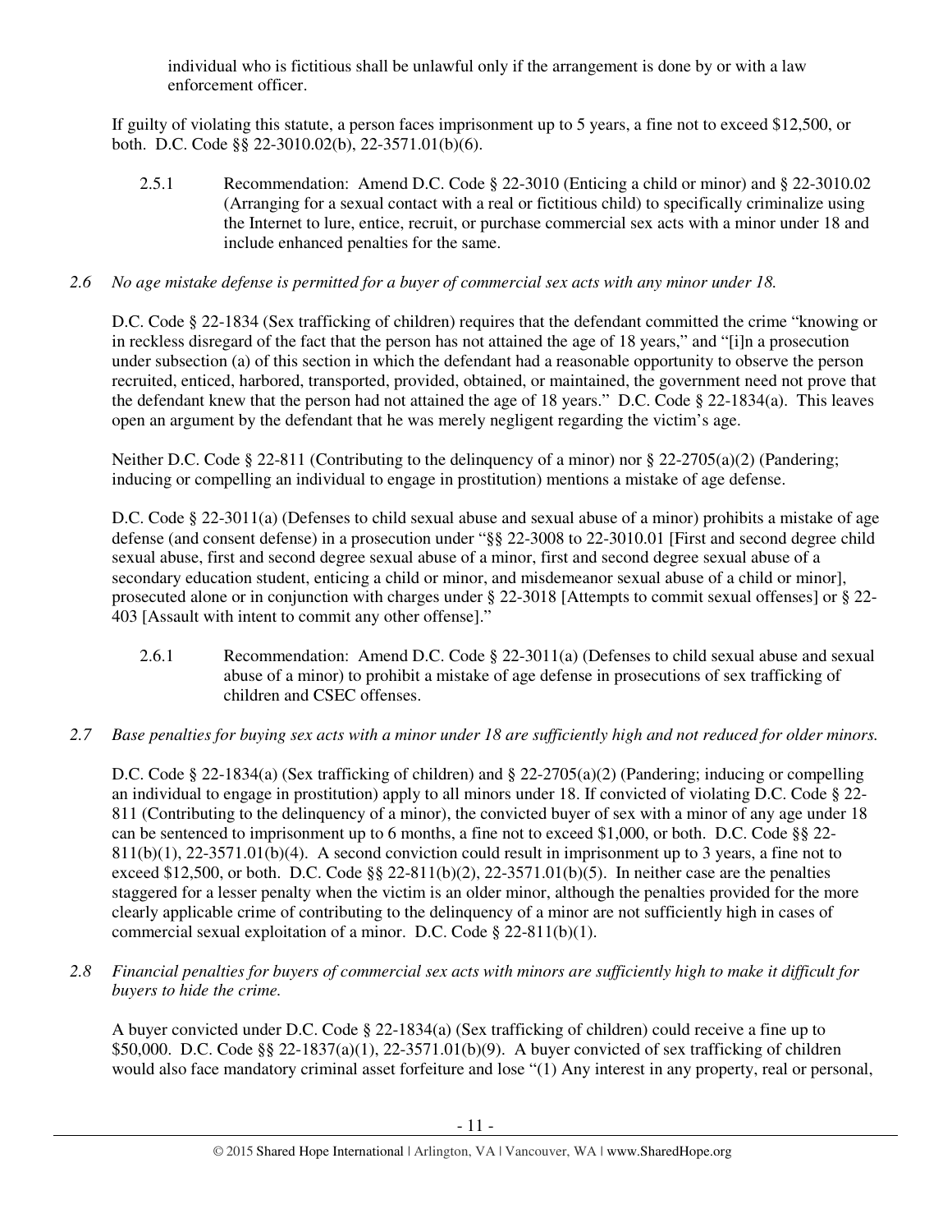individual who is fictitious shall be unlawful only if the arrangement is done by or with a law enforcement officer.

If guilty of violating this statute, a person faces imprisonment up to 5 years, a fine not to exceed $12,500, or both. D.C. Code §§ 22-3010.02(b), 22-3571.01(b)(6).

2.5.1 Recommendation: Amend D.C. Code § 22-3010 (Enticing a child or minor) and § 22-3010.02 (Arranging for a sexual contact with a real or fictitious child) to specifically criminalize using the Internet to lure, entice, recruit, or purchase commercial sex acts with a minor under 18 and include enhanced penalties for the same.

*2.6 No age mistake defense is permitted for a buyer of commercial sex acts with any minor under 18.*

D.C. Code § 22-1834 (Sex trafficking of children) requires that the defendant committed the crime "knowing or in reckless disregard of the fact that the person has not attained the age of 18 years," and "[i]n a prosecution under subsection (a) of this section in which the defendant had a reasonable opportunity to observe the person recruited, enticed, harbored, transported, provided, obtained, or maintained, the government need not prove that the defendant knew that the person had not attained the age of 18 years." D.C. Code § 22-1834(a). This leaves open an argument by the defendant that he was merely negligent regarding the victim's age.

Neither D.C. Code § 22-811 (Contributing to the delinquency of a minor) nor § 22-2705(a)(2) (Pandering; inducing or compelling an individual to engage in prostitution) mentions a mistake of age defense.

D.C. Code § 22-3011(a) (Defenses to child sexual abuse and sexual abuse of a minor) prohibits a mistake of age defense (and consent defense) in a prosecution under "§§ 22-3008 to 22-3010.01 [First and second degree child sexual abuse, first and second degree sexual abuse of a minor, first and second degree sexual abuse of a secondary education student, enticing a child or minor, and misdemeanor sexual abuse of a child or minor], prosecuted alone or in conjunction with charges under § 22-3018 [Attempts to commit sexual offenses] or § 22-403 [Assault with intent to commit any other offense]."

2.6.1 Recommendation: Amend D.C. Code § 22-3011(a) (Defenses to child sexual abuse and sexual abuse of a minor) to prohibit a mistake of age defense in prosecutions of sex trafficking of children and CSEC offenses.

*2.7 Base penalties for buying sex acts with a minor under 18 are sufficiently high and not reduced for older minors.*

D.C. Code § 22-1834(a) (Sex trafficking of children) and § 22-2705(a)(2) (Pandering; inducing or compelling an individual to engage in prostitution) apply to all minors under 18. If convicted of violating D.C. Code § 22-811 (Contributing to the delinquency of a minor), the convicted buyer of sex with a minor of any age under 18 can be sentenced to imprisonment up to 6 months, a fine not to exceed $1,000, or both. D.C. Code §§ 22-811(b)(1), 22-3571.01(b)(4). A second conviction could result in imprisonment up to 3 years, a fine not to exceed $12,500, or both. D.C. Code §§ 22-811(b)(2), 22-3571.01(b)(5). In neither case are the penalties staggered for a lesser penalty when the victim is an older minor, although the penalties provided for the more clearly applicable crime of contributing to the delinquency of a minor are not sufficiently high in cases of commercial sexual exploitation of a minor. D.C. Code § 22-811(b)(1).

*2.8 Financial penalties for buyers of commercial sex acts with minors are sufficiently high to make it difficult for buyers to hide the crime.*

A buyer convicted under D.C. Code § 22-1834(a) (Sex trafficking of children) could receive a fine up to $50,000. D.C. Code §§ 22-1837(a)(1), 22-3571.01(b)(9). A buyer convicted of sex trafficking of children would also face mandatory criminal asset forfeiture and lose "(1) Any interest in any property, real or personal,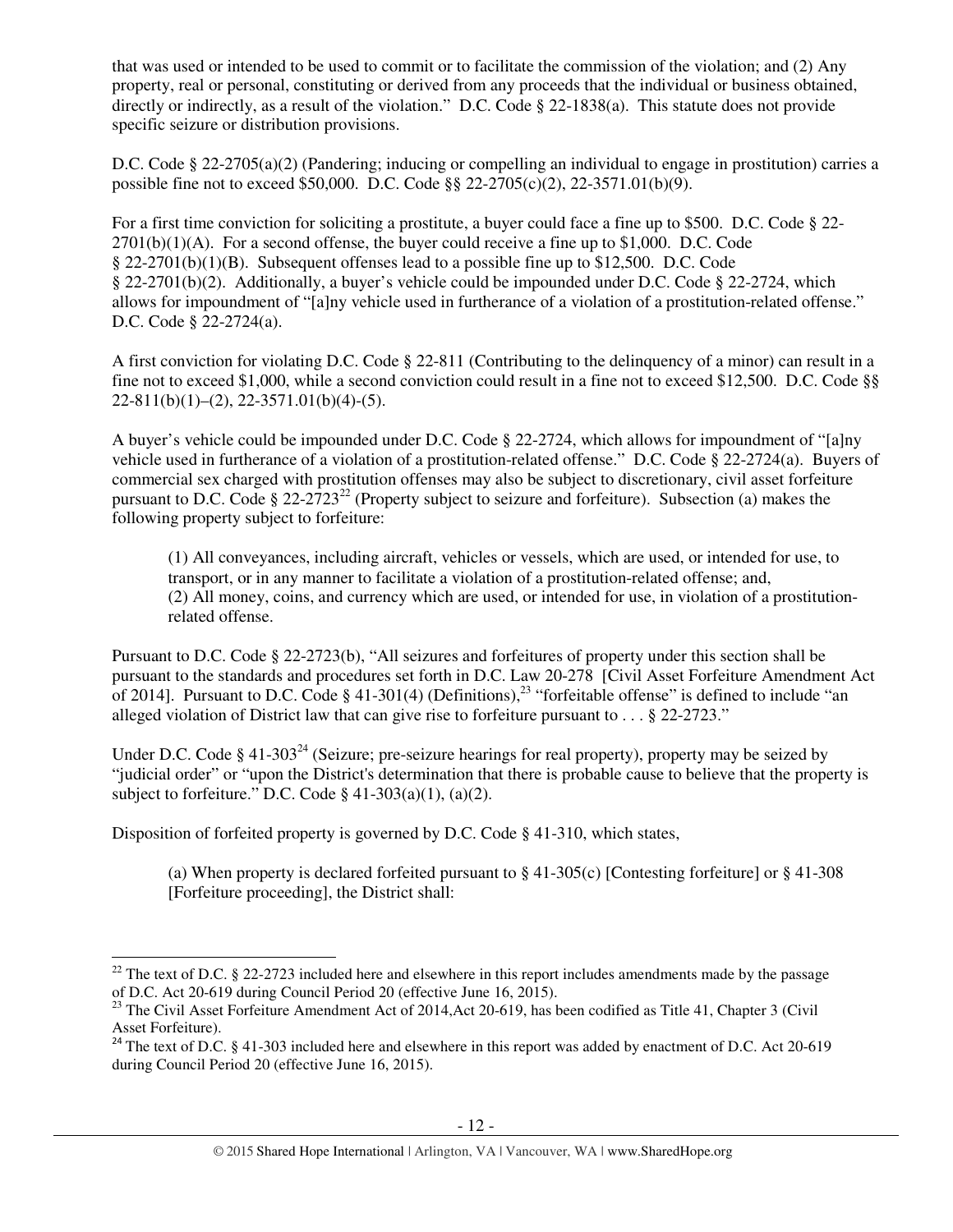that was used or intended to be used to commit or to facilitate the commission of the violation; and (2) Any property, real or personal, constituting or derived from any proceeds that the individual or business obtained, directly or indirectly, as a result of the violation." D.C. Code § 22-1838(a). This statute does not provide specific seizure or distribution provisions.

D.C. Code § 22-2705(a)(2) (Pandering; inducing or compelling an individual to engage in prostitution) carries a possible fine not to exceed $50,000. D.C. Code §§ 22-2705(c)(2), 22-3571.01(b)(9).

For a first time conviction for soliciting a prostitute, a buyer could face a fine up to $500. D.C. Code § 22-2701(b)(1)(A). For a second offense, the buyer could receive a fine up to $1,000. D.C. Code § 22-2701(b)(1)(B). Subsequent offenses lead to a possible fine up to $12,500. D.C. Code § 22-2701(b)(2). Additionally, a buyer's vehicle could be impounded under D.C. Code § 22-2724, which allows for impoundment of "[a]ny vehicle used in furtherance of a violation of a prostitution-related offense." D.C. Code § 22-2724(a).

A first conviction for violating D.C. Code § 22-811 (Contributing to the delinquency of a minor) can result in a fine not to exceed $1,000, while a second conviction could result in a fine not to exceed $12,500. D.C. Code §§ 22-811(b)(1)–(2), 22-3571.01(b)(4)-(5).

A buyer's vehicle could be impounded under D.C. Code § 22-2724, which allows for impoundment of "[a]ny vehicle used in furtherance of a violation of a prostitution-related offense." D.C. Code § 22-2724(a). Buyers of commercial sex charged with prostitution offenses may also be subject to discretionary, civil asset forfeiture pursuant to D.C. Code § 22-2723[22] (Property subject to seizure and forfeiture). Subsection (a) makes the following property subject to forfeiture:

> (1) All conveyances, including aircraft, vehicles or vessels, which are used, or intended for use, to transport, or in any manner to facilitate a violation of a prostitution-related offense; and,
> (2) All money, coins, and currency which are used, or intended for use, in violation of a prostitution-related offense.

Pursuant to D.C. Code § 22-2723(b), "All seizures and forfeitures of property under this section shall be pursuant to the standards and procedures set forth in D.C. Law 20-278 [Civil Asset Forfeiture Amendment Act of 2014]. Pursuant to D.C. Code § 41-301(4) (Definitions),[23] "forfeitable offense" is defined to include "an alleged violation of District law that can give rise to forfeiture pursuant to . . . § 22-2723."

Under D.C. Code § 41-303[24] (Seizure; pre-seizure hearings for real property), property may be seized by "judicial order" or "upon the District's determination that there is probable cause to believe that the property is subject to forfeiture." D.C. Code § 41-303(a)(1), (a)(2).

Disposition of forfeited property is governed by D.C. Code § 41-310, which states,

> (a) When property is declared forfeited pursuant to § 41-305(c) [Contesting forfeiture] or § 41-308 [Forfeiture proceeding], the District shall:

---

[22] The text of D.C. § 22-2723 included here and elsewhere in this report includes amendments made by the passage of D.C. Act 20-619 during Council Period 20 (effective June 16, 2015).

[23] The Civil Asset Forfeiture Amendment Act of 2014,Act 20-619, has been codified as Title 41, Chapter 3 (Civil Asset Forfeiture).

[24] The text of D.C. § 41-303 included here and elsewhere in this report was added by enactment of D.C. Act 20-619 during Council Period 20 (effective June 16, 2015).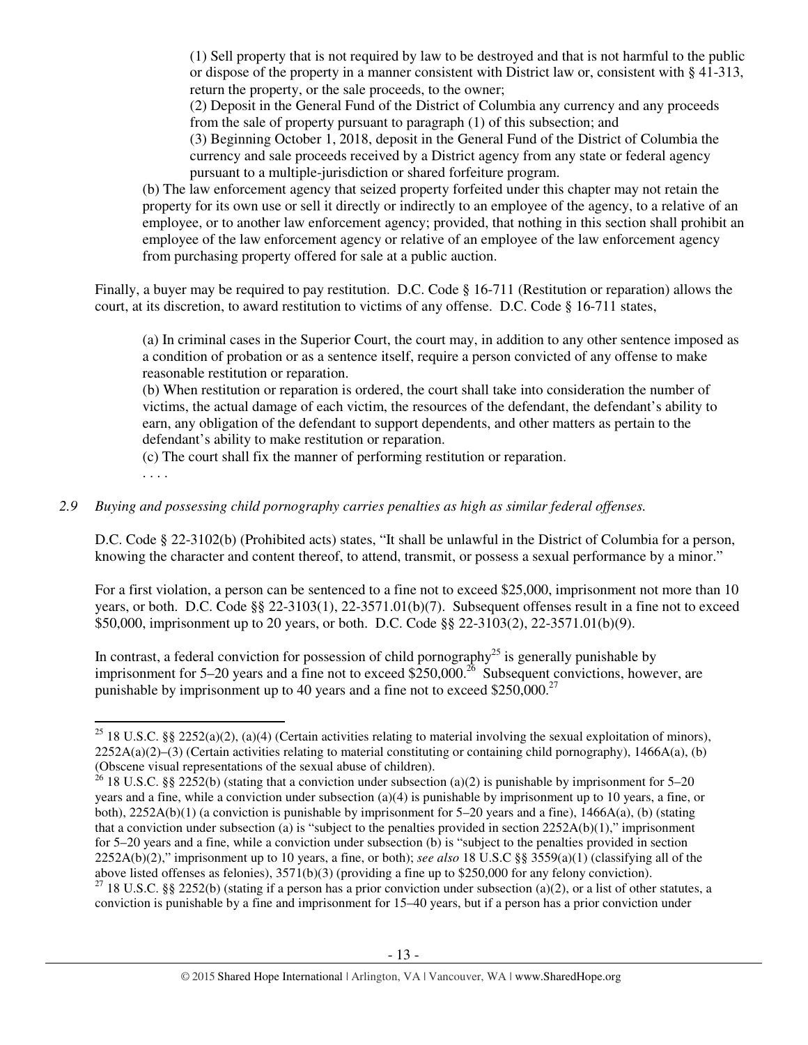(1) Sell property that is not required by law to be destroyed and that is not harmful to the public or dispose of the property in a manner consistent with District law or, consistent with § 41-313, return the property, or the sale proceeds, to the owner;
(2) Deposit in the General Fund of the District of Columbia any currency and any proceeds from the sale of property pursuant to paragraph (1) of this subsection; and
(3) Beginning October 1, 2018, deposit in the General Fund of the District of Columbia the currency and sale proceeds received by a District agency from any state or federal agency pursuant to a multiple-jurisdiction or shared forfeiture program.

(b) The law enforcement agency that seized property forfeited under this chapter may not retain the property for its own use or sell it directly or indirectly to an employee of the agency, to a relative of an employee, or to another law enforcement agency; provided, that nothing in this section shall prohibit an employee of the law enforcement agency or relative of an employee of the law enforcement agency from purchasing property offered for sale at a public auction.

Finally, a buyer may be required to pay restitution. D.C. Code § 16-711 (Restitution or reparation) allows the court, at its discretion, to award restitution to victims of any offense. D.C. Code § 16-711 states,

(a) In criminal cases in the Superior Court, the court may, in addition to any other sentence imposed as a condition of probation or as a sentence itself, require a person convicted of any offense to make reasonable restitution or reparation.
(b) When restitution or reparation is ordered, the court shall take into consideration the number of victims, the actual damage of each victim, the resources of the defendant, the defendant's ability to earn, any obligation of the defendant to support dependents, and other matters as pertain to the defendant's ability to make restitution or reparation.
(c) The court shall fix the manner of performing restitution or reparation.
. . . .

*2.9 Buying and possessing child pornography carries penalties as high as similar federal offenses.*

D.C. Code § 22-3102(b) (Prohibited acts) states, "It shall be unlawful in the District of Columbia for a person, knowing the character and content thereof, to attend, transmit, or possess a sexual performance by a minor."

For a first violation, a person can be sentenced to a fine not to exceed $25,000, imprisonment not more than 10 years, or both. D.C. Code §§ 22-3103(1), 22-3571.01(b)(7). Subsequent offenses result in a fine not to exceed $50,000, imprisonment up to 20 years, or both. D.C. Code §§ 22-3103(2), 22-3571.01(b)(9).

In contrast, a federal conviction for possession of child pornography[25] is generally punishable by imprisonment for 5–20 years and a fine not to exceed $250,000.[26] Subsequent convictions, however, are punishable by imprisonment up to 40 years and a fine not to exceed $250,000.[27]

---

[25] 18 U.S.C. §§ 2252(a)(2), (a)(4) (Certain activities relating to material involving the sexual exploitation of minors), 2252A(a)(2)–(3) (Certain activities relating to material constituting or containing child pornography), 1466A(a), (b) (Obscene visual representations of the sexual abuse of children).

[26] 18 U.S.C. §§ 2252(b) (stating that a conviction under subsection (a)(2) is punishable by imprisonment for 5–20 years and a fine, while a conviction under subsection (a)(4) is punishable by imprisonment up to 10 years, a fine, or both), 2252A(b)(1) (a conviction is punishable by imprisonment for 5–20 years and a fine), 1466A(a), (b) (stating that a conviction under subsection (a) is "subject to the penalties provided in section 2252A(b)(1)," imprisonment for 5–20 years and a fine, while a conviction under subsection (b) is "subject to the penalties provided in section 2252A(b)(2)," imprisonment up to 10 years, a fine, or both); *see also* 18 U.S.C §§ 3559(a)(1) (classifying all of the above listed offenses as felonies), 3571(b)(3) (providing a fine up to $250,000 for any felony conviction).

[27] 18 U.S.C. §§ 2252(b) (stating if a person has a prior conviction under subsection (a)(2), or a list of other statutes, a conviction is punishable by a fine and imprisonment for 15–40 years, but if a person has a prior conviction under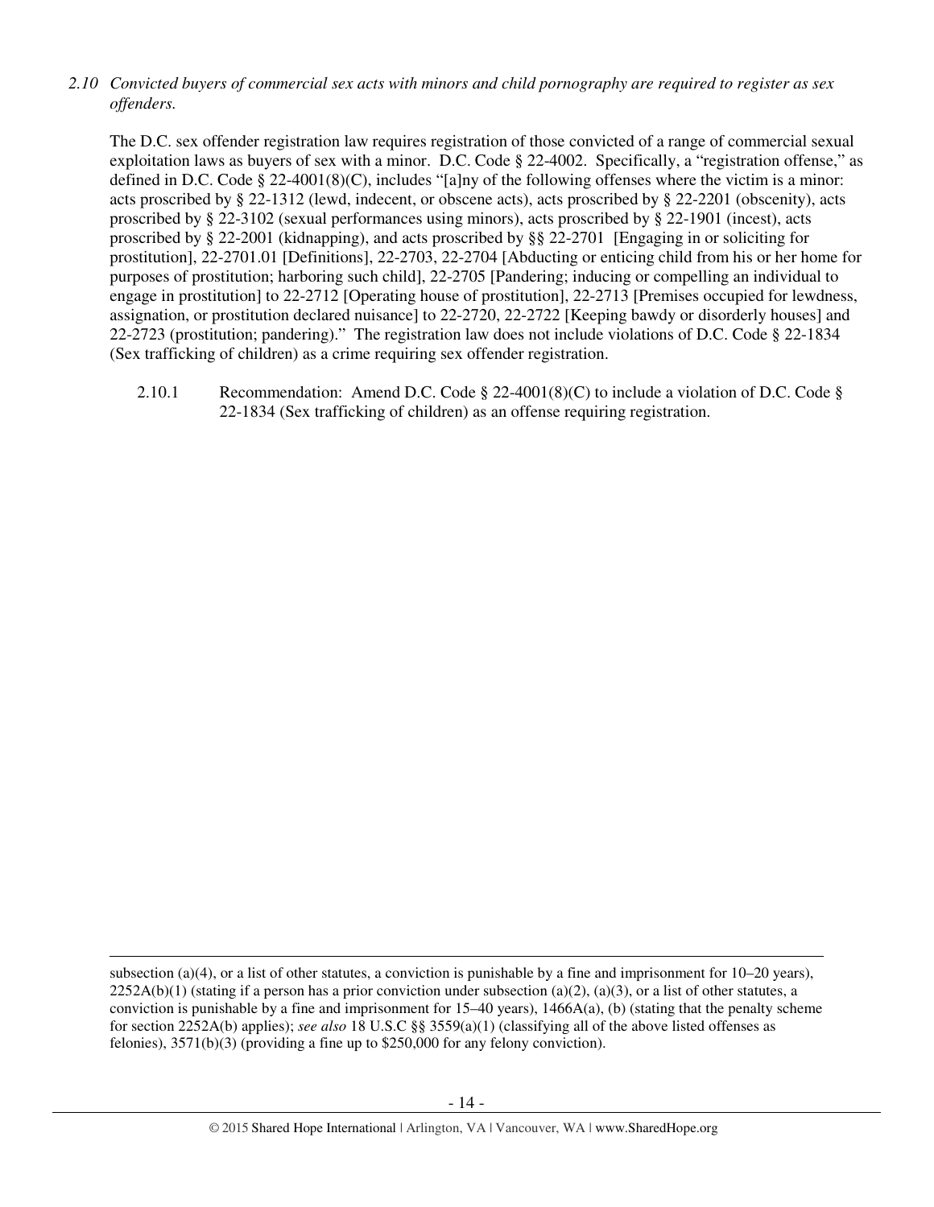*2.10 Convicted buyers of commercial sex acts with minors and child pornography are required to register as sex offenders.*

The D.C. sex offender registration law requires registration of those convicted of a range of commercial sexual exploitation laws as buyers of sex with a minor. D.C. Code § 22-4002. Specifically, a "registration offense," as defined in D.C. Code § 22-4001(8)(C), includes "[a]ny of the following offenses where the victim is a minor: acts proscribed by § 22-1312 (lewd, indecent, or obscene acts), acts proscribed by § 22-2201 (obscenity), acts proscribed by § 22-3102 (sexual performances using minors), acts proscribed by § 22-1901 (incest), acts proscribed by § 22-2001 (kidnapping), and acts proscribed by §§ 22-2701 [Engaging in or soliciting for prostitution], 22-2701.01 [Definitions], 22-2703, 22-2704 [Abducting or enticing child from his or her home for purposes of prostitution; harboring such child], 22-2705 [Pandering; inducing or compelling an individual to engage in prostitution] to 22-2712 [Operating house of prostitution], 22-2713 [Premises occupied for lewdness, assignation, or prostitution declared nuisance] to 22-2720, 22-2722 [Keeping bawdy or disorderly houses] and 22-2723 (prostitution; pandering)." The registration law does not include violations of D.C. Code § 22-1834 (Sex trafficking of children) as a crime requiring sex offender registration.

2.10.1 Recommendation: Amend D.C. Code § 22-4001(8)(C) to include a violation of D.C. Code § 22-1834 (Sex trafficking of children) as an offense requiring registration.

---

subsection (a)(4), or a list of other statutes, a conviction is punishable by a fine and imprisonment for 10–20 years), 2252A(b)(1) (stating if a person has a prior conviction under subsection (a)(2), (a)(3), or a list of other statutes, a conviction is punishable by a fine and imprisonment for 15–40 years), 1466A(a), (b) (stating that the penalty scheme for section 2252A(b) applies); *see also* 18 U.S.C §§ 3559(a)(1) (classifying all of the above listed offenses as felonies), 3571(b)(3) (providing a fine up to $250,000 for any felony conviction).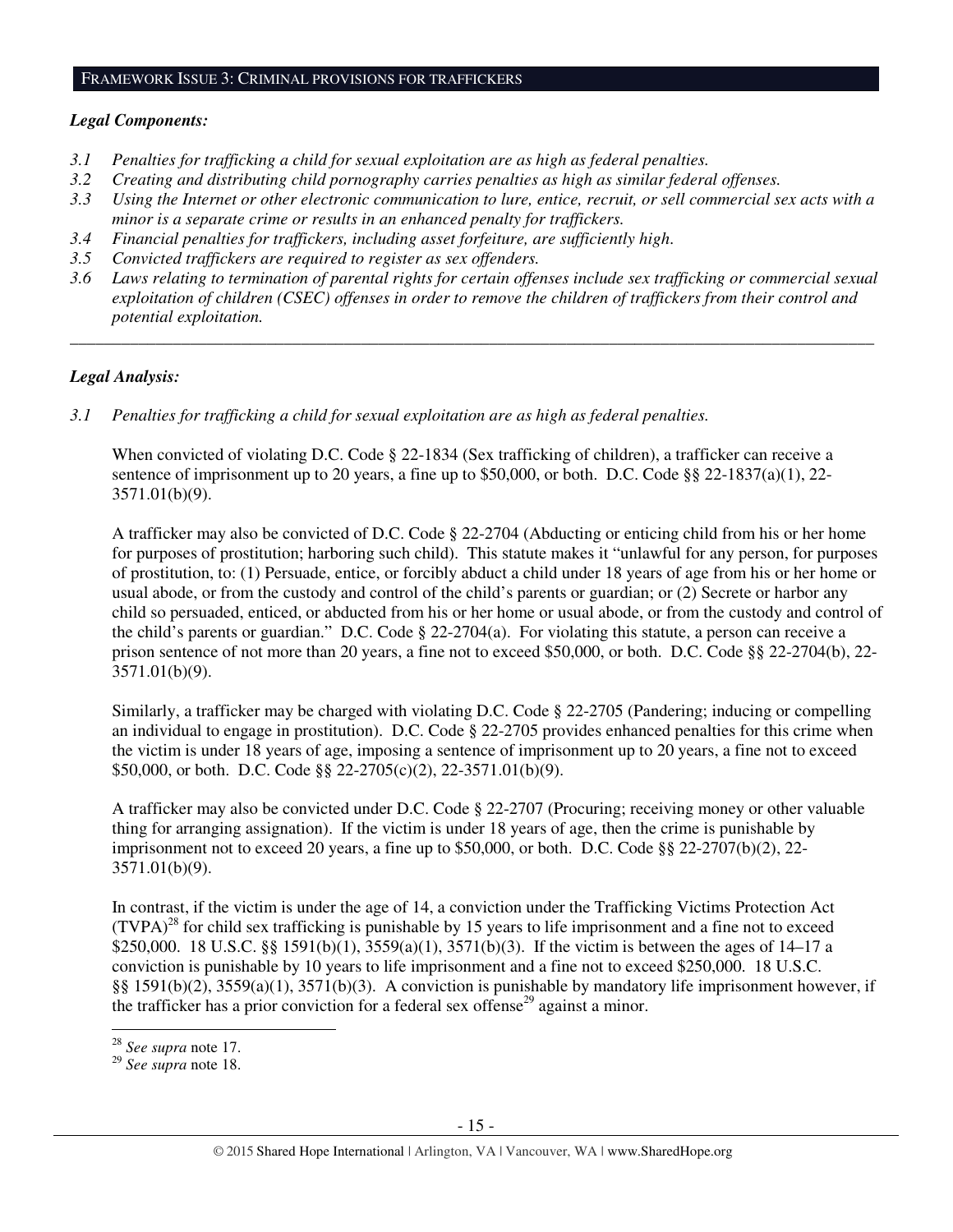## FRAMEWORK ISSUE 3: CRIMINAL PROVISIONS FOR TRAFFICKERS

***Legal Components:***

*3.1 Penalties for trafficking a child for sexual exploitation are as high as federal penalties.*
*3.2 Creating and distributing child pornography carries penalties as high as similar federal offenses.*
*3.3 Using the Internet or other electronic communication to lure, entice, recruit, or sell commercial sex acts with a minor is a separate crime or results in an enhanced penalty for traffickers.*
*3.4 Financial penalties for traffickers, including asset forfeiture, are sufficiently high.*
*3.5 Convicted traffickers are required to register as sex offenders.*
*3.6 Laws relating to termination of parental rights for certain offenses include sex trafficking or commercial sexual exploitation of children (CSEC) offenses in order to remove the children of traffickers from their control and potential exploitation.*

---

***Legal Analysis:***

*3.1 Penalties for trafficking a child for sexual exploitation are as high as federal penalties.*

When convicted of violating D.C. Code § 22-1834 (Sex trafficking of children), a trafficker can receive a sentence of imprisonment up to 20 years, a fine up to $50,000, or both. D.C. Code §§ 22-1837(a)(1), 22-3571.01(b)(9).

A trafficker may also be convicted of D.C. Code § 22-2704 (Abducting or enticing child from his or her home for purposes of prostitution; harboring such child). This statute makes it "unlawful for any person, for purposes of prostitution, to: (1) Persuade, entice, or forcibly abduct a child under 18 years of age from his or her home or usual abode, or from the custody and control of the child's parents or guardian; or (2) Secrete or harbor any child so persuaded, enticed, or abducted from his or her home or usual abode, or from the custody and control of the child's parents or guardian." D.C. Code § 22-2704(a). For violating this statute, a person can receive a prison sentence of not more than 20 years, a fine not to exceed $50,000, or both. D.C. Code §§ 22-2704(b), 22-3571.01(b)(9).

Similarly, a trafficker may be charged with violating D.C. Code § 22-2705 (Pandering; inducing or compelling an individual to engage in prostitution). D.C. Code § 22-2705 provides enhanced penalties for this crime when the victim is under 18 years of age, imposing a sentence of imprisonment up to 20 years, a fine not to exceed $50,000, or both. D.C. Code §§ 22-2705(c)(2), 22-3571.01(b)(9).

A trafficker may also be convicted under D.C. Code § 22-2707 (Procuring; receiving money or other valuable thing for arranging assignation). If the victim is under 18 years of age, then the crime is punishable by imprisonment not to exceed 20 years, a fine up to $50,000, or both. D.C. Code §§ 22-2707(b)(2), 22-3571.01(b)(9).

In contrast, if the victim is under the age of 14, a conviction under the Trafficking Victims Protection Act (TVPA)[28] for child sex trafficking is punishable by 15 years to life imprisonment and a fine not to exceed $250,000. 18 U.S.C. §§ 1591(b)(1), 3559(a)(1), 3571(b)(3). If the victim is between the ages of 14–17 a conviction is punishable by 10 years to life imprisonment and a fine not to exceed $250,000. 18 U.S.C. §§ 1591(b)(2), 3559(a)(1), 3571(b)(3). A conviction is punishable by mandatory life imprisonment however, if the trafficker has a prior conviction for a federal sex offense[29] against a minor.

---

[28] *See supra* note 17.
[29] *See supra* note 18.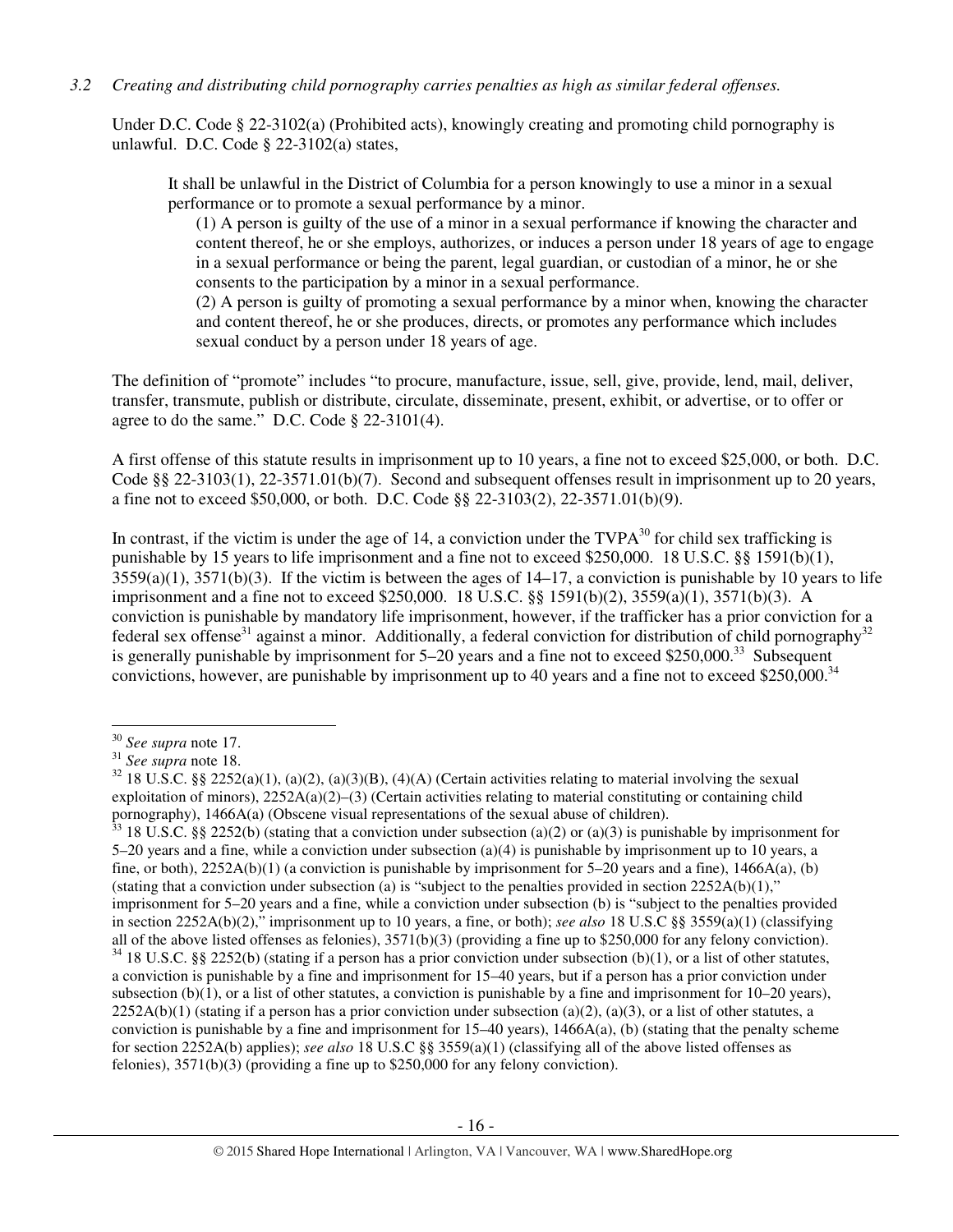*3.2 Creating and distributing child pornography carries penalties as high as similar federal offenses.*

Under D.C. Code § 22-3102(a) (Prohibited acts), knowingly creating and promoting child pornography is unlawful. D.C. Code § 22-3102(a) states,

> It shall be unlawful in the District of Columbia for a person knowingly to use a minor in a sexual performance or to promote a sexual performance by a minor.
>
> (1) A person is guilty of the use of a minor in a sexual performance if knowing the character and content thereof, he or she employs, authorizes, or induces a person under 18 years of age to engage in a sexual performance or being the parent, legal guardian, or custodian of a minor, he or she consents to the participation by a minor in a sexual performance.
>
> (2) A person is guilty of promoting a sexual performance by a minor when, knowing the character and content thereof, he or she produces, directs, or promotes any performance which includes sexual conduct by a person under 18 years of age.

The definition of "promote" includes "to procure, manufacture, issue, sell, give, provide, lend, mail, deliver, transfer, transmute, publish or distribute, circulate, disseminate, present, exhibit, or advertise, or to offer or agree to do the same." D.C. Code § 22-3101(4).

A first offense of this statute results in imprisonment up to 10 years, a fine not to exceed $25,000, or both. D.C. Code §§ 22-3103(1), 22-3571.01(b)(7). Second and subsequent offenses result in imprisonment up to 20 years, a fine not to exceed $50,000, or both. D.C. Code §§ 22-3103(2), 22-3571.01(b)(9).

In contrast, if the victim is under the age of 14, a conviction under the TVPA[30] for child sex trafficking is punishable by 15 years to life imprisonment and a fine not to exceed $250,000. 18 U.S.C. §§ 1591(b)(1), 3559(a)(1), 3571(b)(3). If the victim is between the ages of 14–17, a conviction is punishable by 10 years to life imprisonment and a fine not to exceed $250,000. 18 U.S.C. §§ 1591(b)(2), 3559(a)(1), 3571(b)(3). A conviction is punishable by mandatory life imprisonment, however, if the trafficker has a prior conviction for a federal sex offense[31] against a minor. Additionally, a federal conviction for distribution of child pornography[32] is generally punishable by imprisonment for 5–20 years and a fine not to exceed $250,000.[33] Subsequent convictions, however, are punishable by imprisonment up to 40 years and a fine not to exceed $250,000.[34]

---

[30] *See supra* note 17.

[31] *See supra* note 18.

[32] 18 U.S.C. §§ 2252(a)(1), (a)(2), (a)(3)(B), (4)(A) (Certain activities relating to material involving the sexual exploitation of minors), 2252A(a)(2)–(3) (Certain activities relating to material constituting or containing child pornography), 1466A(a) (Obscene visual representations of the sexual abuse of children).

[33] 18 U.S.C. §§ 2252(b) (stating that a conviction under subsection (a)(2) or (a)(3) is punishable by imprisonment for 5–20 years and a fine, while a conviction under subsection (a)(4) is punishable by imprisonment up to 10 years, a fine, or both), 2252A(b)(1) (a conviction is punishable by imprisonment for 5–20 years and a fine), 1466A(a), (b) (stating that a conviction under subsection (a) is "subject to the penalties provided in section 2252A(b)(1)," imprisonment for 5–20 years and a fine, while a conviction under subsection (b) is "subject to the penalties provided in section 2252A(b)(2)," imprisonment up to 10 years, a fine, or both); *see also* 18 U.S.C §§ 3559(a)(1) (classifying all of the above listed offenses as felonies), 3571(b)(3) (providing a fine up to $250,000 for any felony conviction).

[34] 18 U.S.C. §§ 2252(b) (stating if a person has a prior conviction under subsection (b)(1), or a list of other statutes, a conviction is punishable by a fine and imprisonment for 15–40 years, but if a person has a prior conviction under subsection (b)(1), or a list of other statutes, a conviction is punishable by a fine and imprisonment for 10–20 years), 2252A(b)(1) (stating if a person has a prior conviction under subsection (a)(2), (a)(3), or a list of other statutes, a conviction is punishable by a fine and imprisonment for 15–40 years), 1466A(a), (b) (stating that the penalty scheme for section 2252A(b) applies); *see also* 18 U.S.C §§ 3559(a)(1) (classifying all of the above listed offenses as felonies), 3571(b)(3) (providing a fine up to $250,000 for any felony conviction).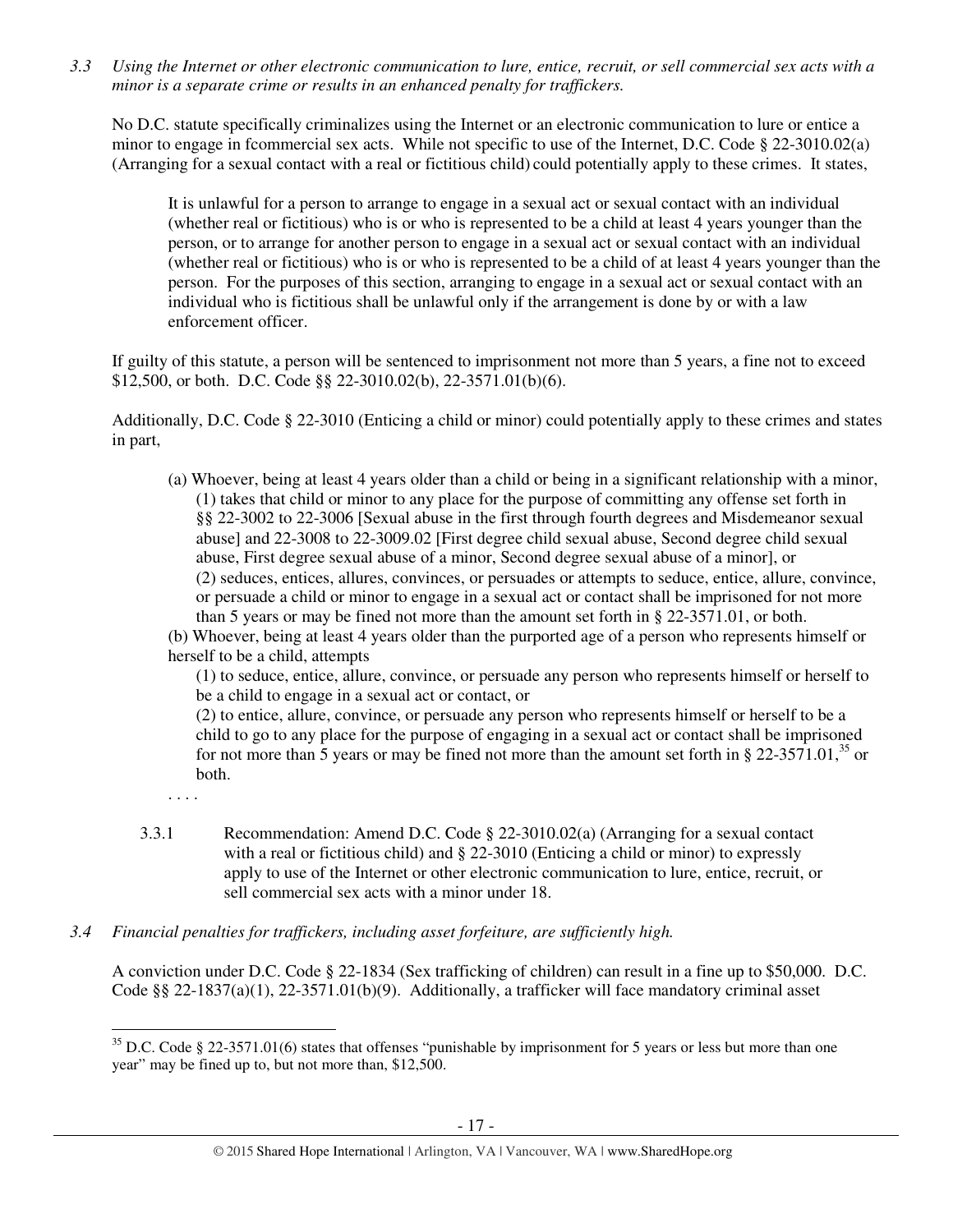*3.3 Using the Internet or other electronic communication to lure, entice, recruit, or sell commercial sex acts with a minor is a separate crime or results in an enhanced penalty for traffickers.*

No D.C. statute specifically criminalizes using the Internet or an electronic communication to lure or entice a minor to engage in fcommercial sex acts. While not specific to use of the Internet, D.C. Code § 22-3010.02(a) (Arranging for a sexual contact with a real or fictitious child) could potentially apply to these crimes. It states,

> It is unlawful for a person to arrange to engage in a sexual act or sexual contact with an individual (whether real or fictitious) who is or who is represented to be a child at least 4 years younger than the person, or to arrange for another person to engage in a sexual act or sexual contact with an individual (whether real or fictitious) who is or who is represented to be a child of at least 4 years younger than the person. For the purposes of this section, arranging to engage in a sexual act or sexual contact with an individual who is fictitious shall be unlawful only if the arrangement is done by or with a law enforcement officer.

If guilty of this statute, a person will be sentenced to imprisonment not more than 5 years, a fine not to exceed $12,500, or both. D.C. Code §§ 22-3010.02(b), 22-3571.01(b)(6).

Additionally, D.C. Code § 22-3010 (Enticing a child or minor) could potentially apply to these crimes and states in part,

> (a) Whoever, being at least 4 years older than a child or being in a significant relationship with a minor,
> (1) takes that child or minor to any place for the purpose of committing any offense set forth in §§ 22-3002 to 22-3006 [Sexual abuse in the first through fourth degrees and Misdemeanor sexual abuse] and 22-3008 to 22-3009.02 [First degree child sexual abuse, Second degree child sexual abuse, First degree sexual abuse of a minor, Second degree sexual abuse of a minor], or
> (2) seduces, entices, allures, convinces, or persuades or attempts to seduce, entice, allure, convince, or persuade a child or minor to engage in a sexual act or contact shall be imprisoned for not more than 5 years or may be fined not more than the amount set forth in § 22-3571.01, or both.
>
> (b) Whoever, being at least 4 years older than the purported age of a person who represents himself or herself to be a child, attempts
> (1) to seduce, entice, allure, convince, or persuade any person who represents himself or herself to be a child to engage in a sexual act or contact, or
> (2) to entice, allure, convince, or persuade any person who represents himself or herself to be a child to go to any place for the purpose of engaging in a sexual act or contact shall be imprisoned for not more than 5 years or may be fined not more than the amount set forth in § 22-3571.01,[35] or both.
>
> . . . .

3.3.1 Recommendation: Amend D.C. Code § 22-3010.02(a) (Arranging for a sexual contact with a real or fictitious child) and § 22-3010 (Enticing a child or minor) to expressly apply to use of the Internet or other electronic communication to lure, entice, recruit, or sell commercial sex acts with a minor under 18.

*3.4 Financial penalties for traffickers, including asset forfeiture, are sufficiently high.*

A conviction under D.C. Code § 22-1834 (Sex trafficking of children) can result in a fine up to $50,000. D.C. Code §§ 22-1837(a)(1), 22-3571.01(b)(9). Additionally, a trafficker will face mandatory criminal asset

---

[35] D.C. Code § 22-3571.01(6) states that offenses "punishable by imprisonment for 5 years or less but more than one year" may be fined up to, but not more than, $12,500.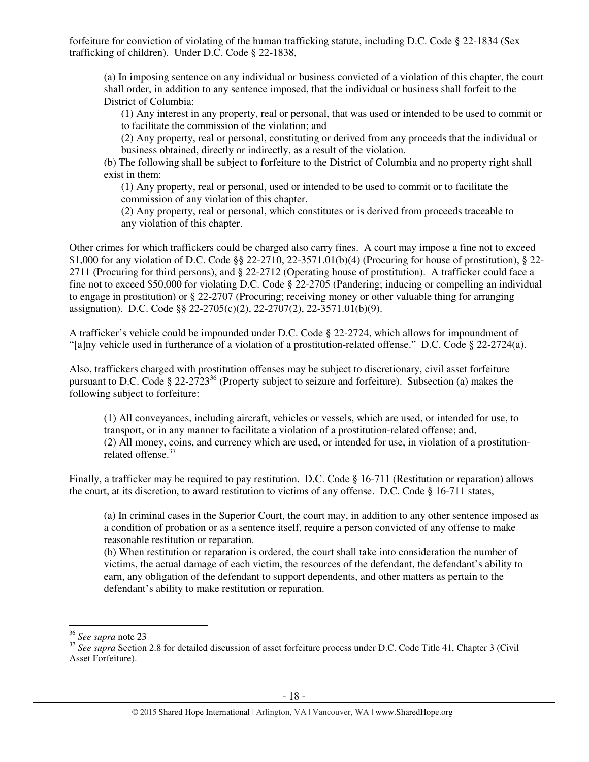forfeiture for conviction of violating of the human trafficking statute, including D.C. Code § 22-1834 (Sex trafficking of children). Under D.C. Code § 22-1838,

> (a) In imposing sentence on any individual or business convicted of a violation of this chapter, the court shall order, in addition to any sentence imposed, that the individual or business shall forfeit to the District of Columbia:
>
> (1) Any interest in any property, real or personal, that was used or intended to be used to commit or to facilitate the commission of the violation; and
>
> (2) Any property, real or personal, constituting or derived from any proceeds that the individual or business obtained, directly or indirectly, as a result of the violation.
>
> (b) The following shall be subject to forfeiture to the District of Columbia and no property right shall exist in them:
>
> (1) Any property, real or personal, used or intended to be used to commit or to facilitate the commission of any violation of this chapter.
>
> (2) Any property, real or personal, which constitutes or is derived from proceeds traceable to any violation of this chapter.

Other crimes for which traffickers could be charged also carry fines. A court may impose a fine not to exceed $1,000 for any violation of D.C. Code §§ 22-2710, 22-3571.01(b)(4) (Procuring for house of prostitution), § 22-2711 (Procuring for third persons), and § 22-2712 (Operating house of prostitution). A trafficker could face a fine not to exceed $50,000 for violating D.C. Code § 22-2705 (Pandering; inducing or compelling an individual to engage in prostitution) or § 22-2707 (Procuring; receiving money or other valuable thing for arranging assignation). D.C. Code §§ 22-2705(c)(2), 22-2707(2), 22-3571.01(b)(9).

A trafficker's vehicle could be impounded under D.C. Code § 22-2724, which allows for impoundment of "[a]ny vehicle used in furtherance of a violation of a prostitution-related offense." D.C. Code § 22-2724(a).

Also, traffickers charged with prostitution offenses may be subject to discretionary, civil asset forfeiture pursuant to D.C. Code § 22-2723[36] (Property subject to seizure and forfeiture). Subsection (a) makes the following subject to forfeiture:

> (1) All conveyances, including aircraft, vehicles or vessels, which are used, or intended for use, to transport, or in any manner to facilitate a violation of a prostitution-related offense; and,
>
> (2) All money, coins, and currency which are used, or intended for use, in violation of a prostitution-related offense.[37]

Finally, a trafficker may be required to pay restitution. D.C. Code § 16-711 (Restitution or reparation) allows the court, at its discretion, to award restitution to victims of any offense. D.C. Code § 16-711 states,

> (a) In criminal cases in the Superior Court, the court may, in addition to any other sentence imposed as a condition of probation or as a sentence itself, require a person convicted of any offense to make reasonable restitution or reparation.
>
> (b) When restitution or reparation is ordered, the court shall take into consideration the number of victims, the actual damage of each victim, the resources of the defendant, the defendant's ability to earn, any obligation of the defendant to support dependents, and other matters as pertain to the defendant's ability to make restitution or reparation.

---

[36] *See supra* note 23

[37] *See supra* Section 2.8 for detailed discussion of asset forfeiture process under D.C. Code Title 41, Chapter 3 (Civil Asset Forfeiture).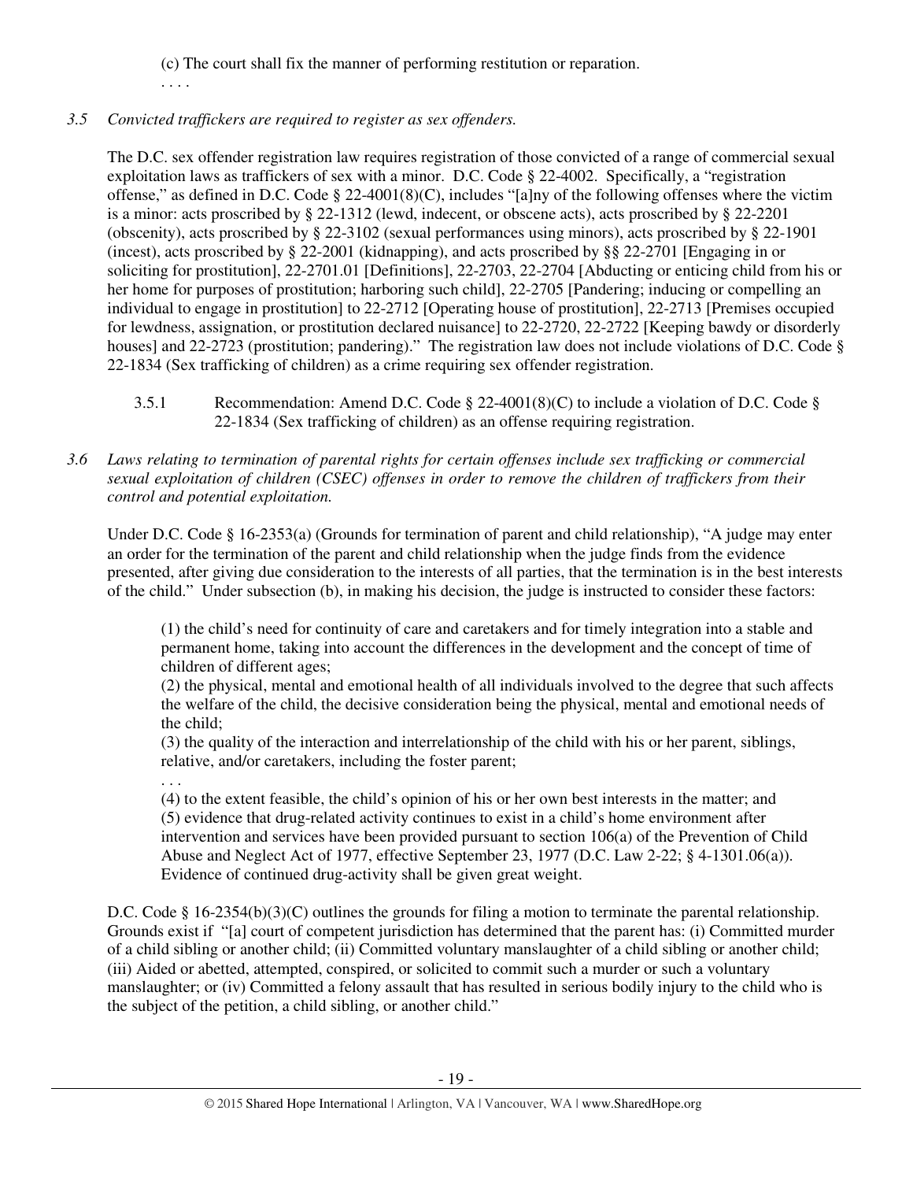(c) The court shall fix the manner of performing restitution or reparation.

. . . .

*3.5 Convicted traffickers are required to register as sex offenders.*

The D.C. sex offender registration law requires registration of those convicted of a range of commercial sexual exploitation laws as traffickers of sex with a minor. D.C. Code § 22-4002. Specifically, a "registration offense," as defined in D.C. Code § 22-4001(8)(C), includes "[a]ny of the following offenses where the victim is a minor: acts proscribed by § 22-1312 (lewd, indecent, or obscene acts), acts proscribed by § 22-2201 (obscenity), acts proscribed by § 22-3102 (sexual performances using minors), acts proscribed by § 22-1901 (incest), acts proscribed by § 22-2001 (kidnapping), and acts proscribed by §§ 22-2701 [Engaging in or soliciting for prostitution], 22-2701.01 [Definitions], 22-2703, 22-2704 [Abducting or enticing child from his or her home for purposes of prostitution; harboring such child], 22-2705 [Pandering; inducing or compelling an individual to engage in prostitution] to 22-2712 [Operating house of prostitution], 22-2713 [Premises occupied for lewdness, assignation, or prostitution declared nuisance] to 22-2720, 22-2722 [Keeping bawdy or disorderly houses] and 22-2723 (prostitution; pandering)." The registration law does not include violations of D.C. Code § 22-1834 (Sex trafficking of children) as a crime requiring sex offender registration.

3.5.1 Recommendation: Amend D.C. Code § 22-4001(8)(C) to include a violation of D.C. Code § 22-1834 (Sex trafficking of children) as an offense requiring registration.

*3.6 Laws relating to termination of parental rights for certain offenses include sex trafficking or commercial sexual exploitation of children (CSEC) offenses in order to remove the children of traffickers from their control and potential exploitation.*

Under D.C. Code § 16-2353(a) (Grounds for termination of parent and child relationship), "A judge may enter an order for the termination of the parent and child relationship when the judge finds from the evidence presented, after giving due consideration to the interests of all parties, that the termination is in the best interests of the child." Under subsection (b), in making his decision, the judge is instructed to consider these factors:

> (1) the child's need for continuity of care and caretakers and for timely integration into a stable and permanent home, taking into account the differences in the development and the concept of time of children of different ages;
> (2) the physical, mental and emotional health of all individuals involved to the degree that such affects the welfare of the child, the decisive consideration being the physical, mental and emotional needs of the child;
> (3) the quality of the interaction and interrelationship of the child with his or her parent, siblings, relative, and/or caretakers, including the foster parent;
> . . .
> (4) to the extent feasible, the child's opinion of his or her own best interests in the matter; and
> (5) evidence that drug-related activity continues to exist in a child's home environment after intervention and services have been provided pursuant to section 106(a) of the Prevention of Child Abuse and Neglect Act of 1977, effective September 23, 1977 (D.C. Law 2-22; § 4-1301.06(a)). Evidence of continued drug-activity shall be given great weight.

D.C. Code § 16-2354(b)(3)(C) outlines the grounds for filing a motion to terminate the parental relationship. Grounds exist if "[a] court of competent jurisdiction has determined that the parent has: (i) Committed murder of a child sibling or another child; (ii) Committed voluntary manslaughter of a child sibling or another child; (iii) Aided or abetted, attempted, conspired, or solicited to commit such a murder or such a voluntary manslaughter; or (iv) Committed a felony assault that has resulted in serious bodily injury to the child who is the subject of the petition, a child sibling, or another child."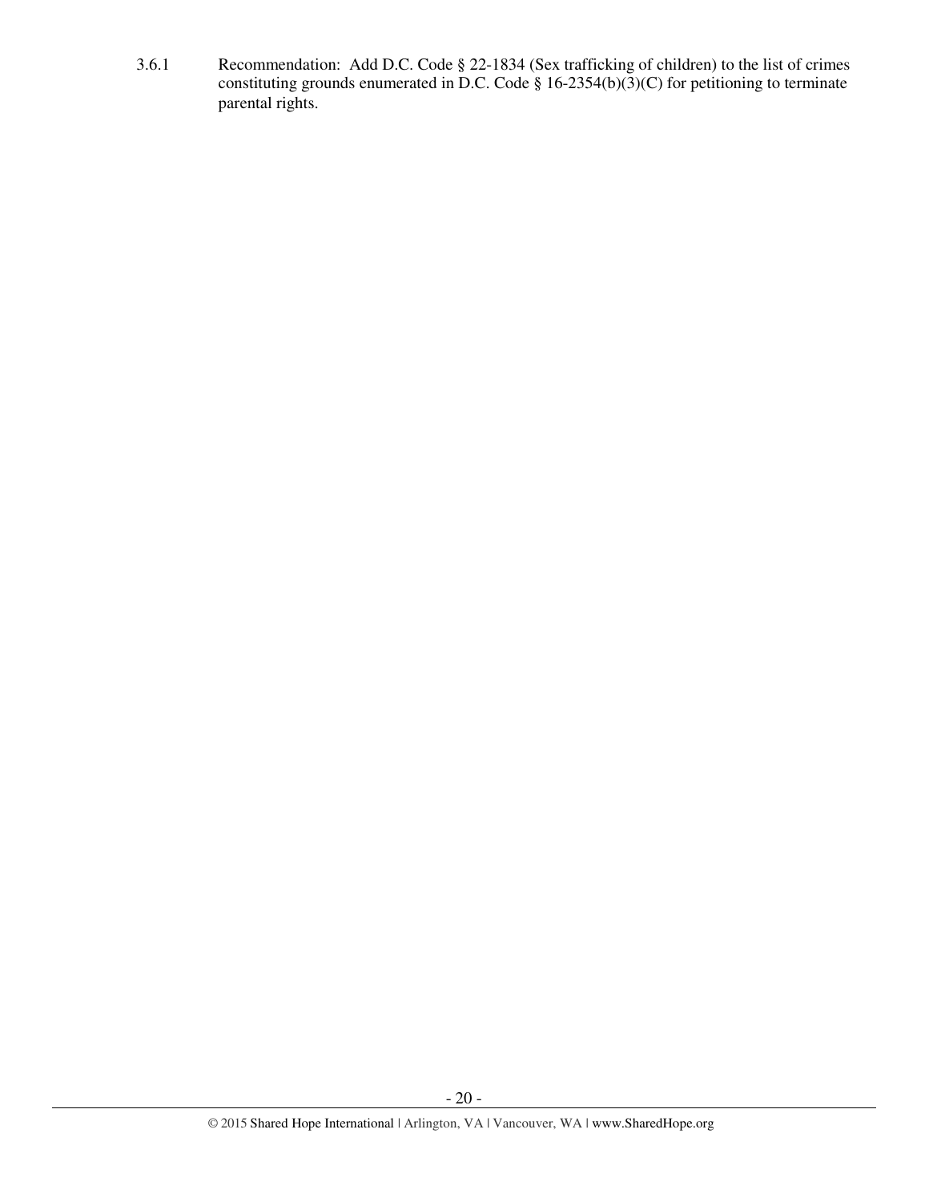3.6.1 Recommendation: Add D.C. Code § 22-1834 (Sex trafficking of children) to the list of crimes constituting grounds enumerated in D.C. Code § 16-2354(b)(3)(C) for petitioning to terminate parental rights.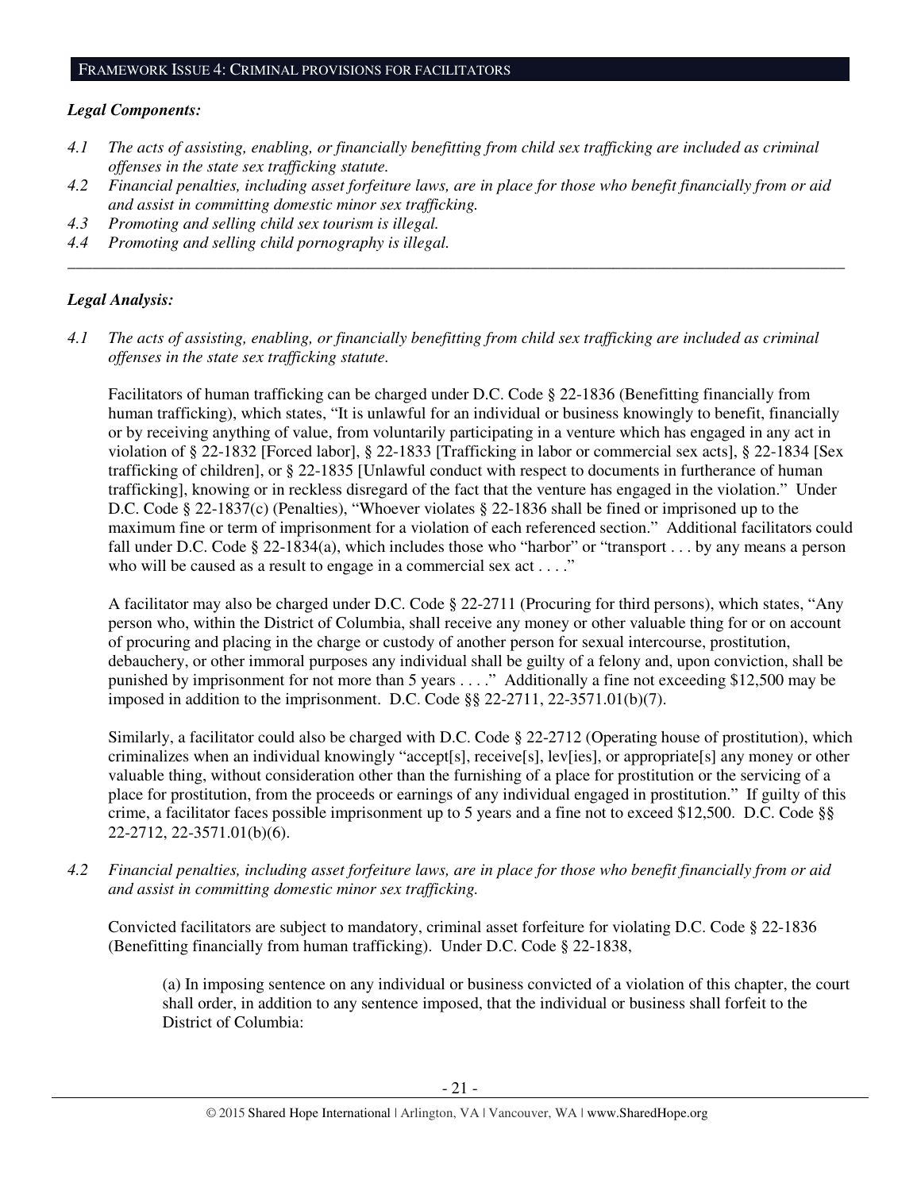## FRAMEWORK ISSUE 4: CRIMINAL PROVISIONS FOR FACILITATORS

***Legal Components:***

*4.1 The acts of assisting, enabling, or financially benefitting from child sex trafficking are included as criminal offenses in the state sex trafficking statute.*

*4.2 Financial penalties, including asset forfeiture laws, are in place for those who benefit financially from or aid and assist in committing domestic minor sex trafficking.*

*4.3 Promoting and selling child sex tourism is illegal.*

*4.4 Promoting and selling child pornography is illegal.*

---

***Legal Analysis:***

*4.1 The acts of assisting, enabling, or financially benefitting from child sex trafficking are included as criminal offenses in the state sex trafficking statute.*

Facilitators of human trafficking can be charged under D.C. Code § 22-1836 (Benefitting financially from human trafficking), which states, "It is unlawful for an individual or business knowingly to benefit, financially or by receiving anything of value, from voluntarily participating in a venture which has engaged in any act in violation of § 22-1832 [Forced labor], § 22-1833 [Trafficking in labor or commercial sex acts], § 22-1834 [Sex trafficking of children], or § 22-1835 [Unlawful conduct with respect to documents in furtherance of human trafficking], knowing or in reckless disregard of the fact that the venture has engaged in the violation." Under D.C. Code § 22-1837(c) (Penalties), "Whoever violates § 22-1836 shall be fined or imprisoned up to the maximum fine or term of imprisonment for a violation of each referenced section." Additional facilitators could fall under D.C. Code § 22-1834(a), which includes those who "harbor" or "transport . . . by any means a person who will be caused as a result to engage in a commercial sex act . . . ."

A facilitator may also be charged under D.C. Code § 22-2711 (Procuring for third persons), which states, "Any person who, within the District of Columbia, shall receive any money or other valuable thing for or on account of procuring and placing in the charge or custody of another person for sexual intercourse, prostitution, debauchery, or other immoral purposes any individual shall be guilty of a felony and, upon conviction, shall be punished by imprisonment for not more than 5 years . . . ." Additionally a fine not exceeding $12,500 may be imposed in addition to the imprisonment. D.C. Code §§ 22-2711, 22-3571.01(b)(7).

Similarly, a facilitator could also be charged with D.C. Code § 22-2712 (Operating house of prostitution), which criminalizes when an individual knowingly "accept[s], receive[s], lev[ies], or appropriate[s] any money or other valuable thing, without consideration other than the furnishing of a place for prostitution or the servicing of a place for prostitution, from the proceeds or earnings of any individual engaged in prostitution." If guilty of this crime, a facilitator faces possible imprisonment up to 5 years and a fine not to exceed $12,500. D.C. Code §§ 22-2712, 22-3571.01(b)(6).

*4.2 Financial penalties, including asset forfeiture laws, are in place for those who benefit financially from or aid and assist in committing domestic minor sex trafficking.*

Convicted facilitators are subject to mandatory, criminal asset forfeiture for violating D.C. Code § 22-1836 (Benefitting financially from human trafficking). Under D.C. Code § 22-1838,

> (a) In imposing sentence on any individual or business convicted of a violation of this chapter, the court shall order, in addition to any sentence imposed, that the individual or business shall forfeit to the District of Columbia: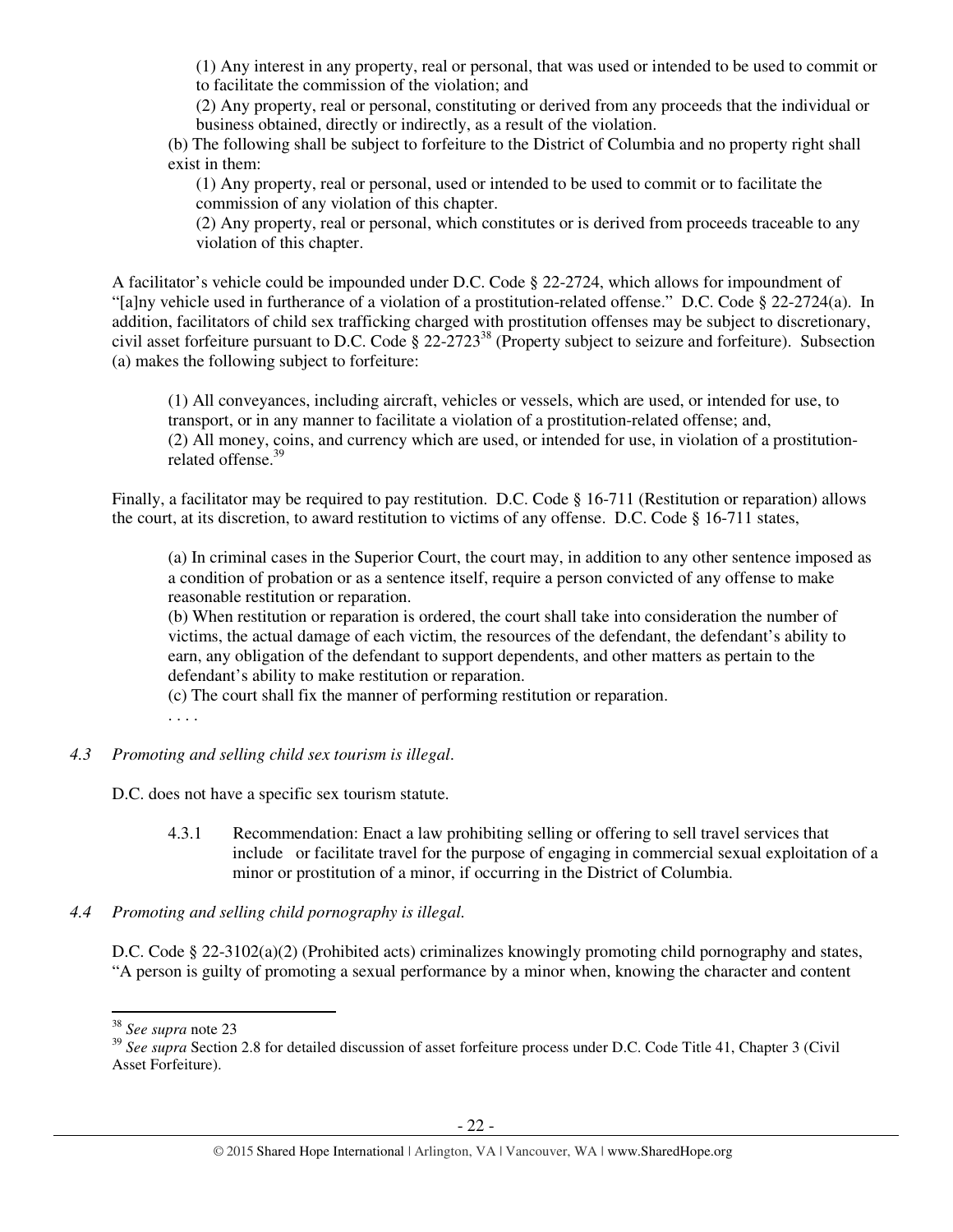(1) Any interest in any property, real or personal, that was used or intended to be used to commit or to facilitate the commission of the violation; and

(2) Any property, real or personal, constituting or derived from any proceeds that the individual or business obtained, directly or indirectly, as a result of the violation.

(b) The following shall be subject to forfeiture to the District of Columbia and no property right shall exist in them:

(1) Any property, real or personal, used or intended to be used to commit or to facilitate the commission of any violation of this chapter.

(2) Any property, real or personal, which constitutes or is derived from proceeds traceable to any violation of this chapter.

A facilitator's vehicle could be impounded under D.C. Code § 22-2724, which allows for impoundment of "[a]ny vehicle used in furtherance of a violation of a prostitution-related offense." D.C. Code § 22-2724(a). In addition, facilitators of child sex trafficking charged with prostitution offenses may be subject to discretionary, civil asset forfeiture pursuant to D.C. Code § 22-2723[38] (Property subject to seizure and forfeiture). Subsection (a) makes the following subject to forfeiture:

> (1) All conveyances, including aircraft, vehicles or vessels, which are used, or intended for use, to transport, or in any manner to facilitate a violation of a prostitution-related offense; and,
> (2) All money, coins, and currency which are used, or intended for use, in violation of a prostitution-related offense.[39]

Finally, a facilitator may be required to pay restitution. D.C. Code § 16-711 (Restitution or reparation) allows the court, at its discretion, to award restitution to victims of any offense. D.C. Code § 16-711 states,

> (a) In criminal cases in the Superior Court, the court may, in addition to any other sentence imposed as a condition of probation or as a sentence itself, require a person convicted of any offense to make reasonable restitution or reparation.
> (b) When restitution or reparation is ordered, the court shall take into consideration the number of victims, the actual damage of each victim, the resources of the defendant, the defendant's ability to earn, any obligation of the defendant to support dependents, and other matters as pertain to the defendant's ability to make restitution or reparation.
> (c) The court shall fix the manner of performing restitution or reparation.
> . . . .

*4.3 Promoting and selling child sex tourism is illegal.*

D.C. does not have a specific sex tourism statute.

4.3.1 Recommendation: Enact a law prohibiting selling or offering to sell travel services that include or facilitate travel for the purpose of engaging in commercial sexual exploitation of a minor or prostitution of a minor, if occurring in the District of Columbia.

*4.4 Promoting and selling child pornography is illegal.*

D.C. Code § 22-3102(a)(2) (Prohibited acts) criminalizes knowingly promoting child pornography and states, "A person is guilty of promoting a sexual performance by a minor when, knowing the character and content

---

[38] *See supra* note 23

[39] *See supra* Section 2.8 for detailed discussion of asset forfeiture process under D.C. Code Title 41, Chapter 3 (Civil Asset Forfeiture).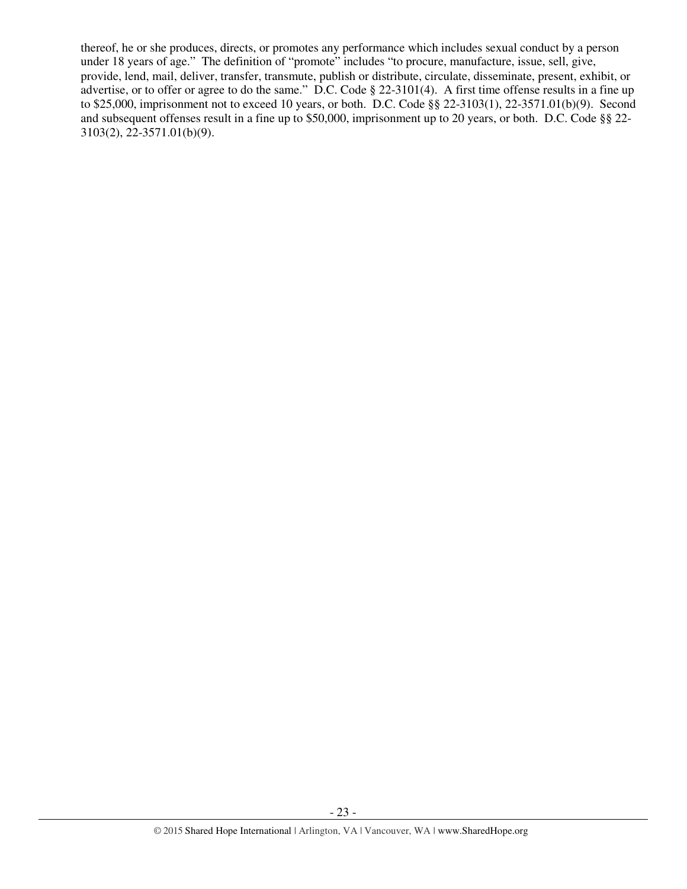thereof, he or she produces, directs, or promotes any performance which includes sexual conduct by a person under 18 years of age." The definition of "promote" includes "to procure, manufacture, issue, sell, give, provide, lend, mail, deliver, transfer, transmute, publish or distribute, circulate, disseminate, present, exhibit, or advertise, or to offer or agree to do the same." D.C. Code § 22-3101(4). A first time offense results in a fine up to $25,000, imprisonment not to exceed 10 years, or both. D.C. Code §§ 22-3103(1), 22-3571.01(b)(9). Second and subsequent offenses result in a fine up to $50,000, imprisonment up to 20 years, or both. D.C. Code §§ 22-3103(2), 22-3571.01(b)(9).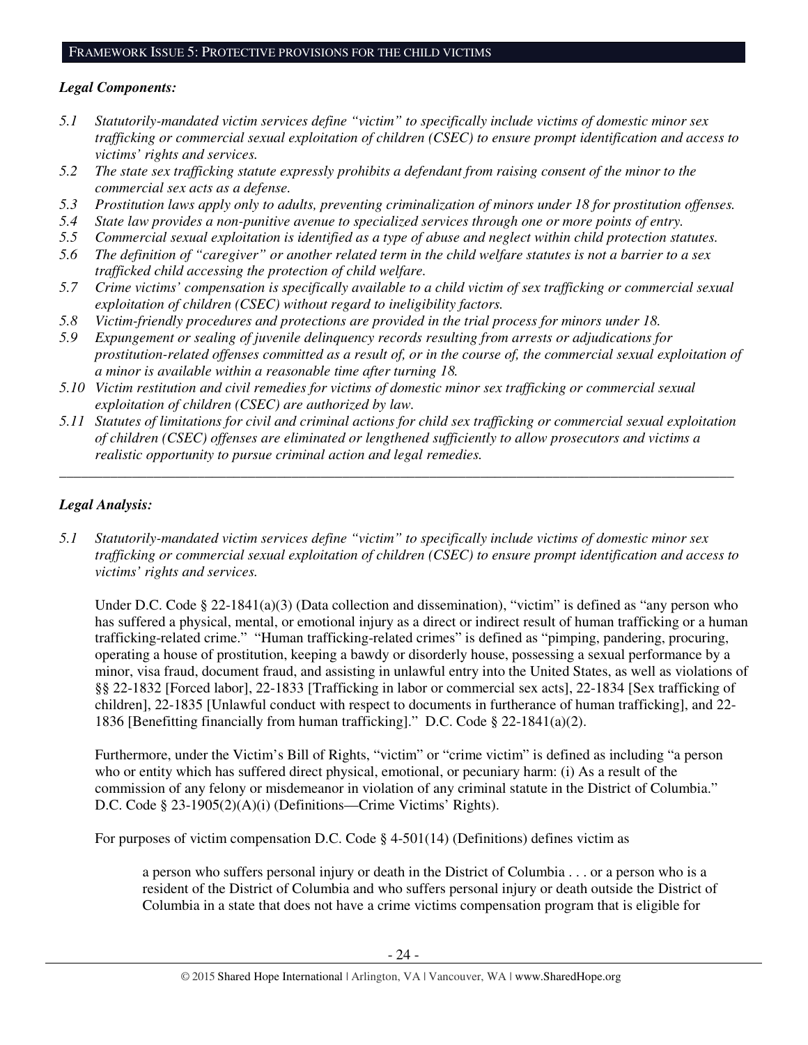## FRAMEWORK ISSUE 5: PROTECTIVE PROVISIONS FOR THE CHILD VICTIMS

***Legal Components:***

*5.1 Statutorily-mandated victim services define "victim" to specifically include victims of domestic minor sex trafficking or commercial sexual exploitation of children (CSEC) to ensure prompt identification and access to victims' rights and services.*

*5.2 The state sex trafficking statute expressly prohibits a defendant from raising consent of the minor to the commercial sex acts as a defense.*

*5.3 Prostitution laws apply only to adults, preventing criminalization of minors under 18 for prostitution offenses.*

*5.4 State law provides a non-punitive avenue to specialized services through one or more points of entry.*

*5.5 Commercial sexual exploitation is identified as a type of abuse and neglect within child protection statutes.*

*5.6 The definition of "caregiver" or another related term in the child welfare statutes is not a barrier to a sex trafficked child accessing the protection of child welfare.*

*5.7 Crime victims' compensation is specifically available to a child victim of sex trafficking or commercial sexual exploitation of children (CSEC) without regard to ineligibility factors.*

*5.8 Victim-friendly procedures and protections are provided in the trial process for minors under 18.*

*5.9 Expungement or sealing of juvenile delinquency records resulting from arrests or adjudications for prostitution-related offenses committed as a result of, or in the course of, the commercial sexual exploitation of a minor is available within a reasonable time after turning 18.*

*5.10 Victim restitution and civil remedies for victims of domestic minor sex trafficking or commercial sexual exploitation of children (CSEC) are authorized by law.*

*5.11 Statutes of limitations for civil and criminal actions for child sex trafficking or commercial sexual exploitation of children (CSEC) offenses are eliminated or lengthened sufficiently to allow prosecutors and victims a realistic opportunity to pursue criminal action and legal remedies.*

---

***Legal Analysis:***

*5.1 Statutorily-mandated victim services define "victim" to specifically include victims of domestic minor sex trafficking or commercial sexual exploitation of children (CSEC) to ensure prompt identification and access to victims' rights and services.*

Under D.C. Code § 22-1841(a)(3) (Data collection and dissemination), "victim" is defined as "any person who has suffered a physical, mental, or emotional injury as a direct or indirect result of human trafficking or a human trafficking-related crime." "Human trafficking-related crimes" is defined as "pimping, pandering, procuring, operating a house of prostitution, keeping a bawdy or disorderly house, possessing a sexual performance by a minor, visa fraud, document fraud, and assisting in unlawful entry into the United States, as well as violations of §§ 22-1832 [Forced labor], 22-1833 [Trafficking in labor or commercial sex acts], 22-1834 [Sex trafficking of children], 22-1835 [Unlawful conduct with respect to documents in furtherance of human trafficking], and 22-1836 [Benefitting financially from human trafficking]." D.C. Code § 22-1841(a)(2).

Furthermore, under the Victim's Bill of Rights, "victim" or "crime victim" is defined as including "a person who or entity which has suffered direct physical, emotional, or pecuniary harm: (i) As a result of the commission of any felony or misdemeanor in violation of any criminal statute in the District of Columbia." D.C. Code § 23-1905(2)(A)(i) (Definitions—Crime Victims' Rights).

For purposes of victim compensation D.C. Code § 4-501(14) (Definitions) defines victim as

> a person who suffers personal injury or death in the District of Columbia . . . or a person who is a resident of the District of Columbia and who suffers personal injury or death outside the District of Columbia in a state that does not have a crime victims compensation program that is eligible for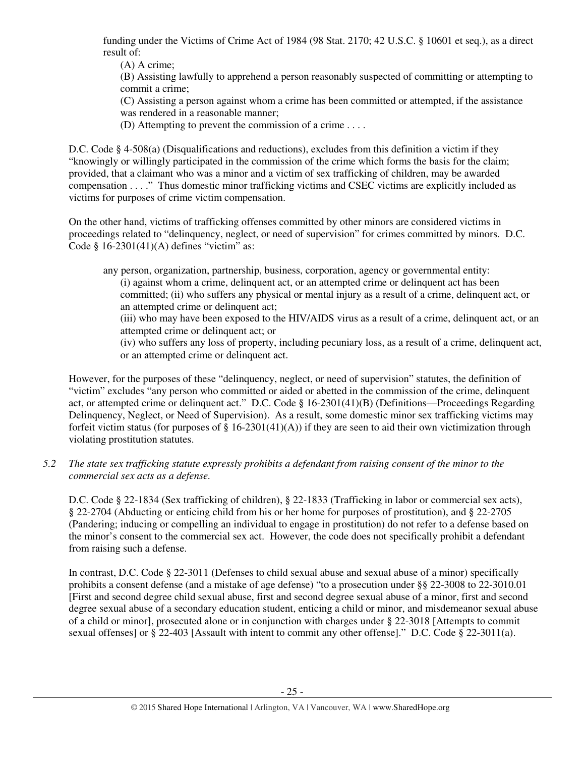funding under the Victims of Crime Act of 1984 (98 Stat. 2170; 42 U.S.C. § 10601 et seq.), as a direct result of:

(A) A crime;

(B) Assisting lawfully to apprehend a person reasonably suspected of committing or attempting to commit a crime;

(C) Assisting a person against whom a crime has been committed or attempted, if the assistance was rendered in a reasonable manner;

(D) Attempting to prevent the commission of a crime . . . .

D.C. Code § 4-508(a) (Disqualifications and reductions), excludes from this definition a victim if they "knowingly or willingly participated in the commission of the crime which forms the basis for the claim; provided, that a claimant who was a minor and a victim of sex trafficking of children, may be awarded compensation . . . ." Thus domestic minor trafficking victims and CSEC victims are explicitly included as victims for purposes of crime victim compensation.

On the other hand, victims of trafficking offenses committed by other minors are considered victims in proceedings related to "delinquency, neglect, or need of supervision" for crimes committed by minors. D.C. Code § 16-2301(41)(A) defines "victim" as:

> any person, organization, partnership, business, corporation, agency or governmental entity:
>
> (i) against whom a crime, delinquent act, or an attempted crime or delinquent act has been committed; (ii) who suffers any physical or mental injury as a result of a crime, delinquent act, or an attempted crime or delinquent act;
>
> (iii) who may have been exposed to the HIV/AIDS virus as a result of a crime, delinquent act, or an attempted crime or delinquent act; or
>
> (iv) who suffers any loss of property, including pecuniary loss, as a result of a crime, delinquent act, or an attempted crime or delinquent act.

However, for the purposes of these "delinquency, neglect, or need of supervision" statutes, the definition of "victim" excludes "any person who committed or aided or abetted in the commission of the crime, delinquent act, or attempted crime or delinquent act." D.C. Code § 16-2301(41)(B) (Definitions—Proceedings Regarding Delinquency, Neglect, or Need of Supervision). As a result, some domestic minor sex trafficking victims may forfeit victim status (for purposes of § 16-2301(41)(A)) if they are seen to aid their own victimization through violating prostitution statutes.

*5.2 The state sex trafficking statute expressly prohibits a defendant from raising consent of the minor to the commercial sex acts as a defense.*

D.C. Code § 22-1834 (Sex trafficking of children), § 22-1833 (Trafficking in labor or commercial sex acts), § 22-2704 (Abducting or enticing child from his or her home for purposes of prostitution), and § 22-2705 (Pandering; inducing or compelling an individual to engage in prostitution) do not refer to a defense based on the minor's consent to the commercial sex act. However, the code does not specifically prohibit a defendant from raising such a defense.

In contrast, D.C. Code § 22-3011 (Defenses to child sexual abuse and sexual abuse of a minor) specifically prohibits a consent defense (and a mistake of age defense) "to a prosecution under §§ 22-3008 to 22-3010.01 [First and second degree child sexual abuse, first and second degree sexual abuse of a minor, first and second degree sexual abuse of a secondary education student, enticing a child or minor, and misdemeanor sexual abuse of a child or minor], prosecuted alone or in conjunction with charges under § 22-3018 [Attempts to commit sexual offenses] or § 22-403 [Assault with intent to commit any other offense]." D.C. Code § 22-3011(a).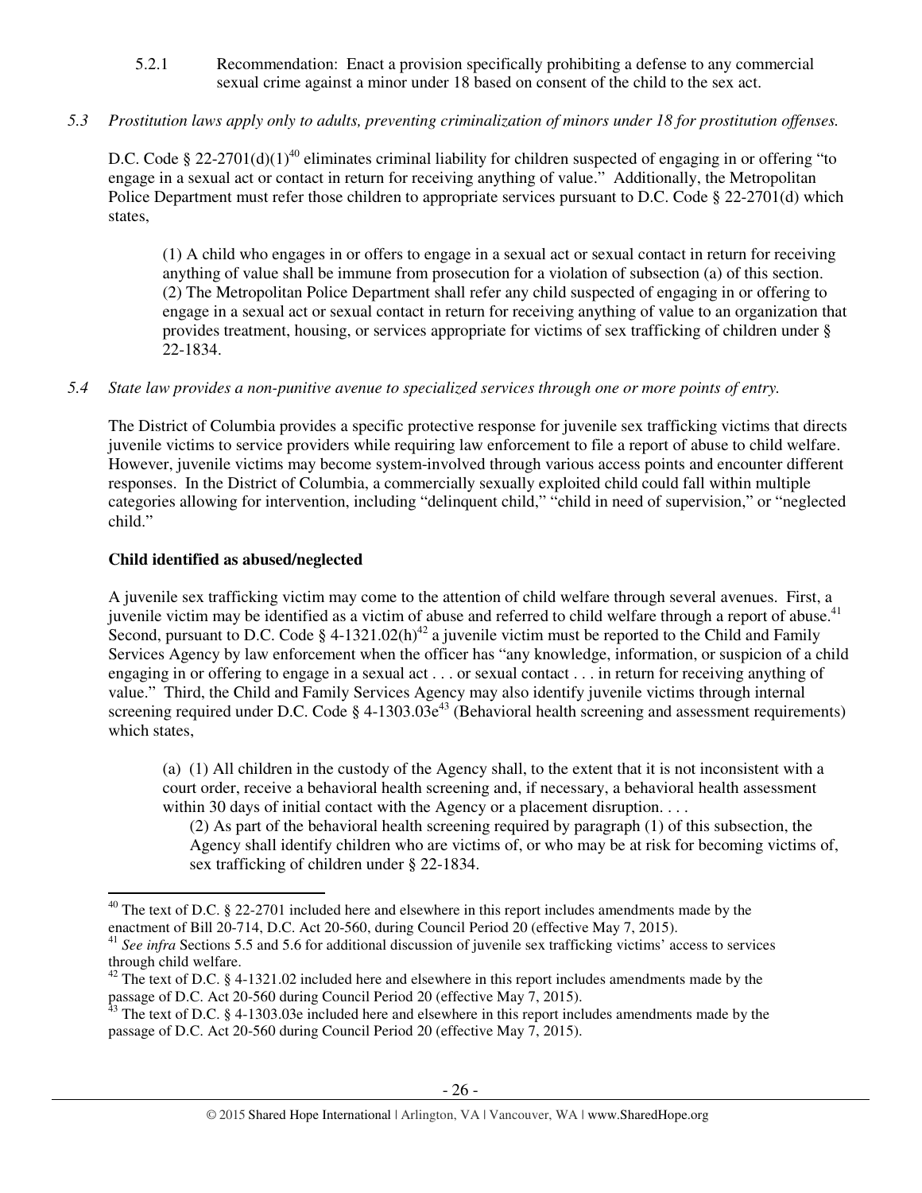5.2.1 Recommendation: Enact a provision specifically prohibiting a defense to any commercial sexual crime against a minor under 18 based on consent of the child to the sex act.

*5.3 Prostitution laws apply only to adults, preventing criminalization of minors under 18 for prostitution offenses.*

D.C. Code § 22-2701(d)(1)[40] eliminates criminal liability for children suspected of engaging in or offering "to engage in a sexual act or contact in return for receiving anything of value." Additionally, the Metropolitan Police Department must refer those children to appropriate services pursuant to D.C. Code § 22-2701(d) which states,

> (1) A child who engages in or offers to engage in a sexual act or sexual contact in return for receiving anything of value shall be immune from prosecution for a violation of subsection (a) of this section.
> (2) The Metropolitan Police Department shall refer any child suspected of engaging in or offering to engage in a sexual act or sexual contact in return for receiving anything of value to an organization that provides treatment, housing, or services appropriate for victims of sex trafficking of children under § 22-1834.

*5.4 State law provides a non-punitive avenue to specialized services through one or more points of entry.*

The District of Columbia provides a specific protective response for juvenile sex trafficking victims that directs juvenile victims to service providers while requiring law enforcement to file a report of abuse to child welfare. However, juvenile victims may become system-involved through various access points and encounter different responses. In the District of Columbia, a commercially sexually exploited child could fall within multiple categories allowing for intervention, including "delinquent child," "child in need of supervision," or "neglected child."

**Child identified as abused/neglected**

A juvenile sex trafficking victim may come to the attention of child welfare through several avenues. First, a juvenile victim may be identified as a victim of abuse and referred to child welfare through a report of abuse.[41] Second, pursuant to D.C. Code § 4-1321.02(h)[42] a juvenile victim must be reported to the Child and Family Services Agency by law enforcement when the officer has "any knowledge, information, or suspicion of a child engaging in or offering to engage in a sexual act . . . or sexual contact . . . in return for receiving anything of value." Third, the Child and Family Services Agency may also identify juvenile victims through internal screening required under D.C. Code § 4-1303.03e[43] (Behavioral health screening and assessment requirements) which states,

> (a) (1) All children in the custody of the Agency shall, to the extent that it is not inconsistent with a court order, receive a behavioral health screening and, if necessary, a behavioral health assessment within 30 days of initial contact with the Agency or a placement disruption. . . .
> > (2) As part of the behavioral health screening required by paragraph (1) of this subsection, the Agency shall identify children who are victims of, or who may be at risk for becoming victims of, sex trafficking of children under § 22-1834.

---

[40] The text of D.C. § 22-2701 included here and elsewhere in this report includes amendments made by the enactment of Bill 20-714, D.C. Act 20-560, during Council Period 20 (effective May 7, 2015).

[41] *See infra* Sections 5.5 and 5.6 for additional discussion of juvenile sex trafficking victims' access to services through child welfare.

[42] The text of D.C. § 4-1321.02 included here and elsewhere in this report includes amendments made by the passage of D.C. Act 20-560 during Council Period 20 (effective May 7, 2015).

[43] The text of D.C. § 4-1303.03e included here and elsewhere in this report includes amendments made by the passage of D.C. Act 20-560 during Council Period 20 (effective May 7, 2015).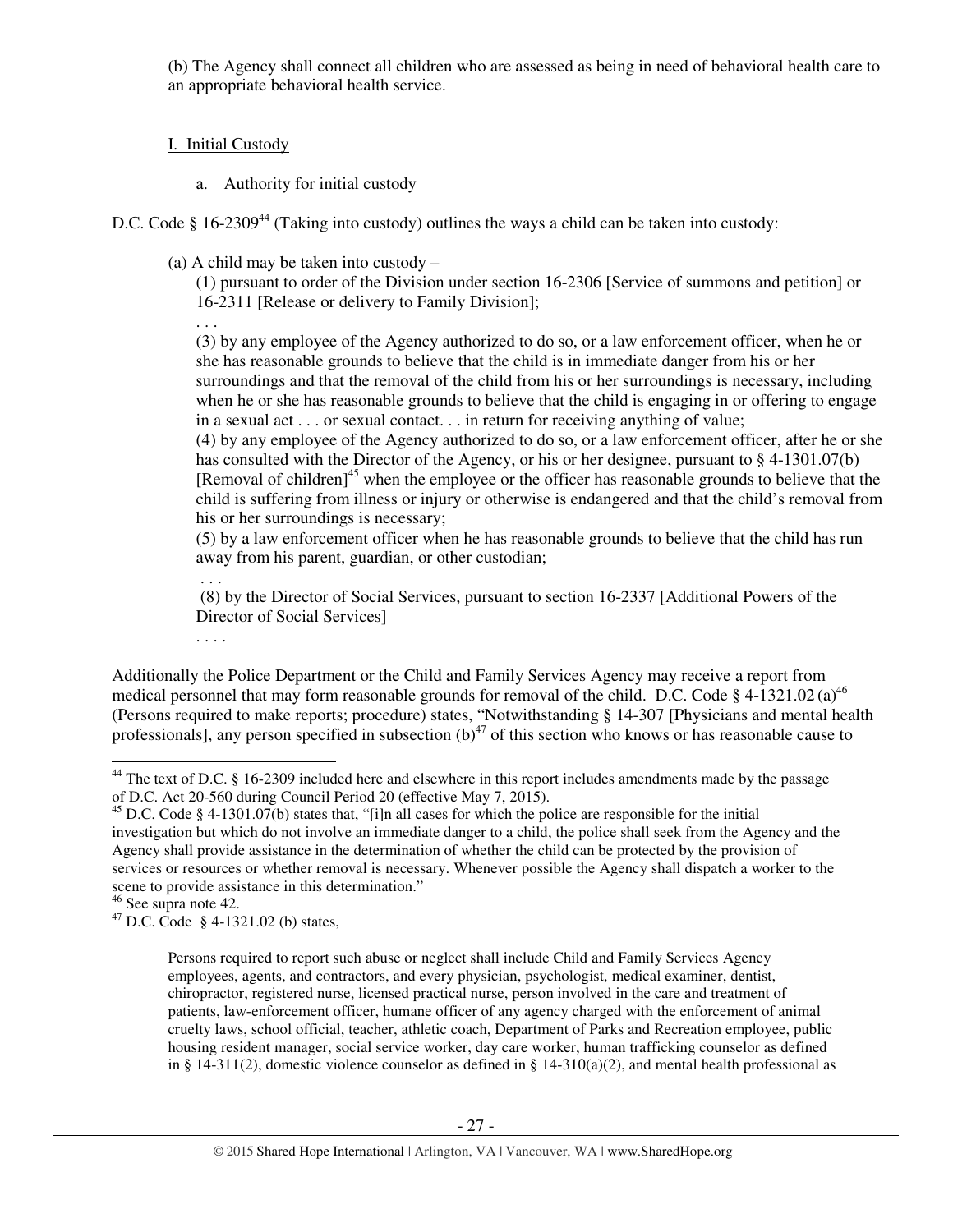(b) The Agency shall connect all children who are assessed as being in need of behavioral health care to an appropriate behavioral health service.

I. Initial Custody

a. Authority for initial custody

D.C. Code § 16-2309[44] (Taking into custody) outlines the ways a child can be taken into custody:

> (a) A child may be taken into custody –
>
> (1) pursuant to order of the Division under section 16-2306 [Service of summons and petition] or 16-2311 [Release or delivery to Family Division];
>
> . . .
>
> (3) by any employee of the Agency authorized to do so, or a law enforcement officer, when he or she has reasonable grounds to believe that the child is in immediate danger from his or her surroundings and that the removal of the child from his or her surroundings is necessary, including when he or she has reasonable grounds to believe that the child is engaging in or offering to engage in a sexual act . . . or sexual contact. . . in return for receiving anything of value;
>
> (4) by any employee of the Agency authorized to do so, or a law enforcement officer, after he or she has consulted with the Director of the Agency, or his or her designee, pursuant to § 4-1301.07(b) [Removal of children][45] when the employee or the officer has reasonable grounds to believe that the child is suffering from illness or injury or otherwise is endangered and that the child's removal from his or her surroundings is necessary;
>
> (5) by a law enforcement officer when he has reasonable grounds to believe that the child has run away from his parent, guardian, or other custodian;
>
> . . .
>
> (8) by the Director of Social Services, pursuant to section 16-2337 [Additional Powers of the Director of Social Services]
>
> . . . .

Additionally the Police Department or the Child and Family Services Agency may receive a report from medical personnel that may form reasonable grounds for removal of the child. D.C. Code § 4-1321.02 (a)[46] (Persons required to make reports; procedure) states, "Notwithstanding § 14-307 [Physicians and mental health professionals], any person specified in subsection (b)[47] of this section who knows or has reasonable cause to

---

[44] The text of D.C. § 16-2309 included here and elsewhere in this report includes amendments made by the passage of D.C. Act 20-560 during Council Period 20 (effective May 7, 2015).

[45] D.C. Code § 4-1301.07(b) states that, "[i]n all cases for which the police are responsible for the initial investigation but which do not involve an immediate danger to a child, the police shall seek from the Agency and the Agency shall provide assistance in the determination of whether the child can be protected by the provision of services or resources or whether removal is necessary. Whenever possible the Agency shall dispatch a worker to the scene to provide assistance in this determination."

[46] See supra note 42.

[47] D.C. Code § 4-1321.02 (b) states,

> Persons required to report such abuse or neglect shall include Child and Family Services Agency employees, agents, and contractors, and every physician, psychologist, medical examiner, dentist, chiropractor, registered nurse, licensed practical nurse, person involved in the care and treatment of patients, law-enforcement officer, humane officer of any agency charged with the enforcement of animal cruelty laws, school official, teacher, athletic coach, Department of Parks and Recreation employee, public housing resident manager, social service worker, day care worker, human trafficking counselor as defined in § 14-311(2), domestic violence counselor as defined in § 14-310(a)(2), and mental health professional as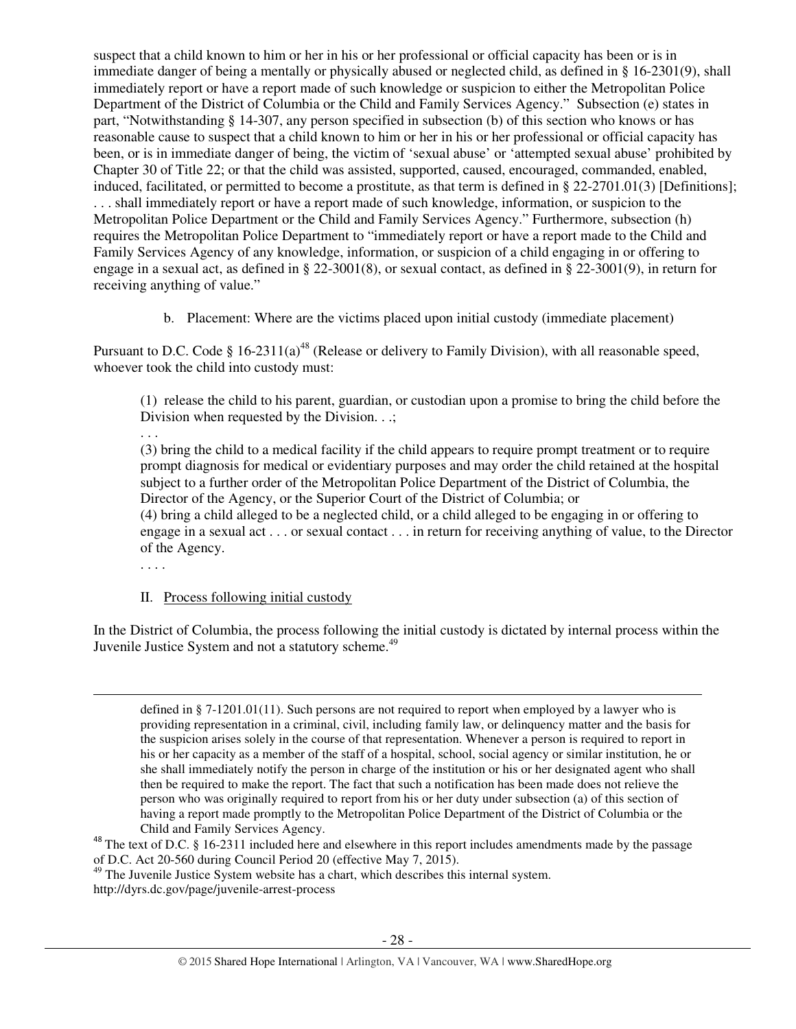suspect that a child known to him or her in his or her professional or official capacity has been or is in immediate danger of being a mentally or physically abused or neglected child, as defined in § 16-2301(9), shall immediately report or have a report made of such knowledge or suspicion to either the Metropolitan Police Department of the District of Columbia or the Child and Family Services Agency." Subsection (e) states in part, "Notwithstanding § 14-307, any person specified in subsection (b) of this section who knows or has reasonable cause to suspect that a child known to him or her in his or her professional or official capacity has been, or is in immediate danger of being, the victim of 'sexual abuse' or 'attempted sexual abuse' prohibited by Chapter 30 of Title 22; or that the child was assisted, supported, caused, encouraged, commanded, enabled, induced, facilitated, or permitted to become a prostitute, as that term is defined in § 22-2701.01(3) [Definitions]; . . . shall immediately report or have a report made of such knowledge, information, or suspicion to the Metropolitan Police Department or the Child and Family Services Agency." Furthermore, subsection (h) requires the Metropolitan Police Department to "immediately report or have a report made to the Child and Family Services Agency of any knowledge, information, or suspicion of a child engaging in or offering to engage in a sexual act, as defined in § 22-3001(8), or sexual contact, as defined in § 22-3001(9), in return for receiving anything of value."

b. Placement: Where are the victims placed upon initial custody (immediate placement)

Pursuant to D.C. Code § 16-2311(a)[48] (Release or delivery to Family Division), with all reasonable speed, whoever took the child into custody must:

> (1) release the child to his parent, guardian, or custodian upon a promise to bring the child before the Division when requested by the Division. . .;
>
> . . .
>
> (3) bring the child to a medical facility if the child appears to require prompt treatment or to require prompt diagnosis for medical or evidentiary purposes and may order the child retained at the hospital subject to a further order of the Metropolitan Police Department of the District of Columbia, the Director of the Agency, or the Superior Court of the District of Columbia; or
>
> (4) bring a child alleged to be a neglected child, or a child alleged to be engaging in or offering to engage in a sexual act . . . or sexual contact . . . in return for receiving anything of value, to the Director of the Agency.
>
> . . . .

II. Process following initial custody

In the District of Columbia, the process following the initial custody is dictated by internal process within the Juvenile Justice System and not a statutory scheme.[49]

---

defined in § 7-1201.01(11). Such persons are not required to report when employed by a lawyer who is providing representation in a criminal, civil, including family law, or delinquency matter and the basis for the suspicion arises solely in the course of that representation. Whenever a person is required to report in his or her capacity as a member of the staff of a hospital, school, social agency or similar institution, he or she shall immediately notify the person in charge of the institution or his or her designated agent who shall then be required to make the report. The fact that such a notification has been made does not relieve the person who was originally required to report from his or her duty under subsection (a) of this section of having a report made promptly to the Metropolitan Police Department of the District of Columbia or the Child and Family Services Agency.

[48] The text of D.C. § 16-2311 included here and elsewhere in this report includes amendments made by the passage of D.C. Act 20-560 during Council Period 20 (effective May 7, 2015).

[49] The Juvenile Justice System website has a chart, which describes this internal system. http://dyrs.dc.gov/page/juvenile-arrest-process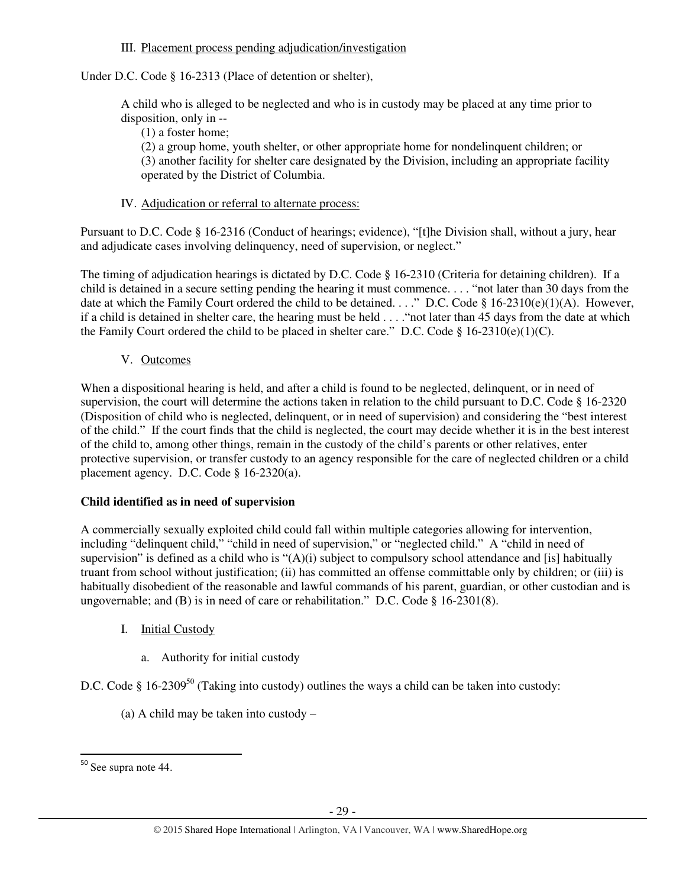III. Placement process pending adjudication/investigation

Under D.C. Code § 16-2313 (Place of detention or shelter),

> A child who is alleged to be neglected and who is in custody may be placed at any time prior to disposition, only in --
>
> (1) a foster home;
>
> (2) a group home, youth shelter, or other appropriate home for nondelinquent children; or
>
> (3) another facility for shelter care designated by the Division, including an appropriate facility operated by the District of Columbia.

IV. Adjudication or referral to alternate process:

Pursuant to D.C. Code § 16-2316 (Conduct of hearings; evidence), "[t]he Division shall, without a jury, hear and adjudicate cases involving delinquency, need of supervision, or neglect."

The timing of adjudication hearings is dictated by D.C. Code § 16-2310 (Criteria for detaining children). If a child is detained in a secure setting pending the hearing it must commence. . . . "not later than 30 days from the date at which the Family Court ordered the child to be detained. . . ." D.C. Code § 16-2310(e)(1)(A). However, if a child is detained in shelter care, the hearing must be held . . . ."not later than 45 days from the date at which the Family Court ordered the child to be placed in shelter care." D.C. Code § 16-2310(e)(1)(C).

V. Outcomes

When a dispositional hearing is held, and after a child is found to be neglected, delinquent, or in need of supervision, the court will determine the actions taken in relation to the child pursuant to D.C. Code § 16-2320 (Disposition of child who is neglected, delinquent, or in need of supervision) and considering the "best interest of the child." If the court finds that the child is neglected, the court may decide whether it is in the best interest of the child to, among other things, remain in the custody of the child's parents or other relatives, enter protective supervision, or transfer custody to an agency responsible for the care of neglected children or a child placement agency. D.C. Code § 16-2320(a).

**Child identified as in need of supervision**

A commercially sexually exploited child could fall within multiple categories allowing for intervention, including "delinquent child," "child in need of supervision," or "neglected child." A "child in need of supervision" is defined as a child who is "(A)(i) subject to compulsory school attendance and [is] habitually truant from school without justification; (ii) has committed an offense committable only by children; or (iii) is habitually disobedient of the reasonable and lawful commands of his parent, guardian, or other custodian and is ungovernable; and (B) is in need of care or rehabilitation." D.C. Code § 16-2301(8).

I. Initial Custody

a. Authority for initial custody

D.C. Code § 16-2309[50] (Taking into custody) outlines the ways a child can be taken into custody:

> (a) A child may be taken into custody –

[50] See supra note 44.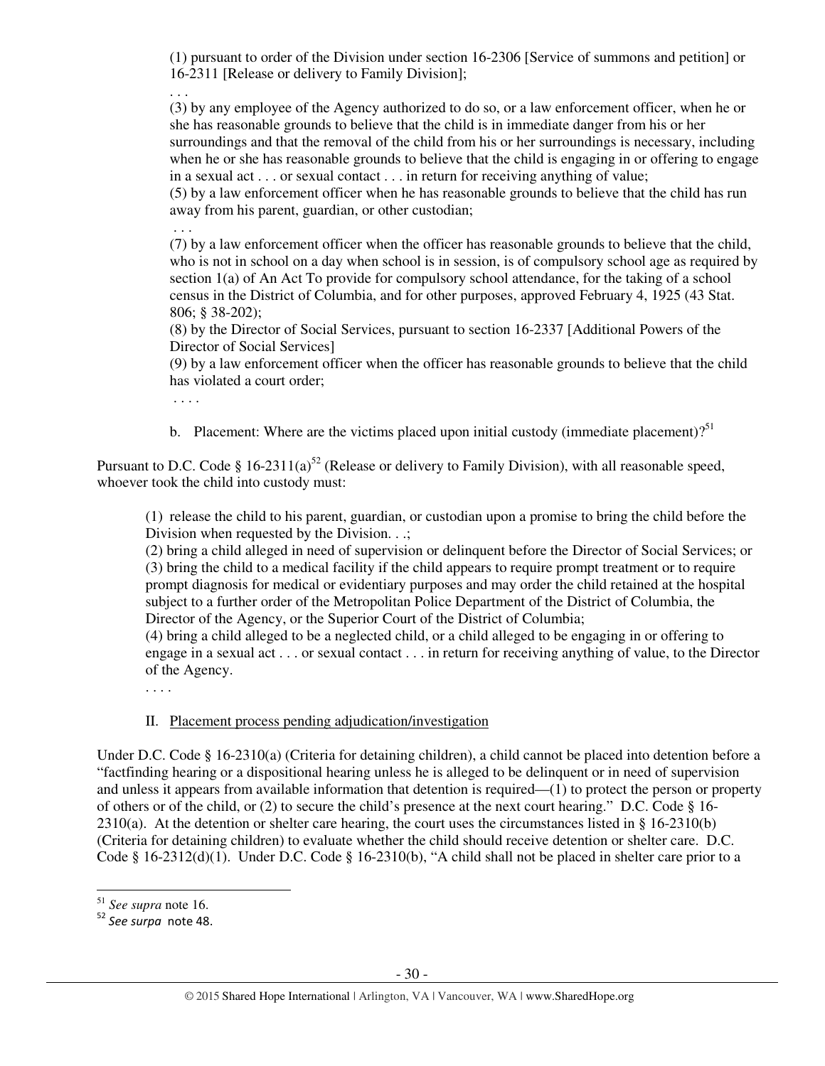> (1) pursuant to order of the Division under section 16-2306 [Service of summons and petition] or 16-2311 [Release or delivery to Family Division];
>
> . . .
>
> (3) by any employee of the Agency authorized to do so, or a law enforcement officer, when he or she has reasonable grounds to believe that the child is in immediate danger from his or her surroundings and that the removal of the child from his or her surroundings is necessary, including when he or she has reasonable grounds to believe that the child is engaging in or offering to engage in a sexual act . . . or sexual contact . . . in return for receiving anything of value;
>
> (5) by a law enforcement officer when he has reasonable grounds to believe that the child has run away from his parent, guardian, or other custodian;
>
> . . .
>
> (7) by a law enforcement officer when the officer has reasonable grounds to believe that the child, who is not in school on a day when school is in session, is of compulsory school age as required by section 1(a) of An Act To provide for compulsory school attendance, for the taking of a school census in the District of Columbia, and for other purposes, approved February 4, 1925 (43 Stat. 806; § 38-202);
>
> (8) by the Director of Social Services, pursuant to section 16-2337 [Additional Powers of the Director of Social Services]
>
> (9) by a law enforcement officer when the officer has reasonable grounds to believe that the child has violated a court order;
>
> . . . .

b. Placement: Where are the victims placed upon initial custody (immediate placement)?[51]

Pursuant to D.C. Code § 16-2311(a)[52] (Release or delivery to Family Division), with all reasonable speed, whoever took the child into custody must:

> (1) release the child to his parent, guardian, or custodian upon a promise to bring the child before the Division when requested by the Division. . .;
>
> (2) bring a child alleged in need of supervision or delinquent before the Director of Social Services; or
>
> (3) bring the child to a medical facility if the child appears to require prompt treatment or to require prompt diagnosis for medical or evidentiary purposes and may order the child retained at the hospital subject to a further order of the Metropolitan Police Department of the District of Columbia, the Director of the Agency, or the Superior Court of the District of Columbia;
>
> (4) bring a child alleged to be a neglected child, or a child alleged to be engaging in or offering to engage in a sexual act . . . or sexual contact . . . in return for receiving anything of value, to the Director of the Agency.
>
> . . . .

II. <u>Placement process pending adjudication/investigation</u>

Under D.C. Code § 16-2310(a) (Criteria for detaining children), a child cannot be placed into detention before a "factfinding hearing or a dispositional hearing unless he is alleged to be delinquent or in need of supervision and unless it appears from available information that detention is required—(1) to protect the person or property of others or of the child, or (2) to secure the child's presence at the next court hearing." D.C. Code § 16-2310(a). At the detention or shelter care hearing, the court uses the circumstances listed in § 16-2310(b) (Criteria for detaining children) to evaluate whether the child should receive detention or shelter care. D.C. Code § 16-2312(d)(1). Under D.C. Code § 16-2310(b), "A child shall not be placed in shelter care prior to a

---

[51] *See supra* note 16.

[52] *See surpa* note 48.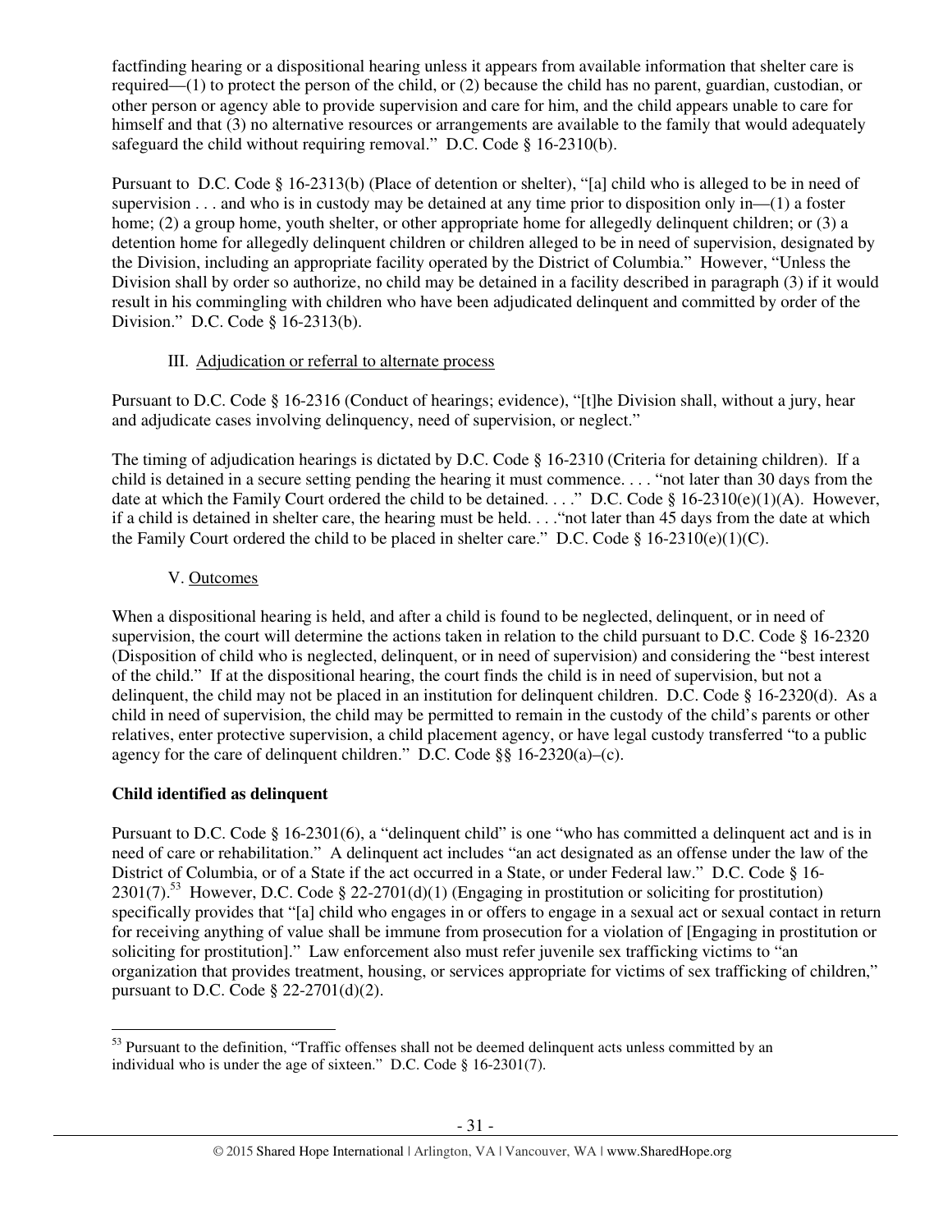factfinding hearing or a dispositional hearing unless it appears from available information that shelter care is required—(1) to protect the person of the child, or (2) because the child has no parent, guardian, custodian, or other person or agency able to provide supervision and care for him, and the child appears unable to care for himself and that (3) no alternative resources or arrangements are available to the family that would adequately safeguard the child without requiring removal." D.C. Code § 16-2310(b).

Pursuant to D.C. Code § 16-2313(b) (Place of detention or shelter), "[a] child who is alleged to be in need of supervision . . . and who is in custody may be detained at any time prior to disposition only in—(1) a foster home; (2) a group home, youth shelter, or other appropriate home for allegedly delinquent children; or (3) a detention home for allegedly delinquent children or children alleged to be in need of supervision, designated by the Division, including an appropriate facility operated by the District of Columbia." However, "Unless the Division shall by order so authorize, no child may be detained in a facility described in paragraph (3) if it would result in his commingling with children who have been adjudicated delinquent and committed by order of the Division." D.C. Code § 16-2313(b).

III. Adjudication or referral to alternate process

Pursuant to D.C. Code § 16-2316 (Conduct of hearings; evidence), "[t]he Division shall, without a jury, hear and adjudicate cases involving delinquency, need of supervision, or neglect."

The timing of adjudication hearings is dictated by D.C. Code § 16-2310 (Criteria for detaining children). If a child is detained in a secure setting pending the hearing it must commence. . . . "not later than 30 days from the date at which the Family Court ordered the child to be detained. . . ." D.C. Code § 16-2310(e)(1)(A). However, if a child is detained in shelter care, the hearing must be held. . . ."not later than 45 days from the date at which the Family Court ordered the child to be placed in shelter care." D.C. Code § 16-2310(e)(1)(C).

V. Outcomes

When a dispositional hearing is held, and after a child is found to be neglected, delinquent, or in need of supervision, the court will determine the actions taken in relation to the child pursuant to D.C. Code § 16-2320 (Disposition of child who is neglected, delinquent, or in need of supervision) and considering the "best interest of the child." If at the dispositional hearing, the court finds the child is in need of supervision, but not a delinquent, the child may not be placed in an institution for delinquent children. D.C. Code § 16-2320(d). As a child in need of supervision, the child may be permitted to remain in the custody of the child's parents or other relatives, enter protective supervision, a child placement agency, or have legal custody transferred "to a public agency for the care of delinquent children." D.C. Code §§ 16-2320(a)–(c).

**Child identified as delinquent**

Pursuant to D.C. Code § 16-2301(6), a "delinquent child" is one "who has committed a delinquent act and is in need of care or rehabilitation." A delinquent act includes "an act designated as an offense under the law of the District of Columbia, or of a State if the act occurred in a State, or under Federal law." D.C. Code § 16-2301(7).[53] However, D.C. Code § 22-2701(d)(1) (Engaging in prostitution or soliciting for prostitution) specifically provides that "[a] child who engages in or offers to engage in a sexual act or sexual contact in return for receiving anything of value shall be immune from prosecution for a violation of [Engaging in prostitution or soliciting for prostitution]." Law enforcement also must refer juvenile sex trafficking victims to "an organization that provides treatment, housing, or services appropriate for victims of sex trafficking of children," pursuant to D.C. Code § 22-2701(d)(2).

---

[53] Pursuant to the definition, "Traffic offenses shall not be deemed delinquent acts unless committed by an individual who is under the age of sixteen." D.C. Code § 16-2301(7).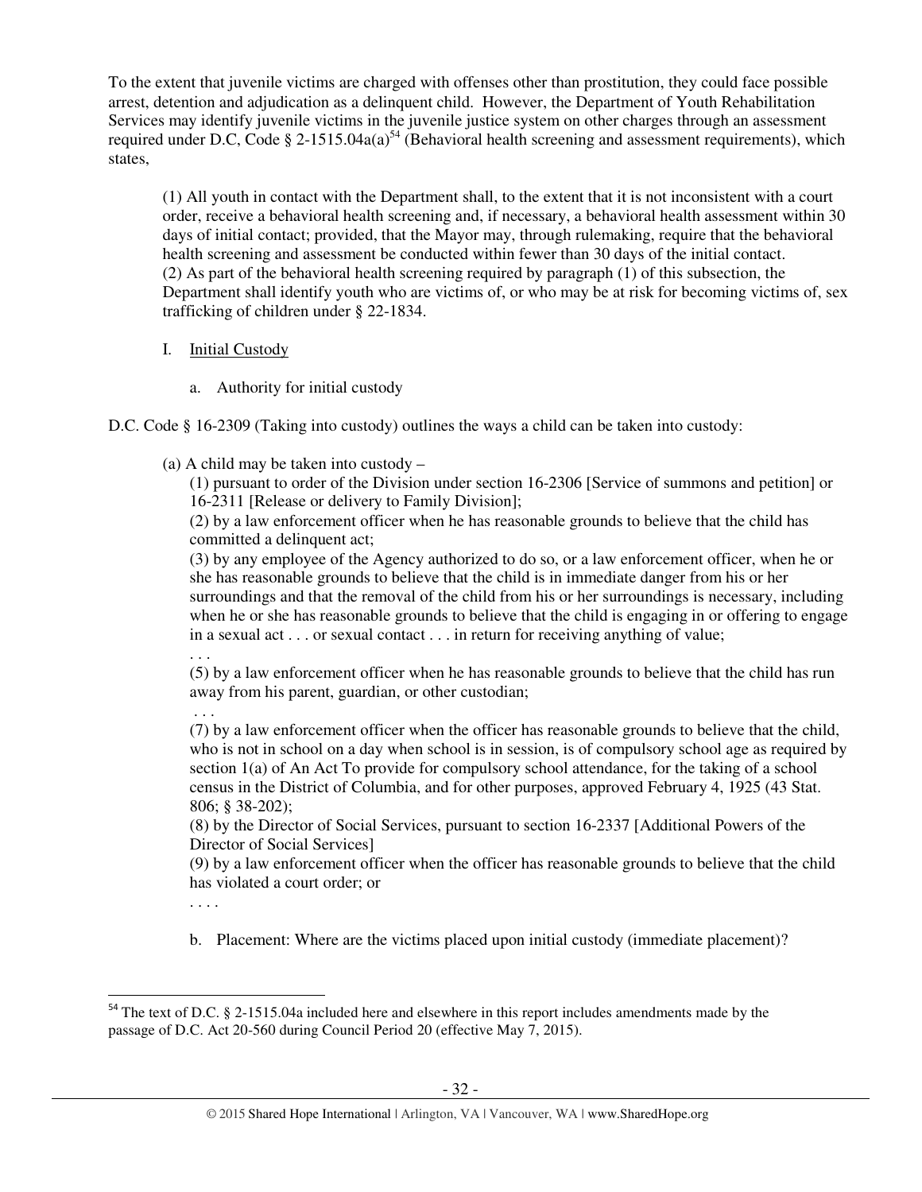To the extent that juvenile victims are charged with offenses other than prostitution, they could face possible arrest, detention and adjudication as a delinquent child. However, the Department of Youth Rehabilitation Services may identify juvenile victims in the juvenile justice system on other charges through an assessment required under D.C, Code § 2-1515.04a(a)[54] (Behavioral health screening and assessment requirements), which states,

> (1) All youth in contact with the Department shall, to the extent that it is not inconsistent with a court order, receive a behavioral health screening and, if necessary, a behavioral health assessment within 30 days of initial contact; provided, that the Mayor may, through rulemaking, require that the behavioral health screening and assessment be conducted within fewer than 30 days of the initial contact.
> (2) As part of the behavioral health screening required by paragraph (1) of this subsection, the Department shall identify youth who are victims of, or who may be at risk for becoming victims of, sex trafficking of children under § 22-1834.

I. Initial Custody

a. Authority for initial custody

D.C. Code § 16-2309 (Taking into custody) outlines the ways a child can be taken into custody:

> (a) A child may be taken into custody –
>
> (1) pursuant to order of the Division under section 16-2306 [Service of summons and petition] or 16-2311 [Release or delivery to Family Division];
> (2) by a law enforcement officer when he has reasonable grounds to believe that the child has committed a delinquent act;
> (3) by any employee of the Agency authorized to do so, or a law enforcement officer, when he or she has reasonable grounds to believe that the child is in immediate danger from his or her surroundings and that the removal of the child from his or her surroundings is necessary, including when he or she has reasonable grounds to believe that the child is engaging in or offering to engage in a sexual act . . . or sexual contact . . . in return for receiving anything of value;
> . . .
> (5) by a law enforcement officer when he has reasonable grounds to believe that the child has run away from his parent, guardian, or other custodian;
> . . .
> (7) by a law enforcement officer when the officer has reasonable grounds to believe that the child, who is not in school on a day when school is in session, is of compulsory school age as required by section 1(a) of An Act To provide for compulsory school attendance, for the taking of a school census in the District of Columbia, and for other purposes, approved February 4, 1925 (43 Stat. 806; § 38-202);
> (8) by the Director of Social Services, pursuant to section 16-2337 [Additional Powers of the Director of Social Services]
> (9) by a law enforcement officer when the officer has reasonable grounds to believe that the child has violated a court order; or
> . . . .

b. Placement: Where are the victims placed upon initial custody (immediate placement)?

[54] The text of D.C. § 2-1515.04a included here and elsewhere in this report includes amendments made by the passage of D.C. Act 20-560 during Council Period 20 (effective May 7, 2015).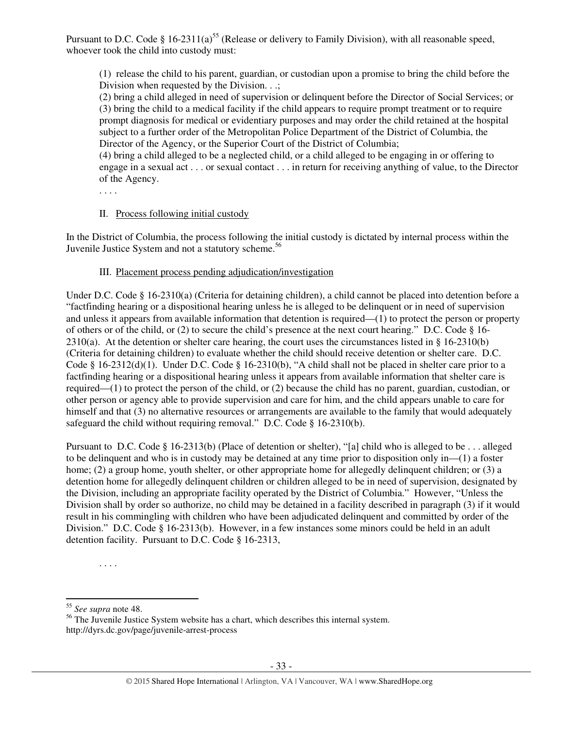Pursuant to D.C. Code § 16-2311(a)[55] (Release or delivery to Family Division), with all reasonable speed, whoever took the child into custody must:

> (1) release the child to his parent, guardian, or custodian upon a promise to bring the child before the Division when requested by the Division. . .;
> (2) bring a child alleged in need of supervision or delinquent before the Director of Social Services; or
> (3) bring the child to a medical facility if the child appears to require prompt treatment or to require prompt diagnosis for medical or evidentiary purposes and may order the child retained at the hospital subject to a further order of the Metropolitan Police Department of the District of Columbia, the Director of the Agency, or the Superior Court of the District of Columbia;
> (4) bring a child alleged to be a neglected child, or a child alleged to be engaging in or offering to engage in a sexual act . . . or sexual contact . . . in return for receiving anything of value, to the Director of the Agency.
> . . . .

II. Process following initial custody

In the District of Columbia, the process following the initial custody is dictated by internal process within the Juvenile Justice System and not a statutory scheme.[56]

III. Placement process pending adjudication/investigation

Under D.C. Code § 16-2310(a) (Criteria for detaining children), a child cannot be placed into detention before a "factfinding hearing or a dispositional hearing unless he is alleged to be delinquent or in need of supervision and unless it appears from available information that detention is required—(1) to protect the person or property of others or of the child, or (2) to secure the child's presence at the next court hearing." D.C. Code § 16-2310(a). At the detention or shelter care hearing, the court uses the circumstances listed in § 16-2310(b) (Criteria for detaining children) to evaluate whether the child should receive detention or shelter care. D.C. Code § 16-2312(d)(1). Under D.C. Code § 16-2310(b), "A child shall not be placed in shelter care prior to a factfinding hearing or a dispositional hearing unless it appears from available information that shelter care is required—(1) to protect the person of the child, or (2) because the child has no parent, guardian, custodian, or other person or agency able to provide supervision and care for him, and the child appears unable to care for himself and that (3) no alternative resources or arrangements are available to the family that would adequately safeguard the child without requiring removal." D.C. Code § 16-2310(b).

Pursuant to D.C. Code § 16-2313(b) (Place of detention or shelter), "[a] child who is alleged to be . . . alleged to be delinquent and who is in custody may be detained at any time prior to disposition only in—(1) a foster home; (2) a group home, youth shelter, or other appropriate home for allegedly delinquent children; or (3) a detention home for allegedly delinquent children or children alleged to be in need of supervision, designated by the Division, including an appropriate facility operated by the District of Columbia." However, "Unless the Division shall by order so authorize, no child may be detained in a facility described in paragraph (3) if it would result in his commingling with children who have been adjudicated delinquent and committed by order of the Division." D.C. Code § 16-2313(b). However, in a few instances some minors could be held in an adult detention facility. Pursuant to D.C. Code § 16-2313,

> . . . .

---

[55] *See supra* note 48.

[56] The Juvenile Justice System website has a chart, which describes this internal system. http://dyrs.dc.gov/page/juvenile-arrest-process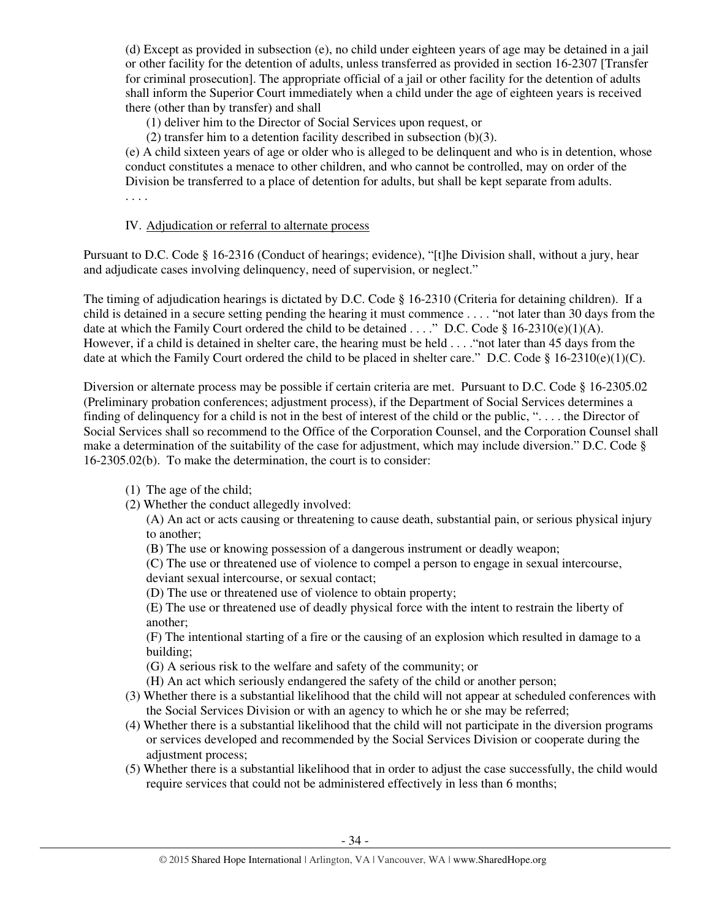(d) Except as provided in subsection (e), no child under eighteen years of age may be detained in a jail or other facility for the detention of adults, unless transferred as provided in section 16-2307 [Transfer for criminal prosecution]. The appropriate official of a jail or other facility for the detention of adults shall inform the Superior Court immediately when a child under the age of eighteen years is received there (other than by transfer) and shall

(1) deliver him to the Director of Social Services upon request, or

(2) transfer him to a detention facility described in subsection (b)(3).

(e) A child sixteen years of age or older who is alleged to be delinquent and who is in detention, whose conduct constitutes a menace to other children, and who cannot be controlled, may on order of the Division be transferred to a place of detention for adults, but shall be kept separate from adults.

. . . .

IV. Adjudication or referral to alternate process

Pursuant to D.C. Code § 16-2316 (Conduct of hearings; evidence), "[t]he Division shall, without a jury, hear and adjudicate cases involving delinquency, need of supervision, or neglect."

The timing of adjudication hearings is dictated by D.C. Code § 16-2310 (Criteria for detaining children). If a child is detained in a secure setting pending the hearing it must commence . . . . "not later than 30 days from the date at which the Family Court ordered the child to be detained . . . ." D.C. Code § 16-2310(e)(1)(A). However, if a child is detained in shelter care, the hearing must be held . . . ."not later than 45 days from the date at which the Family Court ordered the child to be placed in shelter care." D.C. Code § 16-2310(e)(1)(C).

Diversion or alternate process may be possible if certain criteria are met. Pursuant to D.C. Code § 16-2305.02 (Preliminary probation conferences; adjustment process), if the Department of Social Services determines a finding of delinquency for a child is not in the best of interest of the child or the public, ". . . . the Director of Social Services shall so recommend to the Office of the Corporation Counsel, and the Corporation Counsel shall make a determination of the suitability of the case for adjustment, which may include diversion." D.C. Code § 16-2305.02(b). To make the determination, the court is to consider:

(1) The age of the child;

(2) Whether the conduct allegedly involved:

(A) An act or acts causing or threatening to cause death, substantial pain, or serious physical injury to another;

(B) The use or knowing possession of a dangerous instrument or deadly weapon;

(C) The use or threatened use of violence to compel a person to engage in sexual intercourse, deviant sexual intercourse, or sexual contact;

(D) The use or threatened use of violence to obtain property;

(E) The use or threatened use of deadly physical force with the intent to restrain the liberty of another;

(F) The intentional starting of a fire or the causing of an explosion which resulted in damage to a building;

(G) A serious risk to the welfare and safety of the community; or

(H) An act which seriously endangered the safety of the child or another person;

(3) Whether there is a substantial likelihood that the child will not appear at scheduled conferences with the Social Services Division or with an agency to which he or she may be referred;

(4) Whether there is a substantial likelihood that the child will not participate in the diversion programs or services developed and recommended by the Social Services Division or cooperate during the adjustment process;

(5) Whether there is a substantial likelihood that in order to adjust the case successfully, the child would require services that could not be administered effectively in less than 6 months;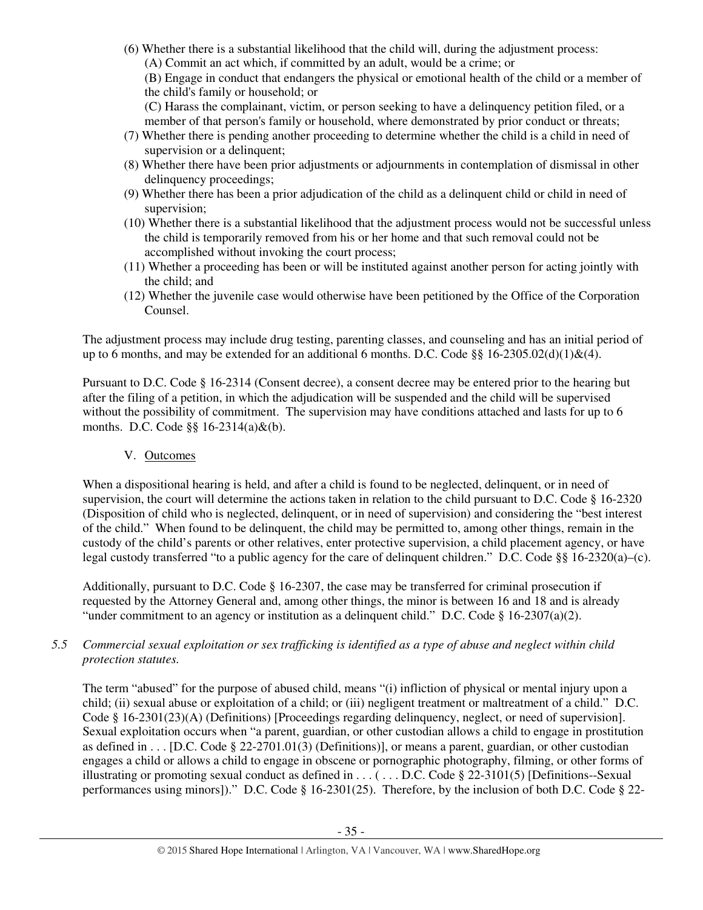(6) Whether there is a substantial likelihood that the child will, during the adjustment process:
   (A) Commit an act which, if committed by an adult, would be a crime; or
   (B) Engage in conduct that endangers the physical or emotional health of the child or a member of the child's family or household; or
   (C) Harass the complainant, victim, or person seeking to have a delinquency petition filed, or a member of that person's family or household, where demonstrated by prior conduct or threats;

(7) Whether there is pending another proceeding to determine whether the child is a child in need of supervision or a delinquent;

(8) Whether there have been prior adjustments or adjournments in contemplation of dismissal in other delinquency proceedings;

(9) Whether there has been a prior adjudication of the child as a delinquent child or child in need of supervision;

(10) Whether there is a substantial likelihood that the adjustment process would not be successful unless the child is temporarily removed from his or her home and that such removal could not be accomplished without invoking the court process;

(11) Whether a proceeding has been or will be instituted against another person for acting jointly with the child; and

(12) Whether the juvenile case would otherwise have been petitioned by the Office of the Corporation Counsel.

The adjustment process may include drug testing, parenting classes, and counseling and has an initial period of up to 6 months, and may be extended for an additional 6 months. D.C. Code §§ 16-2305.02(d)(1)&(4).

Pursuant to D.C. Code § 16-2314 (Consent decree), a consent decree may be entered prior to the hearing but after the filing of a petition, in which the adjudication will be suspended and the child will be supervised without the possibility of commitment. The supervision may have conditions attached and lasts for up to 6 months. D.C. Code §§ 16-2314(a)&(b).

V. Outcomes

When a dispositional hearing is held, and after a child is found to be neglected, delinquent, or in need of supervision, the court will determine the actions taken in relation to the child pursuant to D.C. Code § 16-2320 (Disposition of child who is neglected, delinquent, or in need of supervision) and considering the "best interest of the child." When found to be delinquent, the child may be permitted to, among other things, remain in the custody of the child's parents or other relatives, enter protective supervision, a child placement agency, or have legal custody transferred "to a public agency for the care of delinquent children." D.C. Code §§ 16-2320(a)–(c).

Additionally, pursuant to D.C. Code § 16-2307, the case may be transferred for criminal prosecution if requested by the Attorney General and, among other things, the minor is between 16 and 18 and is already "under commitment to an agency or institution as a delinquent child." D.C. Code § 16-2307(a)(2).

*5.5 Commercial sexual exploitation or sex trafficking is identified as a type of abuse and neglect within child protection statutes.*

The term "abused" for the purpose of abused child, means "(i) infliction of physical or mental injury upon a child; (ii) sexual abuse or exploitation of a child; or (iii) negligent treatment or maltreatment of a child." D.C. Code § 16-2301(23)(A) (Definitions) [Proceedings regarding delinquency, neglect, or need of supervision]. Sexual exploitation occurs when "a parent, guardian, or other custodian allows a child to engage in prostitution as defined in . . . [D.C. Code § 22-2701.01(3) (Definitions)], or means a parent, guardian, or other custodian engages a child or allows a child to engage in obscene or pornographic photography, filming, or other forms of illustrating or promoting sexual conduct as defined in . . . ( . . . D.C. Code § 22-3101(5) [Definitions--Sexual performances using minors])." D.C. Code § 16-2301(25). Therefore, by the inclusion of both D.C. Code § 22-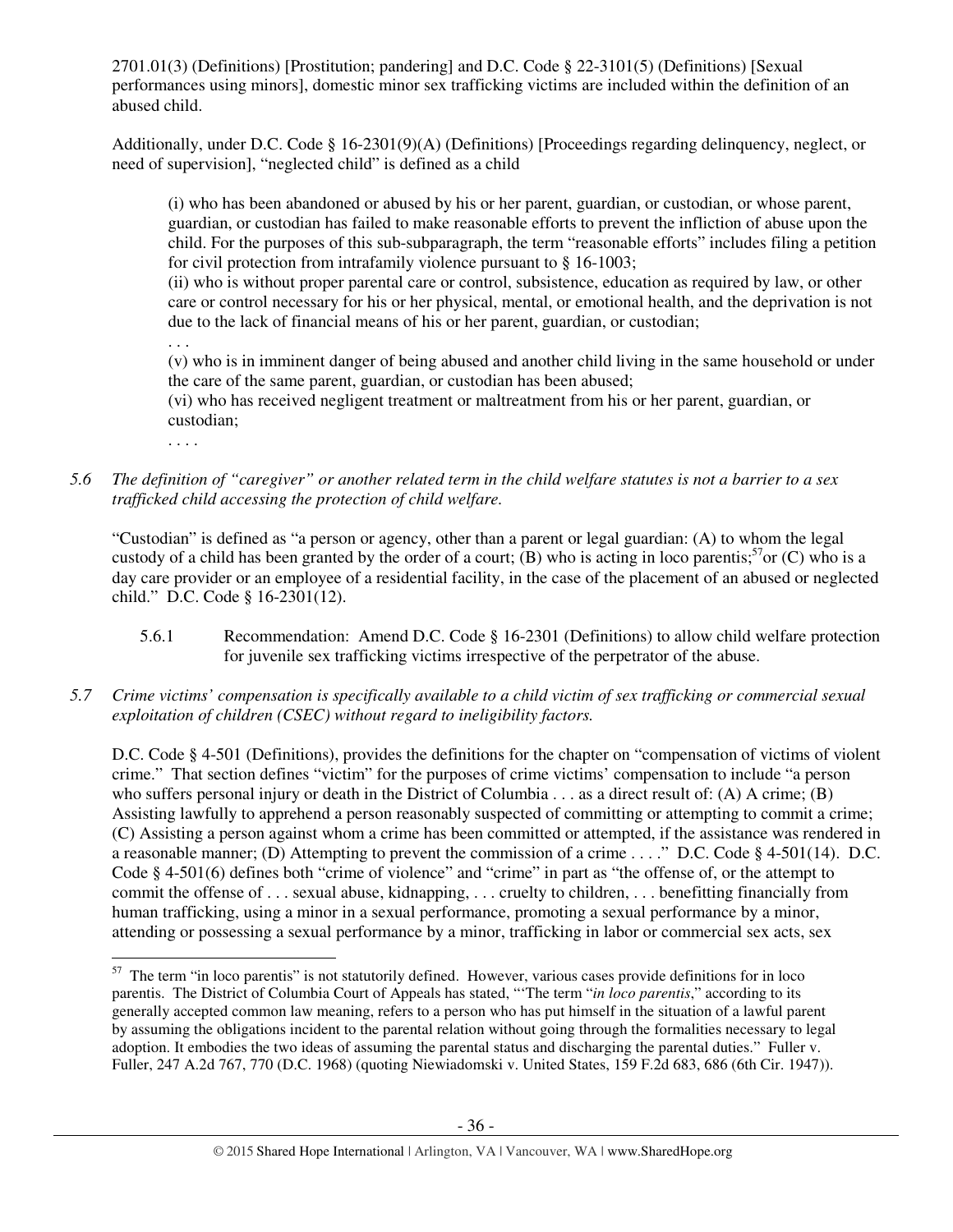2701.01(3) (Definitions) [Prostitution; pandering] and D.C. Code § 22-3101(5) (Definitions) [Sexual performances using minors], domestic minor sex trafficking victims are included within the definition of an abused child.

Additionally, under D.C. Code § 16-2301(9)(A) (Definitions) [Proceedings regarding delinquency, neglect, or need of supervision], "neglected child" is defined as a child

> (i) who has been abandoned or abused by his or her parent, guardian, or custodian, or whose parent, guardian, or custodian has failed to make reasonable efforts to prevent the infliction of abuse upon the child. For the purposes of this sub-subparagraph, the term "reasonable efforts" includes filing a petition for civil protection from intrafamily violence pursuant to § 16-1003;
> (ii) who is without proper parental care or control, subsistence, education as required by law, or other care or control necessary for his or her physical, mental, or emotional health, and the deprivation is not due to the lack of financial means of his or her parent, guardian, or custodian;
> . . .
> (v) who is in imminent danger of being abused and another child living in the same household or under the care of the same parent, guardian, or custodian has been abused;
> (vi) who has received negligent treatment or maltreatment from his or her parent, guardian, or custodian;
> . . . .

*5.6 The definition of "caregiver" or another related term in the child welfare statutes is not a barrier to a sex trafficked child accessing the protection of child welfare.*

"Custodian" is defined as "a person or agency, other than a parent or legal guardian: (A) to whom the legal custody of a child has been granted by the order of a court; (B) who is acting in loco parentis;[57] or (C) who is a day care provider or an employee of a residential facility, in the case of the placement of an abused or neglected child." D.C. Code § 16-2301(12).

5.6.1 Recommendation: Amend D.C. Code § 16-2301 (Definitions) to allow child welfare protection for juvenile sex trafficking victims irrespective of the perpetrator of the abuse.

*5.7 Crime victims' compensation is specifically available to a child victim of sex trafficking or commercial sexual exploitation of children (CSEC) without regard to ineligibility factors.*

D.C. Code § 4-501 (Definitions), provides the definitions for the chapter on "compensation of victims of violent crime." That section defines "victim" for the purposes of crime victims' compensation to include "a person who suffers personal injury or death in the District of Columbia . . . as a direct result of: (A) A crime; (B) Assisting lawfully to apprehend a person reasonably suspected of committing or attempting to commit a crime; (C) Assisting a person against whom a crime has been committed or attempted, if the assistance was rendered in a reasonable manner; (D) Attempting to prevent the commission of a crime . . . ." D.C. Code § 4-501(14). D.C. Code § 4-501(6) defines both "crime of violence" and "crime" in part as "the offense of, or the attempt to commit the offense of . . . sexual abuse, kidnapping, . . . cruelty to children, . . . benefitting financially from human trafficking, using a minor in a sexual performance, promoting a sexual performance by a minor, attending or possessing a sexual performance by a minor, trafficking in labor or commercial sex acts, sex

---

[57] The term "in loco parentis" is not statutorily defined. However, various cases provide definitions for in loco parentis. The District of Columbia Court of Appeals has stated, "'The term "*in loco parentis*," according to its generally accepted common law meaning, refers to a person who has put himself in the situation of a lawful parent by assuming the obligations incident to the parental relation without going through the formalities necessary to legal adoption. It embodies the two ideas of assuming the parental status and discharging the parental duties." Fuller v. Fuller, 247 A.2d 767, 770 (D.C. 1968) (quoting Niewiadomski v. United States, 159 F.2d 683, 686 (6th Cir. 1947)).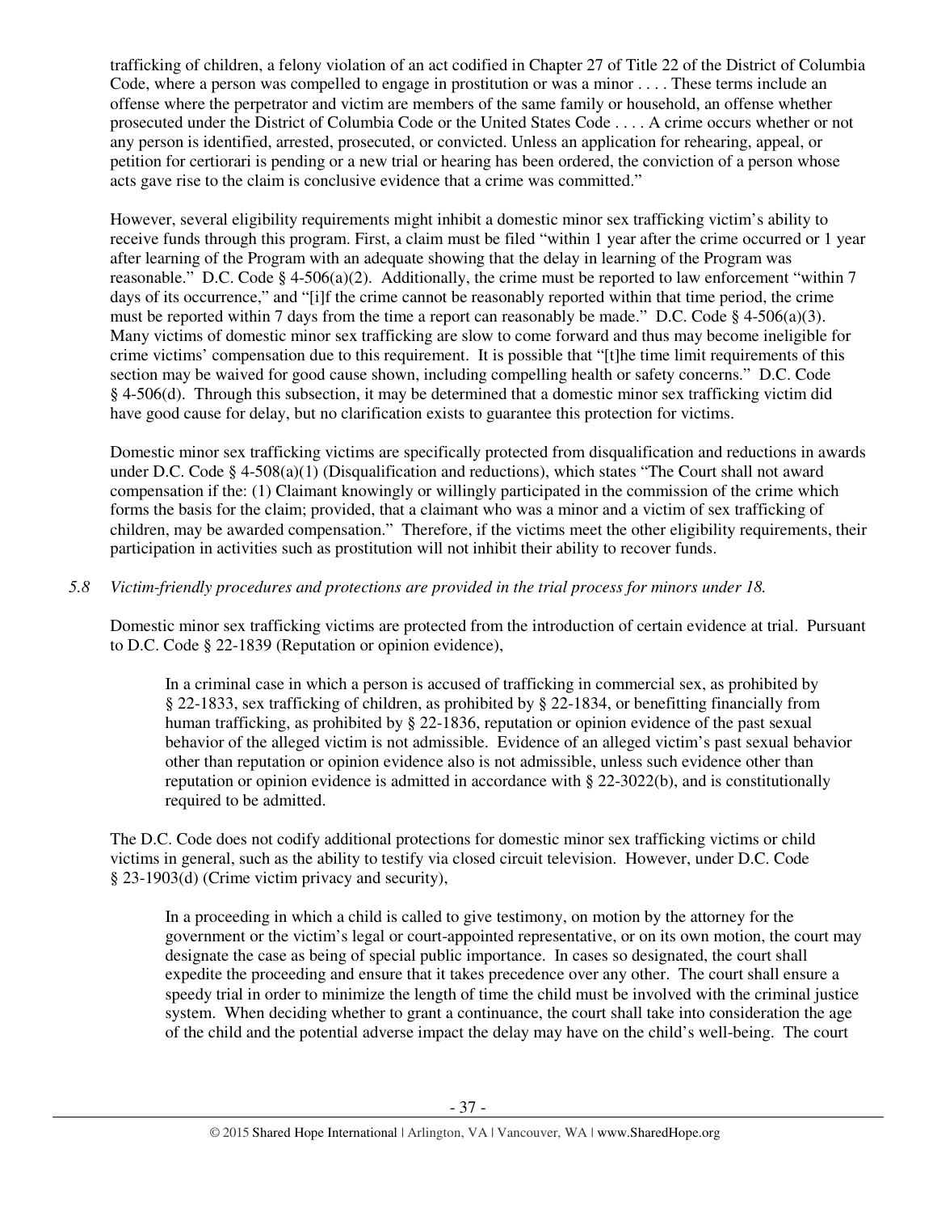trafficking of children, a felony violation of an act codified in Chapter 27 of Title 22 of the District of Columbia Code, where a person was compelled to engage in prostitution or was a minor . . . . These terms include an offense where the perpetrator and victim are members of the same family or household, an offense whether prosecuted under the District of Columbia Code or the United States Code . . . . A crime occurs whether or not any person is identified, arrested, prosecuted, or convicted. Unless an application for rehearing, appeal, or petition for certiorari is pending or a new trial or hearing has been ordered, the conviction of a person whose acts gave rise to the claim is conclusive evidence that a crime was committed."

However, several eligibility requirements might inhibit a domestic minor sex trafficking victim's ability to receive funds through this program. First, a claim must be filed "within 1 year after the crime occurred or 1 year after learning of the Program with an adequate showing that the delay in learning of the Program was reasonable." D.C. Code § 4-506(a)(2). Additionally, the crime must be reported to law enforcement "within 7 days of its occurrence," and "[i]f the crime cannot be reasonably reported within that time period, the crime must be reported within 7 days from the time a report can reasonably be made." D.C. Code § 4-506(a)(3). Many victims of domestic minor sex trafficking are slow to come forward and thus may become ineligible for crime victims' compensation due to this requirement. It is possible that "[t]he time limit requirements of this section may be waived for good cause shown, including compelling health or safety concerns." D.C. Code § 4-506(d). Through this subsection, it may be determined that a domestic minor sex trafficking victim did have good cause for delay, but no clarification exists to guarantee this protection for victims.

Domestic minor sex trafficking victims are specifically protected from disqualification and reductions in awards under D.C. Code § 4-508(a)(1) (Disqualification and reductions), which states "The Court shall not award compensation if the: (1) Claimant knowingly or willingly participated in the commission of the crime which forms the basis for the claim; provided, that a claimant who was a minor and a victim of sex trafficking of children, may be awarded compensation." Therefore, if the victims meet the other eligibility requirements, their participation in activities such as prostitution will not inhibit their ability to recover funds.

*5.8 Victim-friendly procedures and protections are provided in the trial process for minors under 18.*

Domestic minor sex trafficking victims are protected from the introduction of certain evidence at trial. Pursuant to D.C. Code § 22-1839 (Reputation or opinion evidence),

> In a criminal case in which a person is accused of trafficking in commercial sex, as prohibited by § 22-1833, sex trafficking of children, as prohibited by § 22-1834, or benefitting financially from human trafficking, as prohibited by § 22-1836, reputation or opinion evidence of the past sexual behavior of the alleged victim is not admissible. Evidence of an alleged victim's past sexual behavior other than reputation or opinion evidence also is not admissible, unless such evidence other than reputation or opinion evidence is admitted in accordance with § 22-3022(b), and is constitutionally required to be admitted.

The D.C. Code does not codify additional protections for domestic minor sex trafficking victims or child victims in general, such as the ability to testify via closed circuit television. However, under D.C. Code § 23-1903(d) (Crime victim privacy and security),

> In a proceeding in which a child is called to give testimony, on motion by the attorney for the government or the victim's legal or court-appointed representative, or on its own motion, the court may designate the case as being of special public importance. In cases so designated, the court shall expedite the proceeding and ensure that it takes precedence over any other. The court shall ensure a speedy trial in order to minimize the length of time the child must be involved with the criminal justice system. When deciding whether to grant a continuance, the court shall take into consideration the age of the child and the potential adverse impact the delay may have on the child's well-being. The court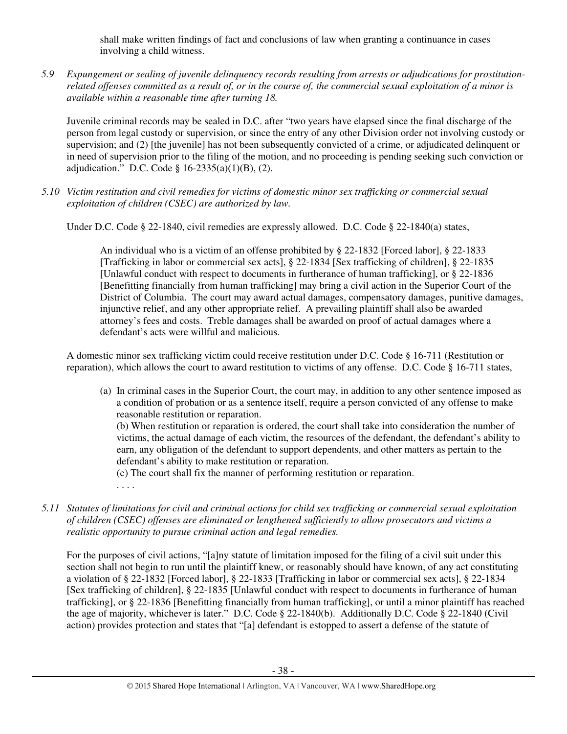shall make written findings of fact and conclusions of law when granting a continuance in cases involving a child witness.

*5.9 Expungement or sealing of juvenile delinquency records resulting from arrests or adjudications for prostitution-related offenses committed as a result of, or in the course of, the commercial sexual exploitation of a minor is available within a reasonable time after turning 18.*

Juvenile criminal records may be sealed in D.C. after "two years have elapsed since the final discharge of the person from legal custody or supervision, or since the entry of any other Division order not involving custody or supervision; and (2) [the juvenile] has not been subsequently convicted of a crime, or adjudicated delinquent or in need of supervision prior to the filing of the motion, and no proceeding is pending seeking such conviction or adjudication." D.C. Code § 16-2335(a)(1)(B), (2).

*5.10 Victim restitution and civil remedies for victims of domestic minor sex trafficking or commercial sexual exploitation of children (CSEC) are authorized by law.*

Under D.C. Code § 22-1840, civil remedies are expressly allowed. D.C. Code § 22-1840(a) states,

> An individual who is a victim of an offense prohibited by § 22-1832 [Forced labor], § 22-1833 [Trafficking in labor or commercial sex acts], § 22-1834 [Sex trafficking of children], § 22-1835 [Unlawful conduct with respect to documents in furtherance of human trafficking], or § 22-1836 [Benefitting financially from human trafficking] may bring a civil action in the Superior Court of the District of Columbia. The court may award actual damages, compensatory damages, punitive damages, injunctive relief, and any other appropriate relief. A prevailing plaintiff shall also be awarded attorney's fees and costs. Treble damages shall be awarded on proof of actual damages where a defendant's acts were willful and malicious.

A domestic minor sex trafficking victim could receive restitution under D.C. Code § 16-711 (Restitution or reparation), which allows the court to award restitution to victims of any offense. D.C. Code § 16-711 states,

> (a) In criminal cases in the Superior Court, the court may, in addition to any other sentence imposed as a condition of probation or as a sentence itself, require a person convicted of any offense to make reasonable restitution or reparation.
> (b) When restitution or reparation is ordered, the court shall take into consideration the number of victims, the actual damage of each victim, the resources of the defendant, the defendant's ability to earn, any obligation of the defendant to support dependents, and other matters as pertain to the defendant's ability to make restitution or reparation.
> (c) The court shall fix the manner of performing restitution or reparation.
> . . . .

*5.11 Statutes of limitations for civil and criminal actions for child sex trafficking or commercial sexual exploitation of children (CSEC) offenses are eliminated or lengthened sufficiently to allow prosecutors and victims a realistic opportunity to pursue criminal action and legal remedies.*

For the purposes of civil actions, "[a]ny statute of limitation imposed for the filing of a civil suit under this section shall not begin to run until the plaintiff knew, or reasonably should have known, of any act constituting a violation of § 22-1832 [Forced labor], § 22-1833 [Trafficking in labor or commercial sex acts], § 22-1834 [Sex trafficking of children], § 22-1835 [Unlawful conduct with respect to documents in furtherance of human trafficking], or § 22-1836 [Benefitting financially from human trafficking], or until a minor plaintiff has reached the age of majority, whichever is later." D.C. Code § 22-1840(b). Additionally D.C. Code § 22-1840 (Civil action) provides protection and states that "[a] defendant is estopped to assert a defense of the statute of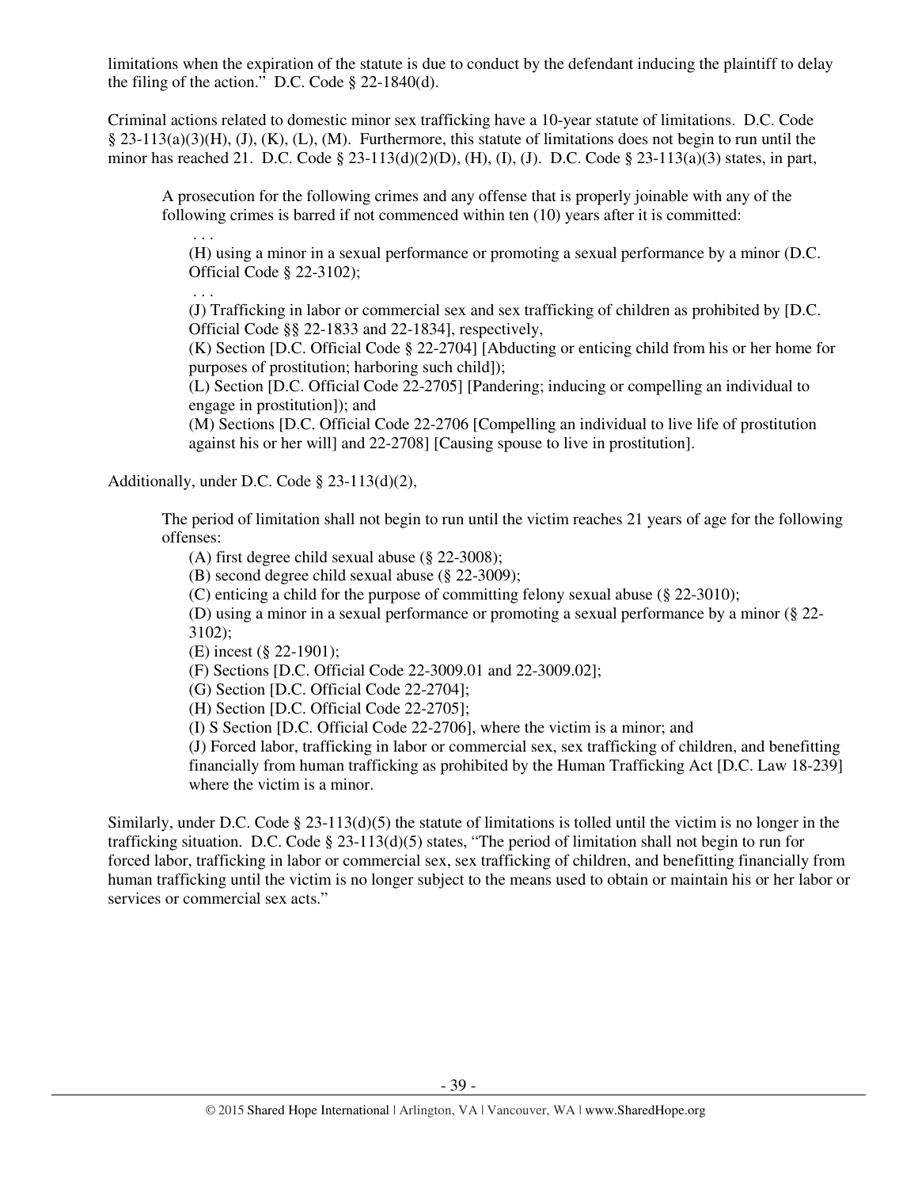limitations when the expiration of the statute is due to conduct by the defendant inducing the plaintiff to delay the filing of the action." D.C. Code § 22-1840(d).

Criminal actions related to domestic minor sex trafficking have a 10-year statute of limitations. D.C. Code § 23-113(a)(3)(H), (J), (K), (L), (M). Furthermore, this statute of limitations does not begin to run until the minor has reached 21. D.C. Code § 23-113(d)(2)(D), (H), (I), (J). D.C. Code § 23-113(a)(3) states, in part,

> A prosecution for the following crimes and any offense that is properly joinable with any of the following crimes is barred if not commenced within ten (10) years after it is committed:
>
> . . .
>
> (H) using a minor in a sexual performance or promoting a sexual performance by a minor (D.C. Official Code § 22-3102);
>
> . . .
>
> (J) Trafficking in labor or commercial sex and sex trafficking of children as prohibited by [D.C. Official Code §§ 22-1833 and 22-1834], respectively,
>
> (K) Section [D.C. Official Code § 22-2704] [Abducting or enticing child from his or her home for purposes of prostitution; harboring such child]);
>
> (L) Section [D.C. Official Code 22-2705] [Pandering; inducing or compelling an individual to engage in prostitution]); and
>
> (M) Sections [D.C. Official Code 22-2706 [Compelling an individual to live life of prostitution against his or her will] and 22-2708] [Causing spouse to live in prostitution].

Additionally, under D.C. Code § 23-113(d)(2),

> The period of limitation shall not begin to run until the victim reaches 21 years of age for the following offenses:
>
> (A) first degree child sexual abuse (§ 22-3008);
>
> (B) second degree child sexual abuse (§ 22-3009);
>
> (C) enticing a child for the purpose of committing felony sexual abuse (§ 22-3010);
>
> (D) using a minor in a sexual performance or promoting a sexual performance by a minor (§ 22-3102);
>
> (E) incest (§ 22-1901);
>
> (F) Sections [D.C. Official Code 22-3009.01 and 22-3009.02];
>
> (G) Section [D.C. Official Code 22-2704];
>
> (H) Section [D.C. Official Code 22-2705];
>
> (I) S Section [D.C. Official Code 22-2706], where the victim is a minor; and
>
> (J) Forced labor, trafficking in labor or commercial sex, sex trafficking of children, and benefitting financially from human trafficking as prohibited by the Human Trafficking Act [D.C. Law 18-239] where the victim is a minor.

Similarly, under D.C. Code § 23-113(d)(5) the statute of limitations is tolled until the victim is no longer in the trafficking situation. D.C. Code § 23-113(d)(5) states, "The period of limitation shall not begin to run for forced labor, trafficking in labor or commercial sex, sex trafficking of children, and benefitting financially from human trafficking until the victim is no longer subject to the means used to obtain or maintain his or her labor or services or commercial sex acts."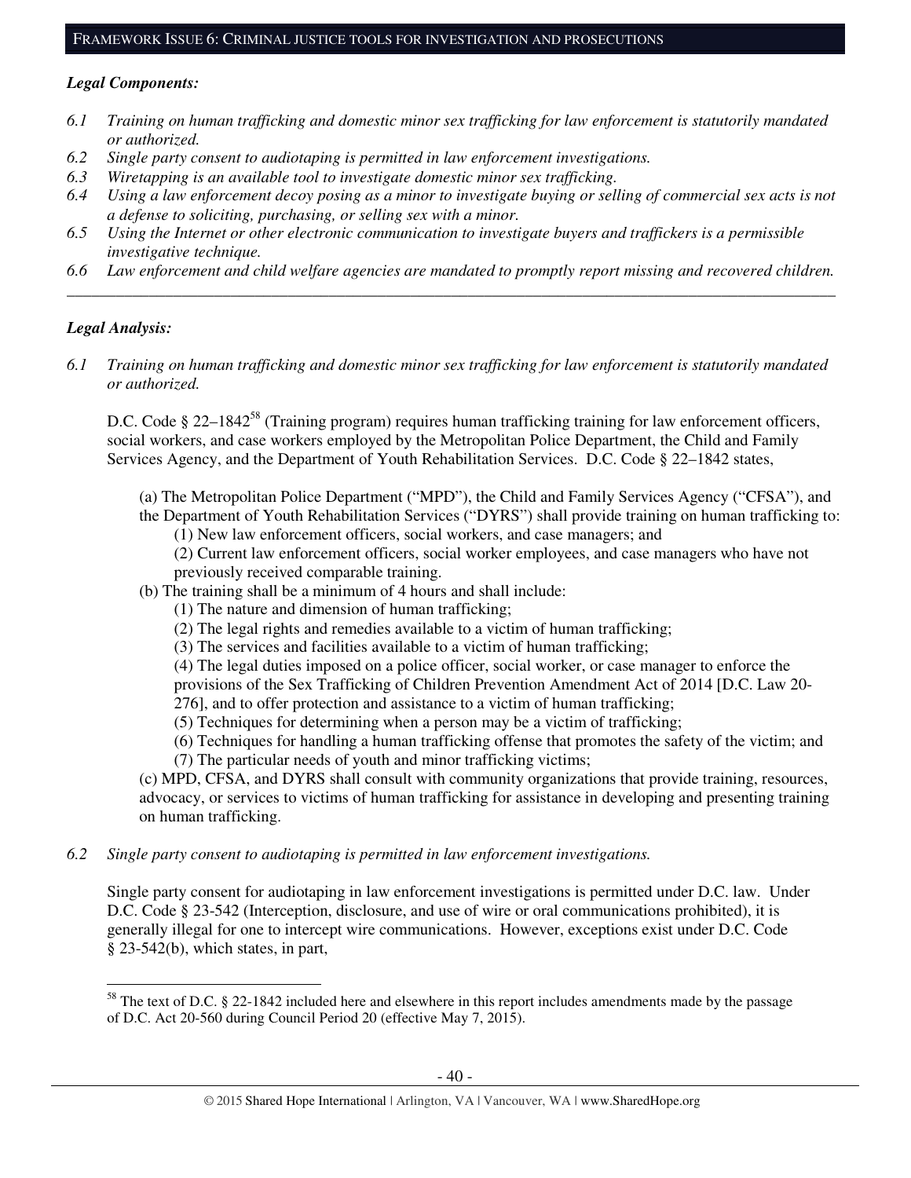## FRAMEWORK ISSUE 6: CRIMINAL JUSTICE TOOLS FOR INVESTIGATION AND PROSECUTIONS

***Legal Components:***

*6.1 Training on human trafficking and domestic minor sex trafficking for law enforcement is statutorily mandated or authorized.*
*6.2 Single party consent to audiotaping is permitted in law enforcement investigations.*
*6.3 Wiretapping is an available tool to investigate domestic minor sex trafficking.*
*6.4 Using a law enforcement decoy posing as a minor to investigate buying or selling of commercial sex acts is not a defense to soliciting, purchasing, or selling sex with a minor.*
*6.5 Using the Internet or other electronic communication to investigate buyers and traffickers is a permissible investigative technique.*
*6.6 Law enforcement and child welfare agencies are mandated to promptly report missing and recovered children.*

---

***Legal Analysis:***

*6.1 Training on human trafficking and domestic minor sex trafficking for law enforcement is statutorily mandated or authorized.*

D.C. Code § 22–1842[58] (Training program) requires human trafficking training for law enforcement officers, social workers, and case workers employed by the Metropolitan Police Department, the Child and Family Services Agency, and the Department of Youth Rehabilitation Services. D.C. Code § 22–1842 states,

> (a) The Metropolitan Police Department ("MPD"), the Child and Family Services Agency ("CFSA"), and the Department of Youth Rehabilitation Services ("DYRS") shall provide training on human trafficking to:
> > (1) New law enforcement officers, social workers, and case managers; and
> > (2) Current law enforcement officers, social worker employees, and case managers who have not previously received comparable training.
>
> (b) The training shall be a minimum of 4 hours and shall include:
> > (1) The nature and dimension of human trafficking;
> > (2) The legal rights and remedies available to a victim of human trafficking;
> > (3) The services and facilities available to a victim of human trafficking;
> > (4) The legal duties imposed on a police officer, social worker, or case manager to enforce the provisions of the Sex Trafficking of Children Prevention Amendment Act of 2014 [D.C. Law 20-276], and to offer protection and assistance to a victim of human trafficking;
> > (5) Techniques for determining when a person may be a victim of trafficking;
> > (6) Techniques for handling a human trafficking offense that promotes the safety of the victim; and
> > (7) The particular needs of youth and minor trafficking victims;
>
> (c) MPD, CFSA, and DYRS shall consult with community organizations that provide training, resources, advocacy, or services to victims of human trafficking for assistance in developing and presenting training on human trafficking.

*6.2 Single party consent to audiotaping is permitted in law enforcement investigations.*

Single party consent for audiotaping in law enforcement investigations is permitted under D.C. law. Under D.C. Code § 23-542 (Interception, disclosure, and use of wire or oral communications prohibited), it is generally illegal for one to intercept wire communications. However, exceptions exist under D.C. Code § 23-542(b), which states, in part,

---

[58] The text of D.C. § 22-1842 included here and elsewhere in this report includes amendments made by the passage of D.C. Act 20-560 during Council Period 20 (effective May 7, 2015).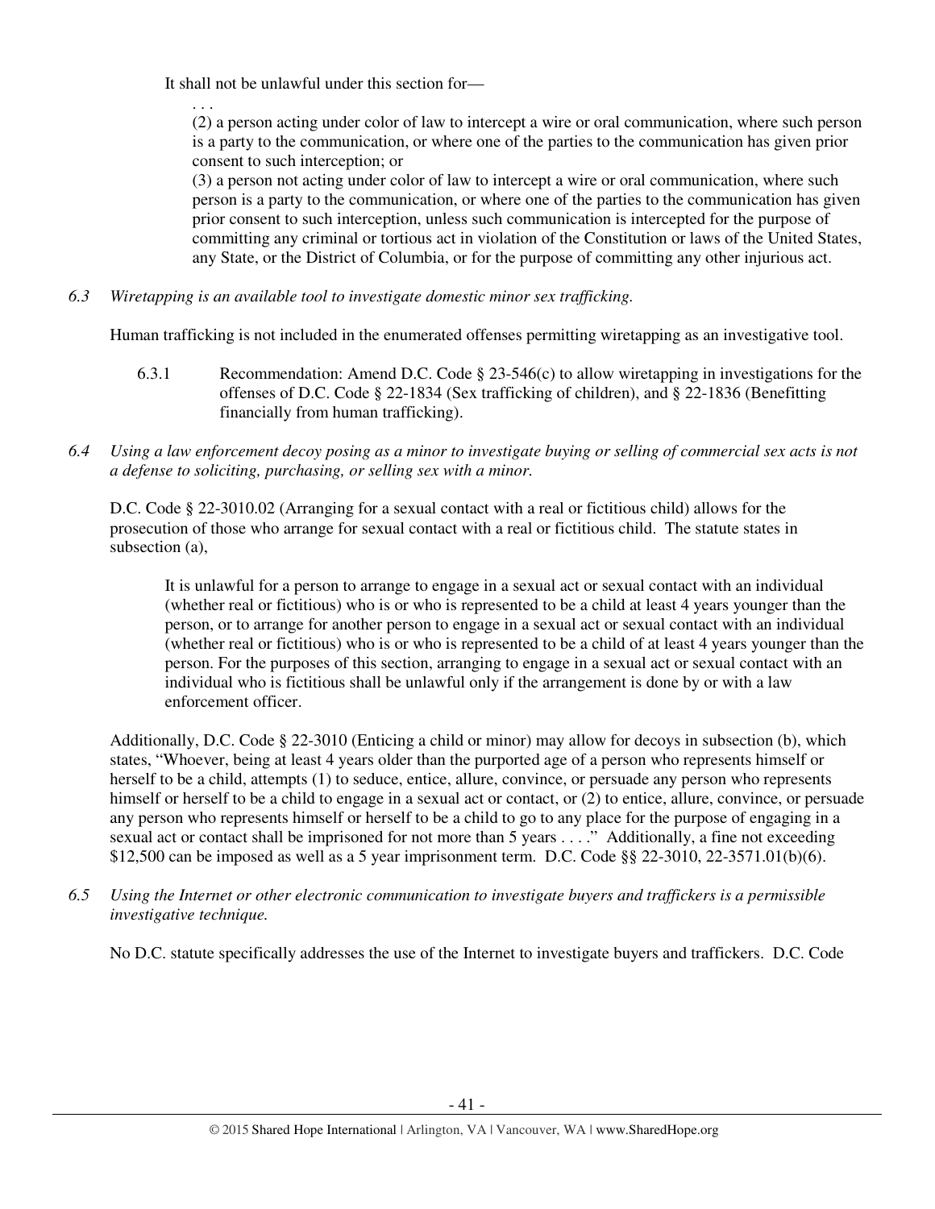It shall not be unlawful under this section for—

> . . .
>
> (2) a person acting under color of law to intercept a wire or oral communication, where such person is a party to the communication, or where one of the parties to the communication has given prior consent to such interception; or
>
> (3) a person not acting under color of law to intercept a wire or oral communication, where such person is a party to the communication, or where one of the parties to the communication has given prior consent to such interception, unless such communication is intercepted for the purpose of committing any criminal or tortious act in violation of the Constitution or laws of the United States, any State, or the District of Columbia, or for the purpose of committing any other injurious act.

*6.3 Wiretapping is an available tool to investigate domestic minor sex trafficking.*

Human trafficking is not included in the enumerated offenses permitting wiretapping as an investigative tool.

6.3.1 Recommendation: Amend D.C. Code § 23-546(c) to allow wiretapping in investigations for the offenses of D.C. Code § 22-1834 (Sex trafficking of children), and § 22-1836 (Benefitting financially from human trafficking).

*6.4 Using a law enforcement decoy posing as a minor to investigate buying or selling of commercial sex acts is not a defense to soliciting, purchasing, or selling sex with a minor.*

D.C. Code § 22-3010.02 (Arranging for a sexual contact with a real or fictitious child) allows for the prosecution of those who arrange for sexual contact with a real or fictitious child. The statute states in subsection (a),

> It is unlawful for a person to arrange to engage in a sexual act or sexual contact with an individual (whether real or fictitious) who is or who is represented to be a child at least 4 years younger than the person, or to arrange for another person to engage in a sexual act or sexual contact with an individual (whether real or fictitious) who is or who is represented to be a child of at least 4 years younger than the person. For the purposes of this section, arranging to engage in a sexual act or sexual contact with an individual who is fictitious shall be unlawful only if the arrangement is done by or with a law enforcement officer.

Additionally, D.C. Code § 22-3010 (Enticing a child or minor) may allow for decoys in subsection (b), which states, "Whoever, being at least 4 years older than the purported age of a person who represents himself or herself to be a child, attempts (1) to seduce, entice, allure, convince, or persuade any person who represents himself or herself to be a child to engage in a sexual act or contact, or (2) to entice, allure, convince, or persuade any person who represents himself or herself to be a child to go to any place for the purpose of engaging in a sexual act or contact shall be imprisoned for not more than 5 years . . . ." Additionally, a fine not exceeding $12,500 can be imposed as well as a 5 year imprisonment term. D.C. Code §§ 22-3010, 22-3571.01(b)(6).

*6.5 Using the Internet or other electronic communication to investigate buyers and traffickers is a permissible investigative technique.*

No D.C. statute specifically addresses the use of the Internet to investigate buyers and traffickers. D.C. Code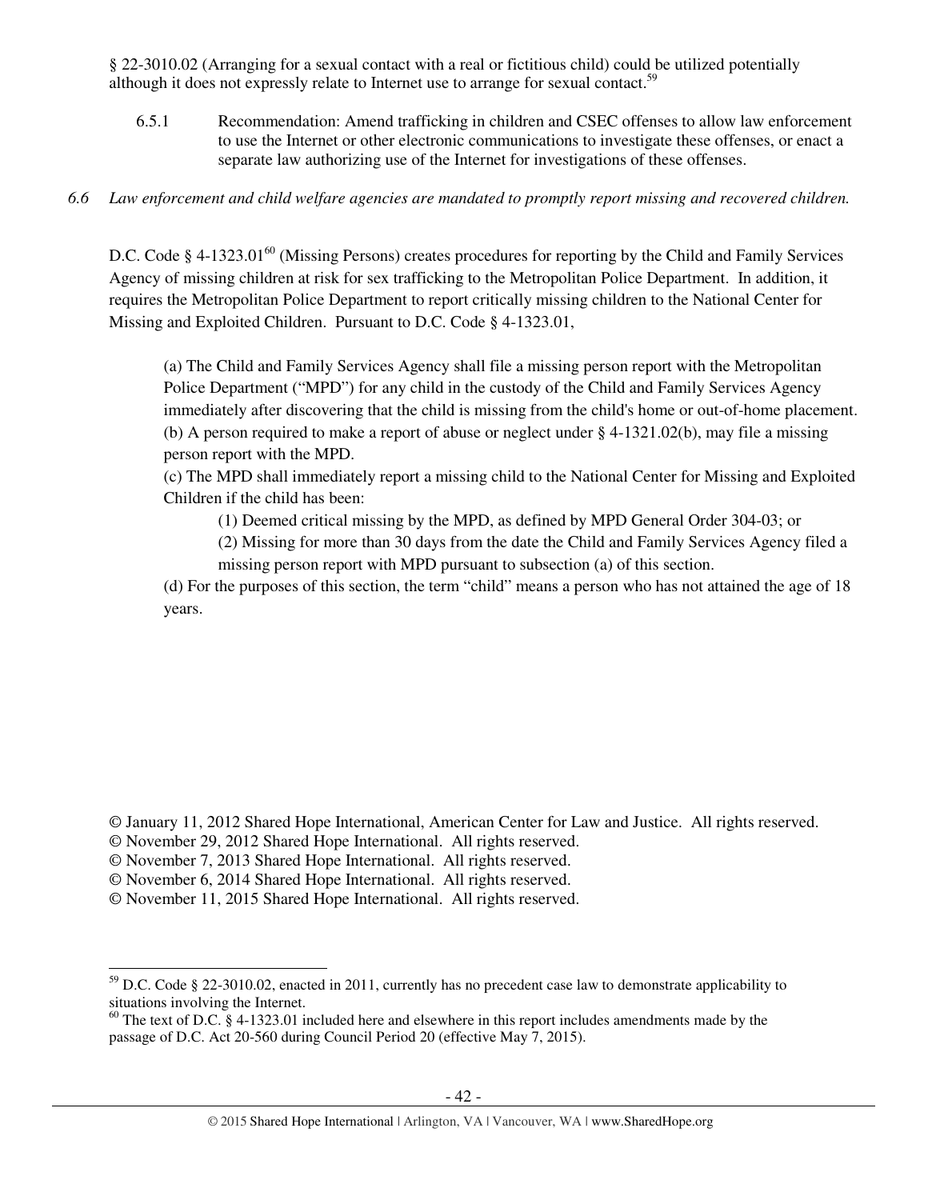§ 22-3010.02 (Arranging for a sexual contact with a real or fictitious child) could be utilized potentially although it does not expressly relate to Internet use to arrange for sexual contact.[59]

6.5.1 Recommendation: Amend trafficking in children and CSEC offenses to allow law enforcement to use the Internet or other electronic communications to investigate these offenses, or enact a separate law authorizing use of the Internet for investigations of these offenses.

*6.6 Law enforcement and child welfare agencies are mandated to promptly report missing and recovered children.*

D.C. Code § 4-1323.01[60] (Missing Persons) creates procedures for reporting by the Child and Family Services Agency of missing children at risk for sex trafficking to the Metropolitan Police Department. In addition, it requires the Metropolitan Police Department to report critically missing children to the National Center for Missing and Exploited Children. Pursuant to D.C. Code § 4-1323.01,

> (a) The Child and Family Services Agency shall file a missing person report with the Metropolitan Police Department ("MPD") for any child in the custody of the Child and Family Services Agency immediately after discovering that the child is missing from the child's home or out-of-home placement.
> (b) A person required to make a report of abuse or neglect under § 4-1321.02(b), may file a missing person report with the MPD.
> (c) The MPD shall immediately report a missing child to the National Center for Missing and Exploited Children if the child has been:
>
> > (1) Deemed critical missing by the MPD, as defined by MPD General Order 304-03; or
> > (2) Missing for more than 30 days from the date the Child and Family Services Agency filed a missing person report with MPD pursuant to subsection (a) of this section.
>
> (d) For the purposes of this section, the term "child" means a person who has not attained the age of 18 years.

© January 11, 2012 Shared Hope International, American Center for Law and Justice. All rights reserved.
© November 29, 2012 Shared Hope International. All rights reserved.
© November 7, 2013 Shared Hope International. All rights reserved.
© November 6, 2014 Shared Hope International. All rights reserved.
© November 11, 2015 Shared Hope International. All rights reserved.

---

[59] D.C. Code § 22-3010.02, enacted in 2011, currently has no precedent case law to demonstrate applicability to situations involving the Internet.

[60] The text of D.C. § 4-1323.01 included here and elsewhere in this report includes amendments made by the passage of D.C. Act 20-560 during Council Period 20 (effective May 7, 2015).